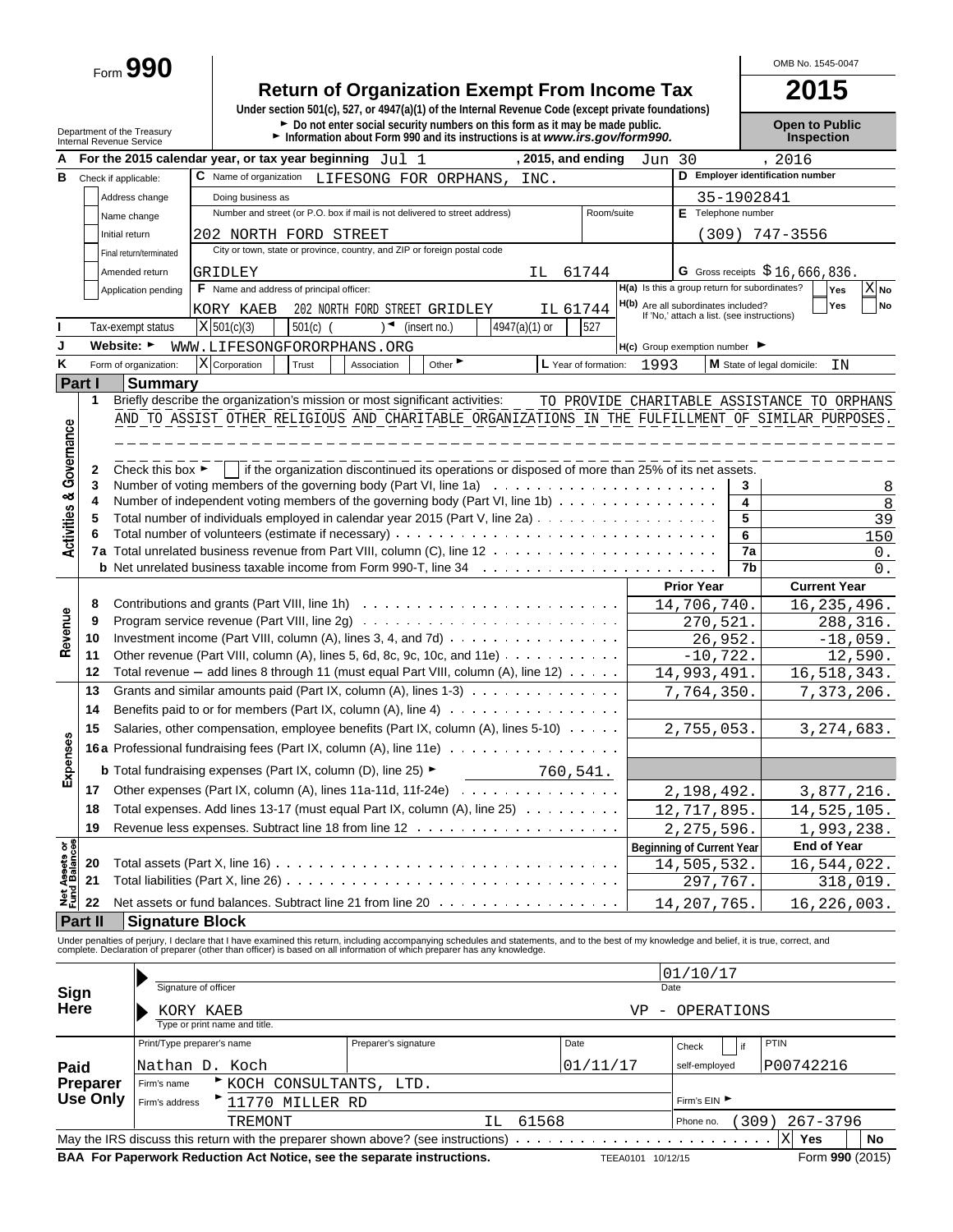Form **990**

# Return of Organization Exempt From Income Tax

**Under section 501(c), 527, or 4947(a)(1) of the Internal Revenue Code (except private foundations)**

► Do not enter social security numbers on this form as it may be made public.
► Information about Form 990 and its instructions is at *www.irs.gov/form990.*

Department of the Treasury
Internal Revenue Service

OMB No. 1545-0047

**2015**

**Open to Public Inspection**

**A** For the 2015 calendar year, or tax year beginning Jul 1, 2015, and ending Jun 30, 2016

**B** Check if applicable:
- Address change
- Name change
- Initial return
- Final return/terminated
- Amended return
- Application pending

**C** Name of organization: LIFESONG FOR ORPHANS, INC.

Doing business as

Number and street (or P.O. box if mail is not delivered to street address): 202 NORTH FORD STREET | Room/suite

City or town, state or province, country, and ZIP or foreign postal code: GRIDLEY IL 61744

**D** Employer identification number: 35-1902841

**E** Telephone number: (309) 747-3556

**G** Gross receipts $ 16,666,836.

**F** Name and address of principal officer: KORY KAEB 202 NORTH FORD STREET GRIDLEY IL 61744

**H(a)** Is this a group return for subordinates? Yes [ ] No [X]

**H(b)** Are all subordinates included? Yes [ ] No [ ]
If 'No,' attach a list. (see instructions)

**I** Tax-exempt status: [X] 501(c)(3) [ ] 501(c) ( ) ◄ (insert no.) [ ] 4947(a)(1) or [ ] 527

**J** Website: ► WWW.LIFESONGFORORPHANS.ORG

**H(c)** Group exemption number ►

**K** Form of organization: [X] Corporation [ ] Trust [ ] Association [ ] Other ►

**L** Year of formation: 1993

**M** State of legal domicile: IN

## Part I Summary

**Activities & Governance**

1 Briefly describe the organization's mission or most significant activities: TO PROVIDE CHARITABLE ASSISTANCE TO ORPHANS AND TO ASSIST OTHER RELIGIOUS AND CHARITABLE ORGANIZATIONS IN THE FULFILLMENT OF SIMILAR PURPOSES.

2 Check this box ► [ ] if the organization discontinued its operations or disposed of more than 25% of its net assets.

| | | | |
|---|---|---|---|
| 3 | Number of voting members of the governing body (Part VI, line 1a) | 3 | 8 |
| 4 | Number of independent voting members of the governing body (Part VI, line 1b) | 4 | 8 |
| 5 | Total number of individuals employed in calendar year 2015 (Part V, line 2a) | 5 | 39 |
| 6 | Total number of volunteers (estimate if necessary) | 6 | 150 |
| 7a | Total unrelated business revenue from Part VIII, column (C), line 12 | 7a | 0. |
| b | Net unrelated business taxable income from Form 990-T, line 34 | 7b | 0. |

| | | | Prior Year | Current Year |
|---|---|---|---|---|
| **Revenue** | 8 | Contributions and grants (Part VIII, line 1h) | 14,706,740. | 16,235,496. |
| | 9 | Program service revenue (Part VIII, line 2g) | 270,521. | 288,316. |
| | 10 | Investment income (Part VIII, column (A), lines 3, 4, and 7d) | 26,952. | -18,059. |
| | 11 | Other revenue (Part VIII, column (A), lines 5, 6d, 8c, 9c, 10c, and 11e) | -10,722. | 12,590. |
| | 12 | Total revenue — add lines 8 through 11 (must equal Part VIII, column (A), line 12) | 14,993,491. | 16,518,343. |
| **Expenses** | 13 | Grants and similar amounts paid (Part IX, column (A), lines 1-3) | 7,764,350. | 7,373,206. |
| | 14 | Benefits paid to or for members (Part IX, column (A), line 4) | | |
| | 15 | Salaries, other compensation, employee benefits (Part IX, column (A), lines 5-10) | 2,755,053. | 3,274,683. |
| | 16a | Professional fundraising fees (Part IX, column (A), line 11e) | | |
| | b | Total fundraising expenses (Part IX, column (D), line 25) ► 760,541. | | |
| | 17 | Other expenses (Part IX, column (A), lines 11a-11d, 11f-24e) | 2,198,492. | 3,877,216. |
| | 18 | Total expenses. Add lines 13-17 (must equal Part IX, column (A), line 25) | 12,717,895. | 14,525,105. |
| | 19 | Revenue less expenses. Subtract line 18 from line 12 | 2,275,596. | 1,993,238. |

| | | | Beginning of Current Year | End of Year |
|---|---|---|---|---|
| **Net Assets or Fund Balances** | 20 | Total assets (Part X, line 16) | 14,505,532. | 16,544,022. |
| | 21 | Total liabilities (Part X, line 26) | 297,767. | 318,019. |
| | 22 | Net assets or fund balances. Subtract line 21 from line 20 | 14,207,765. | 16,226,003. |

## Part II Signature Block

Under penalties of perjury, I declare that I have examined this return, including accompanying schedules and statements, and to the best of my knowledge and belief, it is true, correct, and complete. Declaration of preparer (other than officer) is based on all information of which preparer has any knowledge.

**Sign Here**

Signature of officer | Date: 01/10/17

KORY KAEB VP - OPERATIONS
Type or print name and title.

**Paid Preparer Use Only**

| Print/Type preparer's name | Preparer's signature | Date | Check [ ] if self-employed | PTIN |
|---|---|---|---|---|
| Nathan D. Koch | | 01/11/17 | | P00742216 |

Firm's name ► KOCH CONSULTANTS, LTD.
Firm's EIN ►
Firm's address ► 11770 MILLER RD TREMONT IL 61568
Phone no. (309) 267-3796

May the IRS discuss this return with the preparer shown above? (see instructions) [X] Yes [ ] No

**BAA For Paperwork Reduction Act Notice, see the separate instructions.** TEEA0101 10/12/15 Form **990** (2015)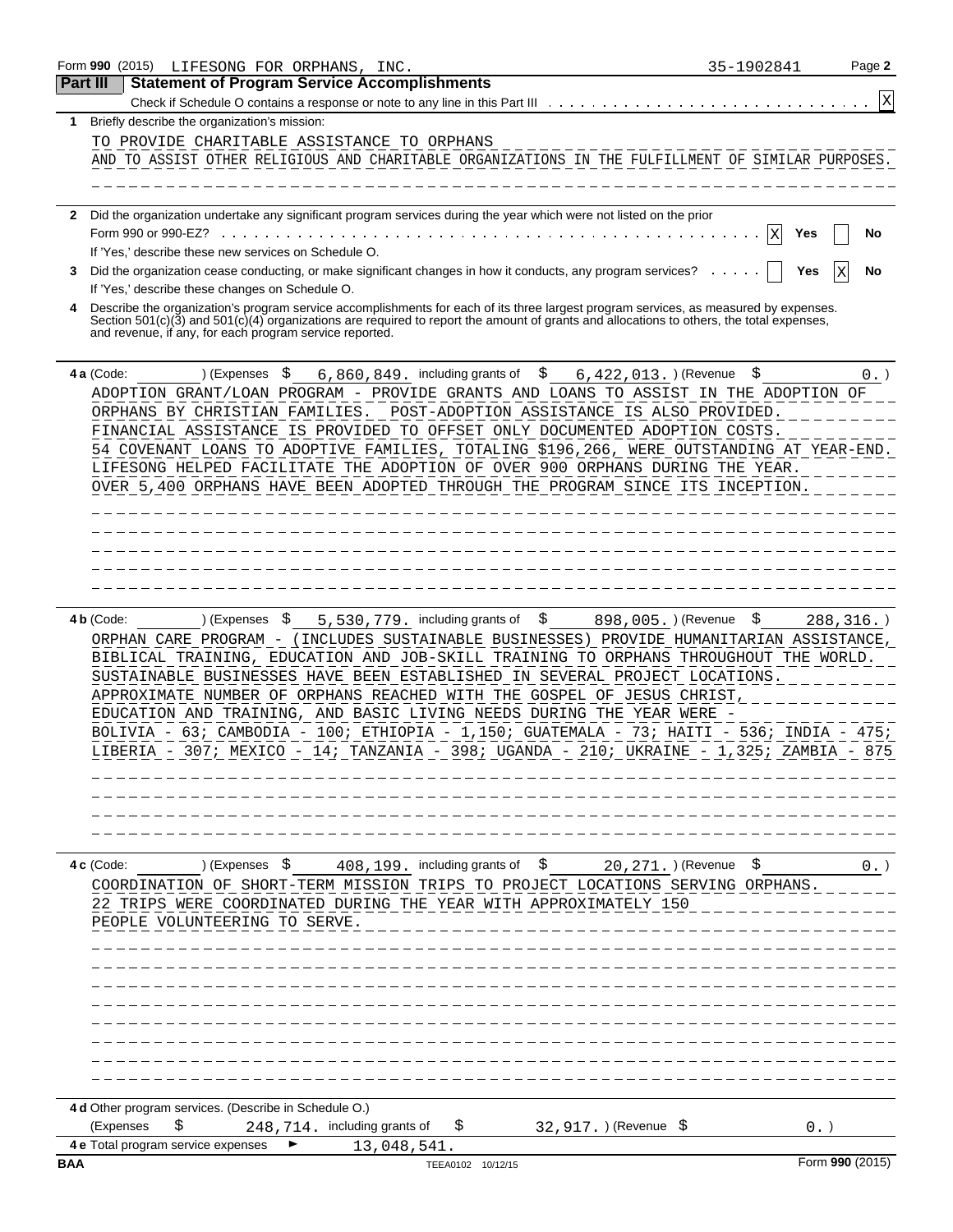Form 990 (2015) LIFESONG FOR ORPHANS, INC. 35-1902841

## Part III Statement of Program Service Accomplishments

Check if Schedule O contains a response or note to any line in this Part III . . . . . . . . . . [X]

**1** Briefly describe the organization's mission:

TO PROVIDE CHARITABLE ASSISTANCE TO ORPHANS AND TO ASSIST OTHER RELIGIOUS AND CHARITABLE ORGANIZATIONS IN THE FULFILLMENT OF SIMILAR PURPOSES.

**2** Did the organization undertake any significant program services during the year which were not listed on the prior Form 990 or 990-EZ? . . . . . [X] Yes [ ] No

If 'Yes,' describe these new services on Schedule O.

**3** Did the organization cease conducting, or make significant changes in how it conducts, any program services? . . . . . [ ] Yes [X] No

If 'Yes,' describe these changes on Schedule O.

**4** Describe the organization's program service accomplishments for each of its three largest program services, as measured by expenses. Section 501(c)(3) and 501(c)(4) organizations are required to report the amount of grants and allocations to others, the total expenses, and revenue, if any, for each program service reported.

**4 a** (Code: ) (Expenses $ 6,860,849. including grants of $ 6,422,013. ) (Revenue $ 0. )

ADOPTION GRANT/LOAN PROGRAM - PROVIDE GRANTS AND LOANS TO ASSIST IN THE ADOPTION OF ORPHANS BY CHRISTIAN FAMILIES. POST-ADOPTION ASSISTANCE IS ALSO PROVIDED. FINANCIAL ASSISTANCE IS PROVIDED TO OFFSET ONLY DOCUMENTED ADOPTION COSTS. 54 COVENANT LOANS TO ADOPTIVE FAMILIES, TOTALING $196,266, WERE OUTSTANDING AT YEAR-END. LIFESONG HELPED FACILITATE THE ADOPTION OF OVER 900 ORPHANS DURING THE YEAR. OVER 5,400 ORPHANS HAVE BEEN ADOPTED THROUGH THE PROGRAM SINCE ITS INCEPTION.

**4 b** (Code: ) (Expenses $ 5,530,779. including grants of $ 898,005. ) (Revenue $ 288,316. )

ORPHAN CARE PROGRAM - (INCLUDES SUSTAINABLE BUSINESSES) PROVIDE HUMANITARIAN ASSISTANCE, BIBLICAL TRAINING, EDUCATION AND JOB-SKILL TRAINING TO ORPHANS THROUGHOUT THE WORLD. SUSTAINABLE BUSINESSES HAVE BEEN ESTABLISHED IN SEVERAL PROJECT LOCATIONS. APPROXIMATE NUMBER OF ORPHANS REACHED WITH THE GOSPEL OF JESUS CHRIST, EDUCATION AND TRAINING, AND BASIC LIVING NEEDS DURING THE YEAR WERE - BOLIVIA - 63; CAMBODIA - 100; ETHIOPIA - 1,150; GUATEMALA - 73; HAITI - 536; INDIA - 475; LIBERIA - 307; MEXICO - 14; TANZANIA - 398; UGANDA - 210; UKRAINE - 1,325; ZAMBIA - 875

**4 c** (Code: ) (Expenses $ 408,199. including grants of $ 20,271. ) (Revenue $ 0. )

COORDINATION OF SHORT-TERM MISSION TRIPS TO PROJECT LOCATIONS SERVING ORPHANS. 22 TRIPS WERE COORDINATED DURING THE YEAR WITH APPROXIMATELY 150 PEOPLE VOLUNTEERING TO SERVE.

**4 d** Other program services. (Describe in Schedule O.)

(Expenses $ 248,714. including grants of $ 32,917. ) (Revenue $ 0. )

**4 e** Total program service expenses ► 13,048,541.

BAA TEEA0102 10/12/15 Form 990 (2015)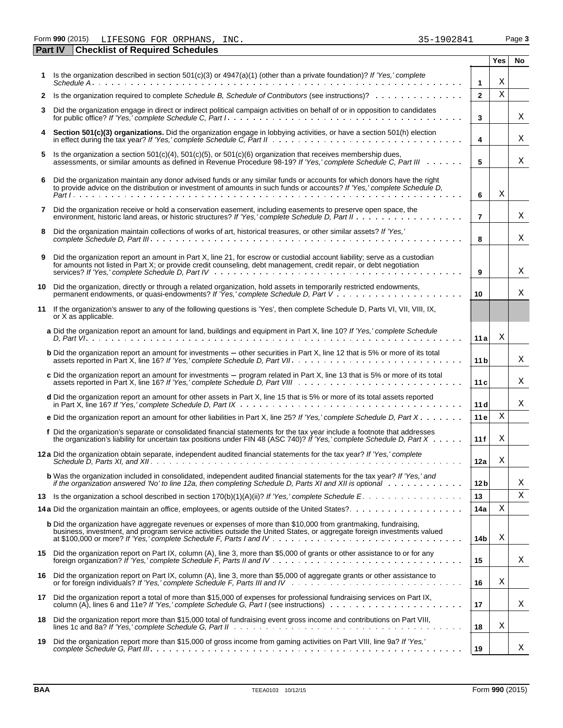Form **990** (2015) LIFESONG FOR ORPHANS, INC. 35-1902841 Page **3**

**Part IV Checklist of Required Schedules**

| | | | Yes | No |
|---|---|---|---|---|
| **1** | Is the organization described in section 501(c)(3) or 4947(a)(1) (other than a private foundation)? *If 'Yes,' complete Schedule A* | **1** | X | |
| **2** | Is the organization required to complete *Schedule B, Schedule of Contributors* (see instructions)? | **2** | X | |
| **3** | Did the organization engage in direct or indirect political campaign activities on behalf of or in opposition to candidates for public office? *If 'Yes,' complete Schedule C, Part I* | **3** | | X |
| **4** | **Section 501(c)(3) organizations.** Did the organization engage in lobbying activities, or have a section 501(h) election in effect during the tax year? *If 'Yes,' complete Schedule C, Part II* | **4** | | X |
| **5** | Is the organization a section 501(c)(4), 501(c)(5), or 501(c)(6) organization that receives membership dues, assessments, or similar amounts as defined in Revenue Procedure 98-19? *If 'Yes,' complete Schedule C, Part III* | **5** | | X |
| **6** | Did the organization maintain any donor advised funds or any similar funds or accounts for which donors have the right to provide advice on the distribution or investment of amounts in such funds or accounts? *If 'Yes,' complete Schedule D, Part I* | **6** | X | |
| **7** | Did the organization receive or hold a conservation easement, including easements to preserve open space, the environment, historic land areas, or historic structures? *If 'Yes,' complete Schedule D, Part II* | **7** | | X |
| **8** | Did the organization maintain collections of works of art, historical treasures, or other similar assets? *If 'Yes,' complete Schedule D, Part III* | **8** | | X |
| **9** | Did the organization report an amount in Part X, line 21, for escrow or custodial account liability; serve as a custodian for amounts not listed in Part X; or provide credit counseling, debt management, credit repair, or debt negotiation services? *If 'Yes,' complete Schedule D, Part IV* | **9** | | X |
| **10** | Did the organization, directly or through a related organization, hold assets in temporarily restricted endowments, permanent endowments, or quasi-endowments? *If 'Yes,' complete Schedule D, Part V* | **10** | | X |
| **11** | If the organization's answer to any of the following questions is 'Yes', then complete Schedule D, Parts VI, VII, VIII, IX, or X as applicable. | | | |
| | **a** Did the organization report an amount for land, buildings and equipment in Part X, line 10? *If 'Yes,' complete Schedule D, Part VI* | **11a** | X | |
| | **b** Did the organization report an amount for investments – other securities in Part X, line 12 that is 5% or more of its total assets reported in Part X, line 16? *If 'Yes,' complete Schedule D, Part VII* | **11b** | | X |
| | **c** Did the organization report an amount for investments – program related in Part X, line 13 that is 5% or more of its total assets reported in Part X, line 16? *If 'Yes,' complete Schedule D, Part VIII* | **11c** | | X |
| | **d** Did the organization report an amount for other assets in Part X, line 15 that is 5% or more of its total assets reported in Part X, line 16? *If 'Yes,' complete Schedule D, Part IX* | **11d** | | X |
| | **e** Did the organization report an amount for other liabilities in Part X, line 25? *If 'Yes,' complete Schedule D, Part X* | **11e** | X | |
| | **f** Did the organization's separate or consolidated financial statements for the tax year include a footnote that addresses the organization's liability for uncertain tax positions under FIN 48 (ASC 740)? *If 'Yes,' complete Schedule D, Part X* | **11f** | X | |
| **12a** | Did the organization obtain separate, independent audited financial statements for the tax year? *If 'Yes,' complete Schedule D, Parts XI and XII* | **12a** | X | |
| | **b** Was the organization included in consolidated, independent audited financial statements for the tax year? *If 'Yes,' and if the organization answered 'No' to line 12a, then completing Schedule D, Parts XI and XII is optional* | **12b** | | X |
| **13** | Is the organization a school described in section 170(b)(1)(A)(ii)? *If 'Yes,' complete Schedule E* | **13** | | X |
| **14a** | Did the organization maintain an office, employees, or agents outside of the United States? | **14a** | X | |
| | **b** Did the organization have aggregate revenues or expenses of more than $10,000 from grantmaking, fundraising, business, investment, and program service activities outside the United States, or aggregate foreign investments valued at $100,000 or more? *If 'Yes,' complete Schedule F, Parts I and IV* | **14b** | X | |
| **15** | Did the organization report on Part IX, column (A), line 3, more than $5,000 of grants or other assistance to or for any foreign organization? *If 'Yes,' complete Schedule F, Parts II and IV* | **15** | | X |
| **16** | Did the organization report on Part IX, column (A), line 3, more than $5,000 of aggregate grants or other assistance to or for foreign individuals? *If 'Yes,' complete Schedule F, Parts III and IV* | **16** | X | |
| **17** | Did the organization report a total of more than $15,000 of expenses for professional fundraising services on Part IX, column (A), lines 6 and 11e? *If 'Yes,' complete Schedule G, Part I* (see instructions) | **17** | | X |
| **18** | Did the organization report more than $15,000 total of fundraising event gross income and contributions on Part VIII, lines 1c and 8a? *If 'Yes,' complete Schedule G, Part II* | **18** | X | |
| **19** | Did the organization report more than $15,000 of gross income from gaming activities on Part VIII, line 9a? *If 'Yes,' complete Schedule G, Part III* | **19** | | X |

BAA TEEA0103 10/12/15 Form **990** (2015)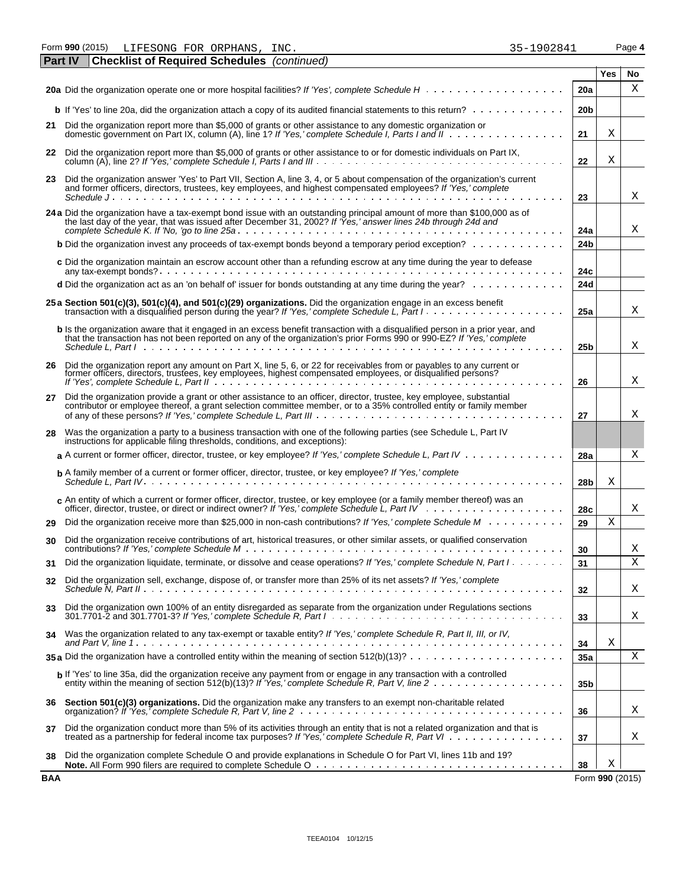Form **990** (2015) LIFESONG FOR ORPHANS, INC. 35-1902841 Page **4**

**Part IV** **Checklist of Required Schedules** *(continued)*

| | | | Yes | No |
|---|---|---|---|---|
| **20a** | Did the organization operate one or more hospital facilities? *If 'Yes', complete Schedule H* | 20a | | X |
| **b** | If 'Yes' to line 20a, did the organization attach a copy of its audited financial statements to this return? | 20b | | |
| **21** | Did the organization report more than $5,000 of grants or other assistance to any domestic organization or domestic government on Part IX, column (A), line 1? *If 'Yes,' complete Schedule I, Parts I and II* | 21 | X | |
| **22** | Did the organization report more than $5,000 of grants or other assistance to or for domestic individuals on Part IX, column (A), line 2? *If 'Yes,' complete Schedule I, Parts I and III* | 22 | X | |
| **23** | Did the organization answer 'Yes' to Part VII, Section A, line 3, 4, or 5 about compensation of the organization's current and former officers, directors, trustees, key employees, and highest compensated employees? *If 'Yes,' complete Schedule J* | 23 | | X |
| **24a** | Did the organization have a tax-exempt bond issue with an outstanding principal amount of more than $100,000 as of the last day of the year, that was issued after December 31, 2002? *If 'Yes,' answer lines 24b through 24d and complete Schedule K. If 'No,' go to line 25a* | 24a | | X |
| **b** | Did the organization invest any proceeds of tax-exempt bonds beyond a temporary period exception? | 24b | | |
| **c** | Did the organization maintain an escrow account other than a refunding escrow at any time during the year to defease any tax-exempt bonds? | 24c | | |
| **d** | Did the organization act as an 'on behalf of' issuer for bonds outstanding at any time during the year? | 24d | | |
| **25a** | **Section 501(c)(3), 501(c)(4), and 501(c)(29) organizations.** Did the organization engage in an excess benefit transaction with a disqualified person during the year? *If 'Yes,' complete Schedule L, Part I* | 25a | | X |
| **b** | Is the organization aware that it engaged in an excess benefit transaction with a disqualified person in a prior year, and that the transaction has not been reported on any of the organization's prior Forms 990 or 990-EZ? *If 'Yes,' complete Schedule L, Part I* | 25b | | X |
| **26** | Did the organization report any amount on Part X, line 5, 6, or 22 for receivables from or payables to any current or former officers, directors, trustees, key employees, highest compensated employees, or disqualified persons? *If 'Yes,' complete Schedule L, Part II* | 26 | | X |
| **27** | Did the organization provide a grant or other assistance to an officer, director, trustee, key employee, substantial contributor or employee thereof, a grant selection committee member, or to a 35% controlled entity or family member of any of these persons? *If 'Yes,' complete Schedule L, Part III* | 27 | | X |
| **28** | Was the organization a party to a business transaction with one of the following parties (see Schedule L, Part IV instructions for applicable filing thresholds, conditions, and exceptions): | | | |
| **a** | A current or former officer, director, trustee, or key employee? *If 'Yes,' complete Schedule L, Part IV* | 28a | | X |
| **b** | A family member of a current or former officer, director, trustee, or key employee? *If 'Yes,' complete Schedule L, Part IV* | 28b | X | |
| **c** | An entity of which a current or former officer, director, trustee, or key employee (or a family member thereof) was an officer, director, trustee, or direct or indirect owner? *If 'Yes,' complete Schedule L, Part IV* | 28c | | X |
| **29** | Did the organization receive more than $25,000 in non-cash contributions? *If 'Yes,' complete Schedule M* | 29 | X | |
| **30** | Did the organization receive contributions of art, historical treasures, or other similar assets, or qualified conservation contributions? *If 'Yes,' complete Schedule M* | 30 | | X |
| **31** | Did the organization liquidate, terminate, or dissolve and cease operations? *If 'Yes,' complete Schedule N, Part I* | 31 | | X |
| **32** | Did the organization sell, exchange, dispose of, or transfer more than 25% of its net assets? *If 'Yes,' complete Schedule N, Part II* | 32 | | X |
| **33** | Did the organization own 100% of an entity disregarded as separate from the organization under Regulations sections 301.7701-2 and 301.7701-3? *If 'Yes,' complete Schedule R, Part I* | 33 | | X |
| **34** | Was the organization related to any tax-exempt or taxable entity? *If 'Yes,' complete Schedule R, Part II, III, or IV, and Part V, line 1* | 34 | X | |
| **35a** | Did the organization have a controlled entity within the meaning of section 512(b)(13)? | 35a | | X |
| **b** | If 'Yes' to line 35a, did the organization receive any payment from or engage in any transaction with a controlled entity within the meaning of section 512(b)(13)? *If 'Yes,' complete Schedule R, Part V, line 2* | 35b | | |
| **36** | **Section 501(c)(3) organizations.** Did the organization make any transfers to an exempt non-charitable related organization? *If 'Yes,' complete Schedule R, Part V, line 2* | 36 | | X |
| **37** | Did the organization conduct more than 5% of its activities through an entity that is not a related organization and that is treated as a partnership for federal income tax purposes? *If 'Yes,' complete Schedule R, Part VI* | 37 | | X |
| **38** | Did the organization complete Schedule O and provide explanations in Schedule O for Part VI, lines 11b and 19? **Note.** All Form 990 filers are required to complete Schedule O | 38 | X | |

**BAA** Form **990** (2015)

TEEA0104 10/12/15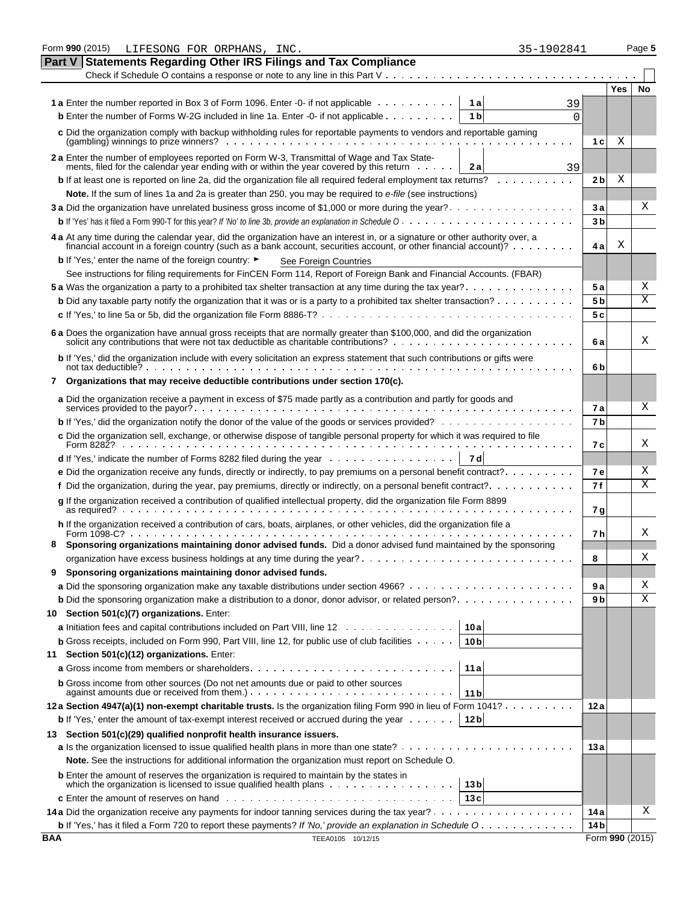Form **990** (2015) LIFESONG FOR ORPHANS, INC. 35-1902841 Page **5**

## Part V Statements Regarding Other IRS Filings and Tax Compliance

Check if Schedule O contains a response or note to any line in this Part V . . . . . . . . . . . . . . . . . . . . . . . . . . . . . . . . . . . . ☐

| | | | | Yes | No |
|---|---|---|---|---|---|
| **1 a** Enter the number reported in Box 3 of Form 1096. Enter -0- if not applicable | 1 a | 39 | | | |
| **b** Enter the number of Forms W-2G included in line 1a. Enter -0- if not applicable | 1 b | 0 | | | |
| **c** Did the organization comply with backup withholding rules for reportable payments to vendors and reportable gaming (gambling) winnings to prize winners? | | | 1 c | X | |
| **2 a** Enter the number of employees reported on Form W-3, Transmittal of Wage and Tax Statements, filed for the calendar year ending with or within the year covered by this return | 2 a | 39 | | | |
| **b** If at least one is reported on line 2a, did the organization file all required federal employment tax returns? | | | 2 b | X | |
| **Note.** If the sum of lines 1a and 2a is greater than 250, you may be required to *e-file* (see instructions) | | | | | |
| **3 a** Did the organization have unrelated business gross income of $1,000 or more during the year? | | | 3 a | | X |
| **b** If 'Yes' has it filed a Form 990-T for this year? *If 'No' to line 3b, provide an explanation in Schedule O* | | | 3 b | | |
| **4 a** At any time during the calendar year, did the organization have an interest in, or a signature or other authority over, a financial account in a foreign country (such as a bank account, securities account, or other financial account)? | | | 4 a | X | |
| **b** If 'Yes,' enter the name of the foreign country: ► See Foreign Countries | | | | | |
| See instructions for filing requirements for FinCEN Form 114, Report of Foreign Bank and Financial Accounts. (FBAR) | | | | | |
| **5 a** Was the organization a party to a prohibited tax shelter transaction at any time during the tax year? | | | 5 a | | X |
| **b** Did any taxable party notify the organization that it was or is a party to a prohibited tax shelter transaction? | | | 5 b | | X |
| **c** If 'Yes,' to line 5a or 5b, did the organization file Form 8886-T? | | | 5 c | | |
| **6 a** Does the organization have annual gross receipts that are normally greater than $100,000, and did the organization solicit any contributions that were not tax deductible as charitable contributions? | | | 6 a | | X |
| **b** If 'Yes,' did the organization include with every solicitation an express statement that such contributions or gifts were not tax deductible? | | | 6 b | | |
| **7 Organizations that may receive deductible contributions under section 170(c).** | | | | | |
| **a** Did the organization receive a payment in excess of $75 made partly as a contribution and partly for goods and services provided to the payor? | | | 7 a | | X |
| **b** If 'Yes,' did the organization notify the donor of the value of the goods or services provided? | | | 7 b | | |
| **c** Did the organization sell, exchange, or otherwise dispose of tangible personal property for which it was required to file Form 8282? | | | 7 c | | X |
| **d** If 'Yes,' indicate the number of Forms 8282 filed during the year | 7 d | | | | |
| **e** Did the organization receive any funds, directly or indirectly, to pay premiums on a personal benefit contract? | | | 7 e | | X |
| **f** Did the organization, during the year, pay premiums, directly or indirectly, on a personal benefit contract? | | | 7 f | | X |
| **g** If the organization received a contribution of qualified intellectual property, did the organization file Form 8899 as required? | | | 7 g | | |
| **h** If the organization received a contribution of cars, boats, airplanes, or other vehicles, did the organization file a Form 1098-C? | | | 7 h | | X |
| **8 Sponsoring organizations maintaining donor advised funds.** Did a donor advised fund maintained by the sponsoring organization have excess business holdings at any time during the year? | | | 8 | | X |
| **9 Sponsoring organizations maintaining donor advised funds.** | | | | | |
| **a** Did the sponsoring organization make any taxable distributions under section 4966? | | | 9 a | | X |
| **b** Did the sponsoring organization make a distribution to a donor, donor advisor, or related person? | | | 9 b | | X |
| **10 Section 501(c)(7) organizations.** Enter: | | | | | |
| **a** Initiation fees and capital contributions included on Part VIII, line 12 | 10 a | | | | |
| **b** Gross receipts, included on Form 990, Part VIII, line 12, for public use of club facilities | 10 b | | | | |
| **11 Section 501(c)(12) organizations.** Enter: | | | | | |
| **a** Gross income from members or shareholders | 11 a | | | | |
| **b** Gross income from other sources (Do not net amounts due or paid to other sources against amounts due or received from them.) | 11 b | | | | |
| **12 a Section 4947(a)(1) non-exempt charitable trusts.** Is the organization filing Form 990 in lieu of Form 1041? | | | 12 a | | |
| **b** If 'Yes,' enter the amount of tax-exempt interest received or accrued during the year | 12 b | | | | |
| **13 Section 501(c)(29) qualified nonprofit health insurance issuers.** | | | | | |
| **a** Is the organization licensed to issue qualified health plans in more than one state? | | | 13 a | | |
| **Note.** See the instructions for additional information the organization must report on Schedule O. | | | | | |
| **b** Enter the amount of reserves the organization is required to maintain by the states in which the organization is licensed to issue qualified health plans | 13 b | | | | |
| **c** Enter the amount of reserves on hand | 13 c | | | | |
| **14 a** Did the organization receive any payments for indoor tanning services during the tax year? | | | 14 a | | X |
| **b** If 'Yes,' has it filed a Form 720 to report these payments? *If 'No,' provide an explanation in Schedule O* | | | 14 b | | |

BAA TEEA0105 10/12/15 Form **990** (2015)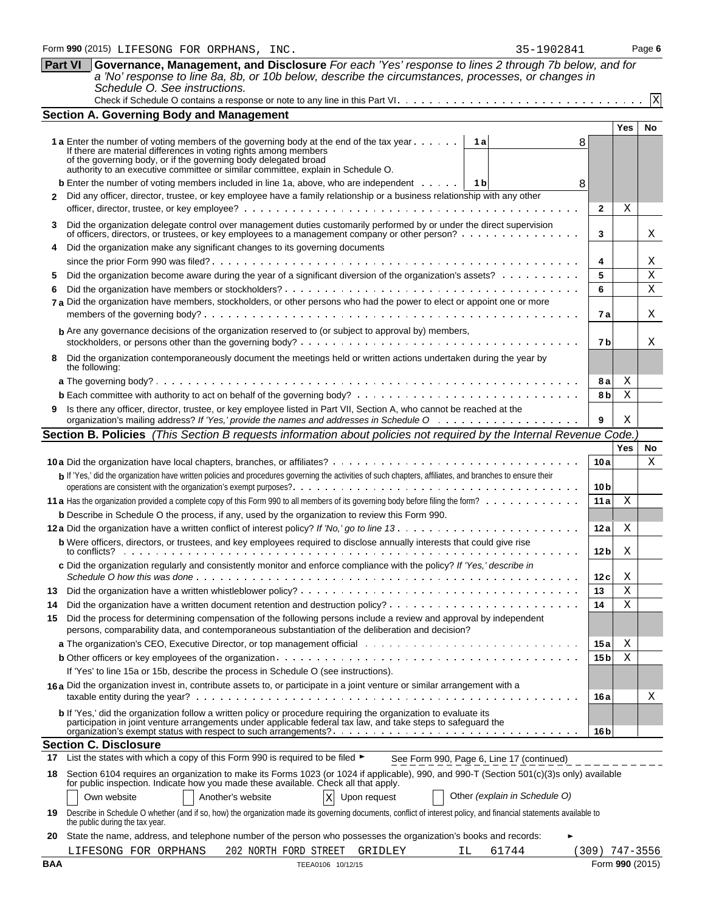Form **990** (2015) LIFESONG FOR ORPHANS, INC. 35-1902841

**Part VI** **Governance, Management, and Disclosure** *For each 'Yes' response to lines 2 through 7b below, and for a 'No' response to line 8a, 8b, or 10b below, describe the circumstances, processes, or changes in Schedule O. See instructions.*

Check if Schedule O contains a response or note to any line in this Part VI . . . . . X

## Section A. Governing Body and Management

| | | | Yes | No |
|---|---|---|---|---|
| **1a** Enter the number of voting members of the governing body at the end of the tax year . . . . . If there are material differences in voting rights among members of the governing body, or if the governing body delegated broad authority to an executive committee or similar committee, explain in Schedule O. | 1a: 8 | | | |
| **b** Enter the number of voting members included in line 1a, above, who are independent . . . . . | 1b: 8 | | | |
| **2** Did any officer, director, trustee, or key employee have a family relationship or a business relationship with any other officer, director, trustee, or key employee? | | 2 | X | |
| **3** Did the organization delegate control over management duties customarily performed by or under the direct supervision of officers, directors, or trustees, or key employees to a management company or other person? | | 3 | | X |
| **4** Did the organization make any significant changes to its governing documents since the prior Form 990 was filed? | | 4 | | X |
| **5** Did the organization become aware during the year of a significant diversion of the organization's assets? | | 5 | | X |
| **6** Did the organization have members or stockholders? | | 6 | | X |
| **7a** Did the organization have members, stockholders, or other persons who had the power to elect or appoint one or more members of the governing body? | | 7a | | X |
| **b** Are any governance decisions of the organization reserved to (or subject to approval by) members, stockholders, or persons other than the governing body? | | 7b | | X |
| **8** Did the organization contemporaneously document the meetings held or written actions undertaken during the year by the following: | | | | |
| **a** The governing body? | | 8a | X | |
| **b** Each committee with authority to act on behalf of the governing body? | | 8b | X | |
| **9** Is there any officer, director, trustee, or key employee listed in Part VII, Section A, who cannot be reached at the organization's mailing address? *If 'Yes,' provide the names and addresses in Schedule O* | | 9 | X | |

## Section B. Policies *(This Section B requests information about policies not required by the Internal Revenue Code.)*

| | | Yes | No |
|---|---|---|---|
| **10a** Did the organization have local chapters, branches, or affiliates? | 10a | | X |
| **b** If 'Yes,' did the organization have written policies and procedures governing the activities of such chapters, affiliates, and branches to ensure their operations are consistent with the organization's exempt purposes? | 10b | | |
| **11a** Has the organization provided a complete copy of this Form 990 to all members of its governing body before filing the form? | 11a | X | |
| **b** Describe in Schedule O the process, if any, used by the organization to review this Form 990. | | | |
| **12a** Did the organization have a written conflict of interest policy? *If 'No,' go to line 13* | 12a | X | |
| **b** Were officers, directors, or trustees, and key employees required to disclose annually interests that could give rise to conflicts? | 12b | X | |
| **c** Did the organization regularly and consistently monitor and enforce compliance with the policy? *If 'Yes,' describe in Schedule O how this was done* | 12c | X | |
| **13** Did the organization have a written whistleblower policy? | 13 | X | |
| **14** Did the organization have a written document retention and destruction policy? | 14 | X | |
| **15** Did the process for determining compensation of the following persons include a review and approval by independent persons, comparability data, and contemporaneous substantiation of the deliberation and decision? | | | |
| **a** The organization's CEO, Executive Director, or top management official | 15a | X | |
| **b** Other officers or key employees of the organization | 15b | X | |
| If 'Yes' to line 15a or 15b, describe the process in Schedule O (see instructions). | | | |
| **16a** Did the organization invest in, contribute assets to, or participate in a joint venture or similar arrangement with a taxable entity during the year? | 16a | | X |
| **b** If 'Yes,' did the organization follow a written policy or procedure requiring the organization to evaluate its participation in joint venture arrangements under applicable federal tax law, and take steps to safeguard the organization's exempt status with respect to such arrangements? | 16b | | |

## Section C. Disclosure

**17** List the states with which a copy of this Form 990 is required to be filed ► See Form 990, Page 6, Line 17 (continued)

**18** Section 6104 requires an organization to make its Forms 1023 (or 1024 if applicable), 990, and 990-T (Section 501(c)(3)s only) available for public inspection. Indicate how you made these available. Check all that apply.

☐ Own website ☐ Another's website ☒ Upon request ☐ Other *(explain in Schedule O)*

**19** Describe in Schedule O whether (and if so, how) the organization made its governing documents, conflict of interest policy, and financial statements available to the public during the tax year.

**20** State the name, address, and telephone number of the person who possesses the organization's books and records: ►

LIFESONG FOR ORPHANS 202 NORTH FORD STREET GRIDLEY IL 61744 (309) 747-3556

BAA TEEA0106 10/12/15 Form **990** (2015)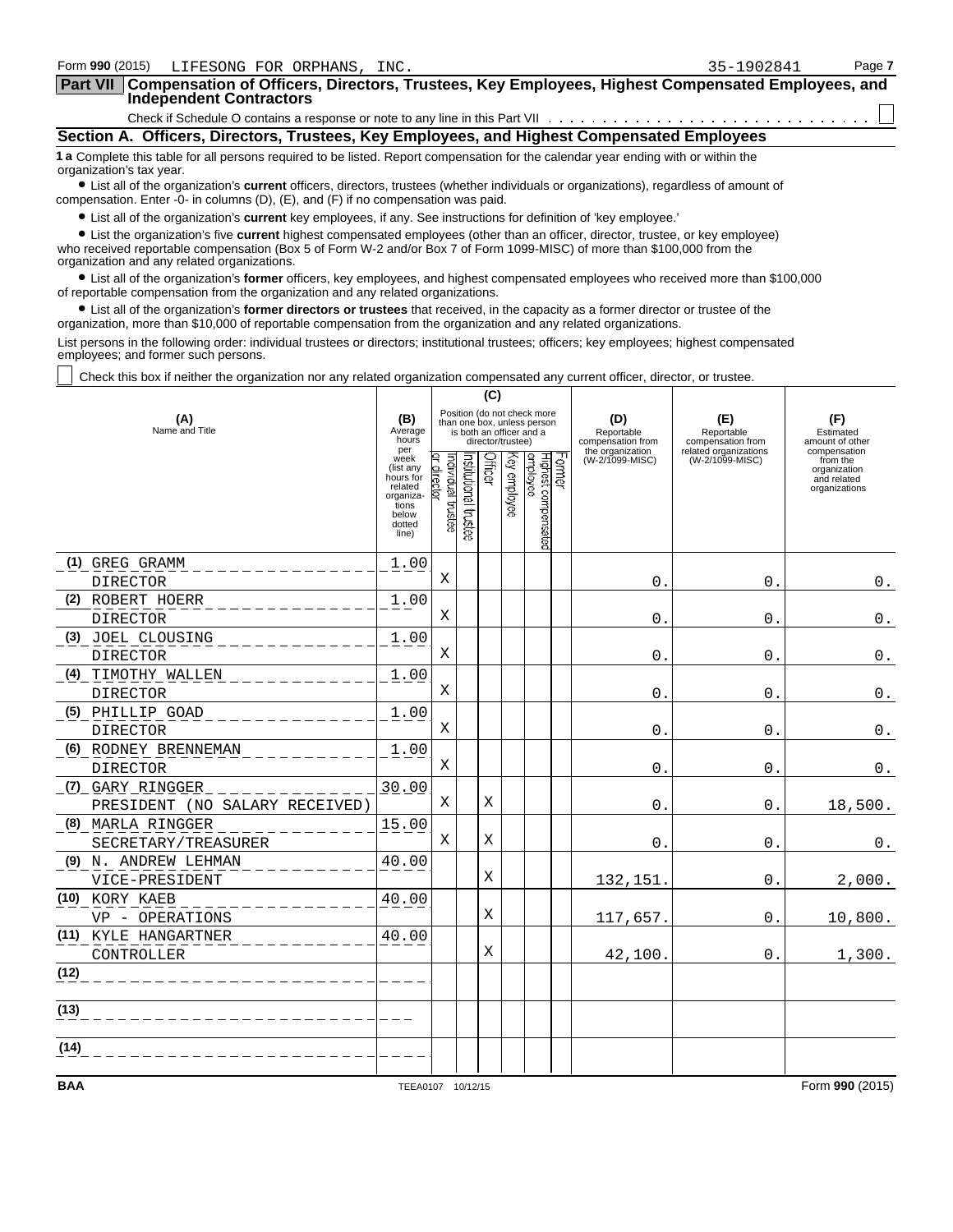Form 990 (2015) LIFESONG FOR ORPHANS, INC. 35-1902841 Page 7

## Part VII Compensation of Officers, Directors, Trustees, Key Employees, Highest Compensated Employees, and Independent Contractors

Check if Schedule O contains a response or note to any line in this Part VII ☐

### Section A. Officers, Directors, Trustees, Key Employees, and Highest Compensated Employees

**1 a** Complete this table for all persons required to be listed. Report compensation for the calendar year ending with or within the organization's tax year.

- List all of the organization's **current** officers, directors, trustees (whether individuals or organizations), regardless of amount of compensation. Enter -0- in columns (D), (E), and (F) if no compensation was paid.
- List all of the organization's **current** key employees, if any. See instructions for definition of 'key employee.'
- List the organization's five **current** highest compensated employees (other than an officer, director, trustee, or key employee) who received reportable compensation (Box 5 of Form W-2 and/or Box 7 of Form 1099-MISC) of more than $100,000 from the organization and any related organizations.
- List all of the organization's **former** officers, key employees, and highest compensated employees who received more than $100,000 of reportable compensation from the organization and any related organizations.
- List all of the organization's **former directors or trustees** that received, in the capacity as a former director or trustee of the organization, more than $10,000 of reportable compensation from the organization and any related organizations.

List persons in the following order: individual trustees or directors; institutional trustees; officers; key employees; highest compensated employees; and former such persons.

☐ Check this box if neither the organization nor any related organization compensated any current officer, director, or trustee.

| (A) Name and Title | (B) Average hours per week (list any hours for related organizations below dotted line) | (C) Position (do not check more than one box, unless person is both an officer and a director/trustee): Individual trustee or director | Institutional trustee | Officer | Key employee | Highest compensated employee | Former | (D) Reportable compensation from the organization (W-2/1099-MISC) | (E) Reportable compensation from related organizations (W-2/1099-MISC) | (F) Estimated amount of other compensation from the organization and related organizations |
|---|---|---|---|---|---|---|---|---|---|---|
| (1) GREG GRAMM<br>DIRECTOR | 1.00 | X | | | | | | 0. | 0. | 0. |
| (2) ROBERT HOERR<br>DIRECTOR | 1.00 | X | | | | | | 0. | 0. | 0. |
| (3) JOEL CLOUSING<br>DIRECTOR | 1.00 | X | | | | | | 0. | 0. | 0. |
| (4) TIMOTHY WALLEN<br>DIRECTOR | 1.00 | X | | | | | | 0. | 0. | 0. |
| (5) PHILLIP GOAD<br>DIRECTOR | 1.00 | X | | | | | | 0. | 0. | 0. |
| (6) RODNEY BRENNEMAN<br>DIRECTOR | 1.00 | X | | | | | | 0. | 0. | 0. |
| (7) GARY RINGGER<br>PRESIDENT (NO SALARY RECEIVED) | 30.00 | X | | X | | | | 0. | 0. | 18,500. |
| (8) MARLA RINGGER<br>SECRETARY/TREASURER | 15.00 | X | | X | | | | 0. | 0. | 0. |
| (9) N. ANDREW LEHMAN<br>VICE-PRESIDENT | 40.00 | | | X | | | | 132,151. | 0. | 2,000. |
| (10) KORY KAEB<br>VP - OPERATIONS | 40.00 | | | X | | | | 117,657. | 0. | 10,800. |
| (11) KYLE HANGARTNER<br>CONTROLLER | 40.00 | | | X | | | | 42,100. | 0. | 1,300. |
| (12) | | | | | | | | | | |
| (13) | | | | | | | | | | |
| (14) | | | | | | | | | | |

BAA TEEA0107 10/12/15 Form 990 (2015)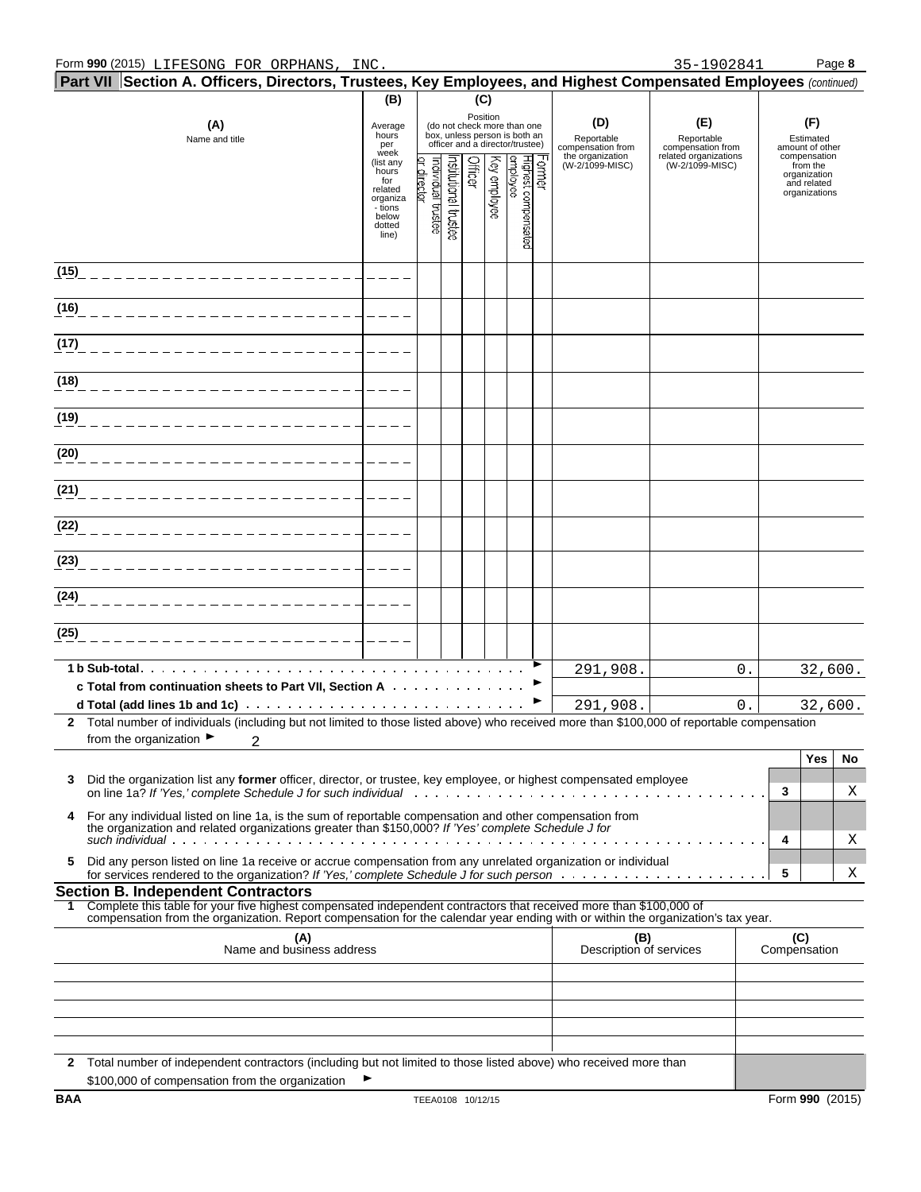Form **990** (2015) LIFESONG FOR ORPHANS, INC. 35-1902841 Page **8**

## Part VII Section A. Officers, Directors, Trustees, Key Employees, and Highest Compensated Employees *(continued)*

| (A) Name and title | (B) Average hours per week (list any hours for related organizations below dotted line) | (C) Position (do not check more than one box, unless person is both an officer and a director/trustee) | | | | | | (D) Reportable compensation from the organization (W-2/1099-MISC) | (E) Reportable compensation from related organizations (W-2/1099-MISC) | (F) Estimated amount of other compensation from the organization and related organizations |
|---|---|---|---|---|---|---|---|---|---|---|
| | | Individual trustee or director | Institutional trustee | Officer | Key employee | Highest compensated employee | Former | | | |
| (15) | | | | | | | | | | |
| (16) | | | | | | | | | | |
| (17) | | | | | | | | | | |
| (18) | | | | | | | | | | |
| (19) | | | | | | | | | | |
| (20) | | | | | | | | | | |
| (21) | | | | | | | | | | |
| (22) | | | | | | | | | | |
| (23) | | | | | | | | | | |
| (24) | | | | | | | | | | |
| (25) | | | | | | | | | | |
| **1 b Sub-total** | | | | | | | | 291,908. | 0. | 32,600. |
| **c Total from continuation sheets to Part VII, Section A** | | | | | | | | | | |
| **d Total (add lines 1b and 1c)** | | | | | | | | 291,908. | 0. | 32,600. |

**2** Total number of individuals (including but not limited to those listed above) who received more than $100,000 of reportable compensation from the organization ► 2

| | | | Yes | No |
|---|---|---|---|---|
| **3** | Did the organization list any **former** officer, director, or trustee, key employee, or highest compensated employee on line 1a? *If 'Yes,' complete Schedule J for such individual* | 3 | | X |
| **4** | For any individual listed on line 1a, is the sum of reportable compensation and other compensation from the organization and related organizations greater than $150,000? *If 'Yes' complete Schedule J for such individual* | 4 | | X |
| **5** | Did any person listed on line 1a receive or accrue compensation from any unrelated organization or individual for services rendered to the organization? *If 'Yes,' complete Schedule J for such person* | 5 | | X |

### Section B. Independent Contractors

**1** Complete this table for your five highest compensated independent contractors that received more than $100,000 of compensation from the organization. Report compensation for the calendar year ending with or within the organization's tax year.

| (A) Name and business address | (B) Description of services | (C) Compensation |
|---|---|---|
| | | |
| | | |
| | | |
| | | |
| | | |

**2** Total number of independent contractors (including but not limited to those listed above) who received more than $100,000 of compensation from the organization ►

BAA TEEA0108 10/12/15 Form **990** (2015)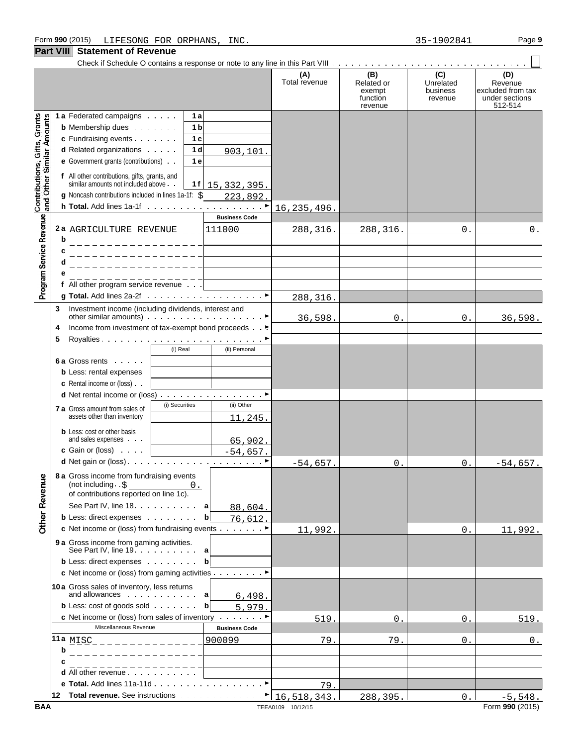Form 990 (2015) LIFESONG FOR ORPHANS, INC. 35-1902841

## Part VIII Statement of Revenue

Check if Schedule O contains a response or note to any line in this Part VIII . . . ☐

| | | | (A) Total revenue | (B) Related or exempt function revenue | (C) Unrelated business revenue | (D) Revenue excluded from tax under sections 512-514 |
|---|---|---|---|---|---|---|
| **Contributions, Gifts, Grants and Other Similar Amounts** | 1a Federated campaigns . . . 1a | | | | | |
| | b Membership dues . . . 1b | | | | | |
| | c Fundraising events . . . 1c | | | | | |
| | d Related organizations . . . 1d | 903,101. | | | | |
| | e Government grants (contributions) . . 1e | | | | | |
| | f All other contributions, gifts, grants, and similar amounts not included above . . 1f | 15,332,395. | | | | |
| | g Noncash contributions included in lines 1a-1f: $ 223,892. | | | | | |
| | h **Total.** Add lines 1a-1f . . . ► | | 16,235,496. | | | |
| **Program Service Revenue** | | Business Code | | | | |
| | 2a AGRICULTURE REVENUE | 111000 | 288,316. | 288,316. | 0. | 0. |
| | b | | | | | |
| | c | | | | | |
| | d | | | | | |
| | e | | | | | |
| | f All other program service revenue . . . | | | | | |
| | g **Total.** Add lines 2a-2f . . . ► | | 288,316. | | | |
| **Other Revenue** | 3 Investment income (including dividends, interest and other similar amounts) . . . ► | | 36,598. | 0. | 0. | 36,598. |
| | 4 Income from investment of tax-exempt bond proceeds . . ► | | | | | |
| | 5 Royalties . . . ► | | | | | |
| | | (i) Real / (ii) Personal | | | | |
| | 6a Gross rents . . . | | | | | |
| | b Less: rental expenses | | | | | |
| | c Rental income or (loss) . . | | | | | |
| | d Net rental income or (loss) . . . ► | | | | | |
| | | (i) Securities / (ii) Other | | | | |
| | 7a Gross amount from sales of assets other than inventory | (ii) 11,245. | | | | |
| | b Less: cost or other basis and sales expenses . . . | (ii) 65,902. | | | | |
| | c Gain or (loss) . . . | (ii) -54,657. | | | | |
| | d Net gain or (loss) . . . ► | | -54,657. | 0. | 0. | -54,657. |
| | 8a Gross income from fundraising events (not including $ 0. of contributions reported on line 1c). See Part IV, line 18 . . . a | 88,604. | | | | |
| | b Less: direct expenses . . . b | 76,612. | | | | |
| | c Net income or (loss) from fundraising events . . . ► | | 11,992. | | 0. | 11,992. |
| | 9a Gross income from gaming activities. See Part IV, line 19 . . . a | | | | | |
| | b Less: direct expenses . . . b | | | | | |
| | c Net income or (loss) from gaming activities . . . ► | | | | | |
| | 10a Gross sales of inventory, less returns and allowances . . . a | 6,498. | | | | |
| | b Less: cost of goods sold . . . b | 5,979. | | | | |
| | c Net income or (loss) from sales of inventory . . . ► | | 519. | 0. | 0. | 519. |
| | Miscellaneous Revenue | Business Code | | | | |
| | 11a MISC | 900099 | 79. | 79. | 0. | 0. |
| | b | | | | | |
| | c | | | | | |
| | d All other revenue . . . | | | | | |
| | e **Total.** Add lines 11a-11d . . . ► | | 79. | | | |
| | 12 **Total revenue.** See instructions . . . ► | | 16,518,343. | 288,395. | 0. | -5,548. |

BAA TEEA0109 10/12/15 Form **990** (2015)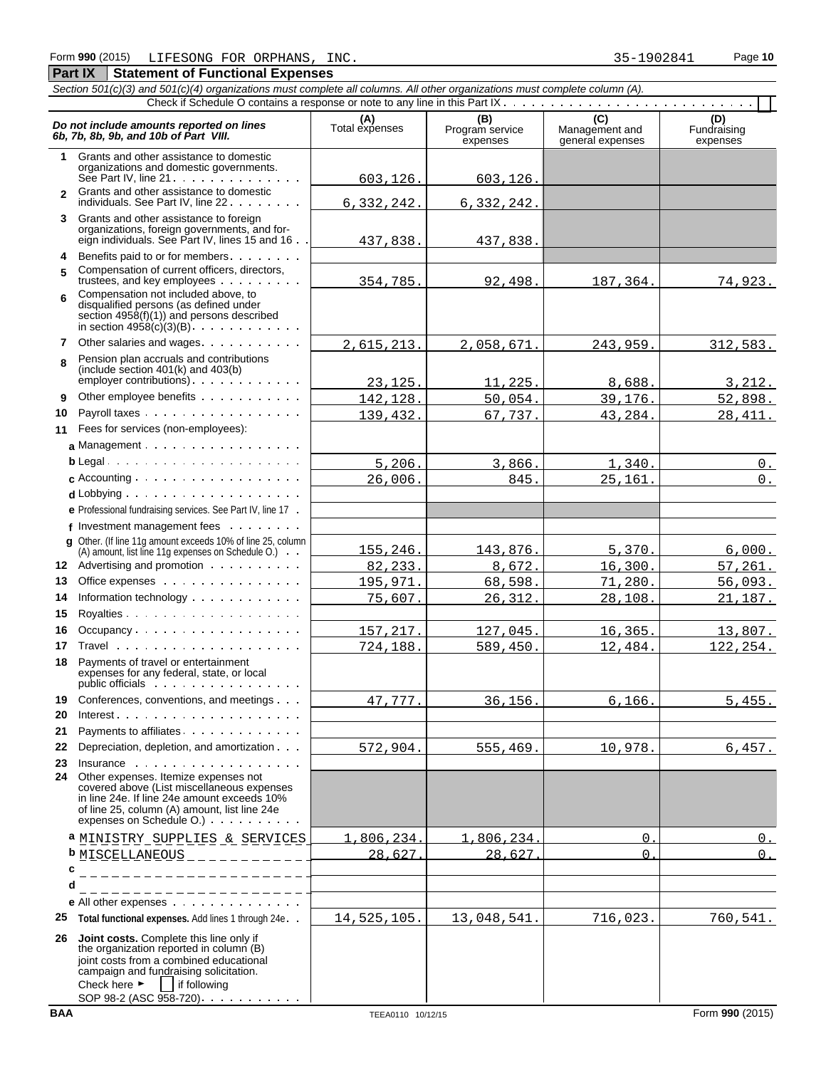Form **990** (2015) LIFESONG FOR ORPHANS, INC. 35-1902841

**Part IX | Statement of Functional Expenses**

*Section 501(c)(3) and 501(c)(4) organizations must complete all columns. All other organizations must complete column (A).*

Check if Schedule O contains a response or note to any line in this Part IX . . . . . . . . . . . . . . . . . . . . . . . . . . . [ ]

| *Do not include amounts reported on lines 6b, 7b, 8b, 9b, and 10b of Part VIII.* | (A) Total expenses | (B) Program service expenses | (C) Management and general expenses | (D) Fundraising expenses |
|---|---|---|---|---|
| **1** Grants and other assistance to domestic organizations and domestic governments. See Part IV, line 21 | 603,126. | 603,126. | | |
| **2** Grants and other assistance to domestic individuals. See Part IV, line 22 | 6,332,242. | 6,332,242. | | |
| **3** Grants and other assistance to foreign organizations, foreign governments, and foreign individuals. See Part IV, lines 15 and 16 | 437,838. | 437,838. | | |
| **4** Benefits paid to or for members | | | | |
| **5** Compensation of current officers, directors, trustees, and key employees | 354,785. | 92,498. | 187,364. | 74,923. |
| **6** Compensation not included above, to disqualified persons (as defined under section 4958(f)(1)) and persons described in section 4958(c)(3)(B) | | | | |
| **7** Other salaries and wages | 2,615,213. | 2,058,671. | 243,959. | 312,583. |
| **8** Pension plan accruals and contributions (include section 401(k) and 403(b) employer contributions) | 23,125. | 11,225. | 8,688. | 3,212. |
| **9** Other employee benefits | 142,128. | 50,054. | 39,176. | 52,898. |
| **10** Payroll taxes | 139,432. | 67,737. | 43,284. | 28,411. |
| **11** Fees for services (non-employees): | | | | |
| **a** Management | | | | |
| **b** Legal | 5,206. | 3,866. | 1,340. | 0. |
| **c** Accounting | 26,006. | 845. | 25,161. | 0. |
| **d** Lobbying | | | | |
| **e** Professional fundraising services. See Part IV, line 17 | | | | |
| **f** Investment management fees | | | | |
| **g** Other. (If line 11g amount exceeds 10% of line 25, column (A) amount, list line 11g expenses on Schedule O.) | 155,246. | 143,876. | 5,370. | 6,000. |
| **12** Advertising and promotion | 82,233. | 8,672. | 16,300. | 57,261. |
| **13** Office expenses | 195,971. | 68,598. | 71,280. | 56,093. |
| **14** Information technology | 75,607. | 26,312. | 28,108. | 21,187. |
| **15** Royalties | | | | |
| **16** Occupancy | 157,217. | 127,045. | 16,365. | 13,807. |
| **17** Travel | 724,188. | 589,450. | 12,484. | 122,254. |
| **18** Payments of travel or entertainment expenses for any federal, state, or local public officials | | | | |
| **19** Conferences, conventions, and meetings | 47,777. | 36,156. | 6,166. | 5,455. |
| **20** Interest | | | | |
| **21** Payments to affiliates | | | | |
| **22** Depreciation, depletion, and amortization | 572,904. | 555,469. | 10,978. | 6,457. |
| **23** Insurance | | | | |
| **24** Other expenses. Itemize expenses not covered above (List miscellaneous expenses in line 24e. If line 24e amount exceeds 10% of line 25, column (A) amount, list line 24e expenses on Schedule O.) | | | | |
| **a** MINISTRY SUPPLIES & SERVICES | 1,806,234. | 1,806,234. | 0. | 0. |
| **b** MISCELLANEOUS | 28,627. | 28,627. | 0. | 0. |
| **c** | | | | |
| **d** | | | | |
| **e** All other expenses | | | | |
| **25** **Total functional expenses.** Add lines 1 through 24e | 14,525,105. | 13,048,541. | 716,023. | 760,541. |
| **26** **Joint costs.** Complete this line only if the organization reported in column (B) joint costs from a combined educational campaign and fundraising solicitation. Check here ► [ ] if following SOP 98-2 (ASC 958-720) | | | | |

BAA TEEA0110 10/12/15 Form **990** (2015)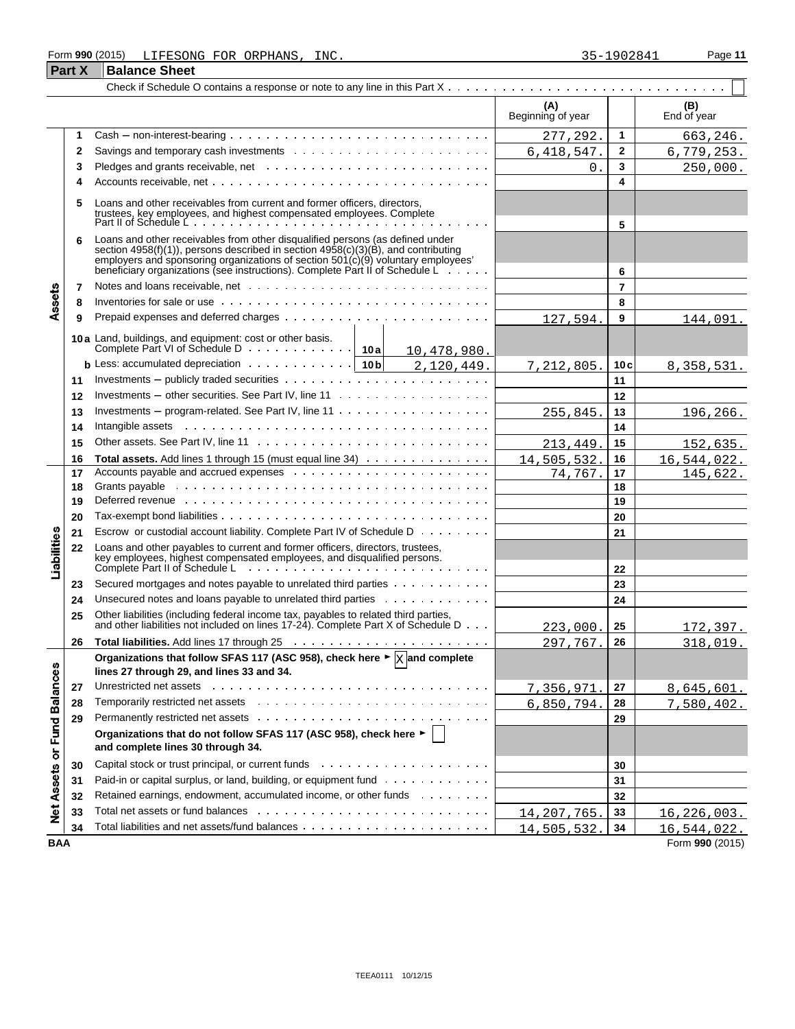Form **990** (2015) LIFESONG FOR ORPHANS, INC. 35-1902841

## Part X Balance Sheet

Check if Schedule O contains a response or note to any line in this Part X . . . ☐

| | | | (A) Beginning of year | | (B) End of year |
|---|---|---|---|---|---|
| **Assets** | 1 | Cash – non-interest-bearing | 277,292. | 1 | 663,246. |
| | 2 | Savings and temporary cash investments | 6,418,547. | 2 | 6,779,253. |
| | 3 | Pledges and grants receivable, net | 0. | 3 | 250,000. |
| | 4 | Accounts receivable, net | | 4 | |
| | 5 | Loans and other receivables from current and former officers, directors, trustees, key employees, and highest compensated employees. Complete Part II of Schedule L | | 5 | |
| | 6 | Loans and other receivables from other disqualified persons (as defined under section 4958(f)(1)), persons described in section 4958(c)(3)(B), and contributing employers and sponsoring organizations of section 501(c)(9) voluntary employees' beneficiary organizations (see instructions). Complete Part II of Schedule L | | 6 | |
| | 7 | Notes and loans receivable, net | | 7 | |
| | 8 | Inventories for sale or use | | 8 | |
| | 9 | Prepaid expenses and deferred charges | 127,594. | 9 | 144,091. |
| | 10a | Land, buildings, and equipment: cost or other basis. Complete Part VI of Schedule D . . . 10a 10,478,980. | | | |
| | b | Less: accumulated depreciation . . . 10b 2,120,449. | 7,212,805. | 10c | 8,358,531. |
| | 11 | Investments – publicly traded securities | | 11 | |
| | 12 | Investments – other securities. See Part IV, line 11 | | 12 | |
| | 13 | Investments – program-related. See Part IV, line 11 | 255,845. | 13 | 196,266. |
| | 14 | Intangible assets | | 14 | |
| | 15 | Other assets. See Part IV, line 11 | 213,449. | 15 | 152,635. |
| | 16 | **Total assets.** Add lines 1 through 15 (must equal line 34) | 14,505,532. | 16 | 16,544,022. |
| **Liabilities** | 17 | Accounts payable and accrued expenses | 74,767. | 17 | 145,622. |
| | 18 | Grants payable | | 18 | |
| | 19 | Deferred revenue | | 19 | |
| | 20 | Tax-exempt bond liabilities | | 20 | |
| | 21 | Escrow or custodial account liability. Complete Part IV of Schedule D | | 21 | |
| | 22 | Loans and other payables to current and former officers, directors, trustees, key employees, highest compensated employees, and disqualified persons. Complete Part II of Schedule L | | 22 | |
| | 23 | Secured mortgages and notes payable to unrelated third parties | | 23 | |
| | 24 | Unsecured notes and loans payable to unrelated third parties | | 24 | |
| | 25 | Other liabilities (including federal income tax, payables to related third parties, and other liabilities not included on lines 17-24). Complete Part X of Schedule D | 223,000. | 25 | 172,397. |
| | 26 | **Total liabilities.** Add lines 17 through 25 | 297,767. | 26 | 318,019. |
| **Net Assets or Fund Balances** | | **Organizations that follow SFAS 117 (ASC 958), check here ► ☒ and complete lines 27 through 29, and lines 33 and 34.** | | | |
| | 27 | Unrestricted net assets | 7,356,971. | 27 | 8,645,601. |
| | 28 | Temporarily restricted net assets | 6,850,794. | 28 | 7,580,402. |
| | 29 | Permanently restricted net assets | | 29 | |
| | | **Organizations that do not follow SFAS 117 (ASC 958), check here ► ☐ and complete lines 30 through 34.** | | | |
| | 30 | Capital stock or trust principal, or current funds | | 30 | |
| | 31 | Paid-in or capital surplus, or land, building, or equipment fund | | 31 | |
| | 32 | Retained earnings, endowment, accumulated income, or other funds | | 32 | |
| | 33 | Total net assets or fund balances | 14,207,765. | 33 | 16,226,003. |
| | 34 | Total liabilities and net assets/fund balances | 14,505,532. | 34 | 16,544,022. |

BAA Form **990** (2015)

TEEA0111 10/12/15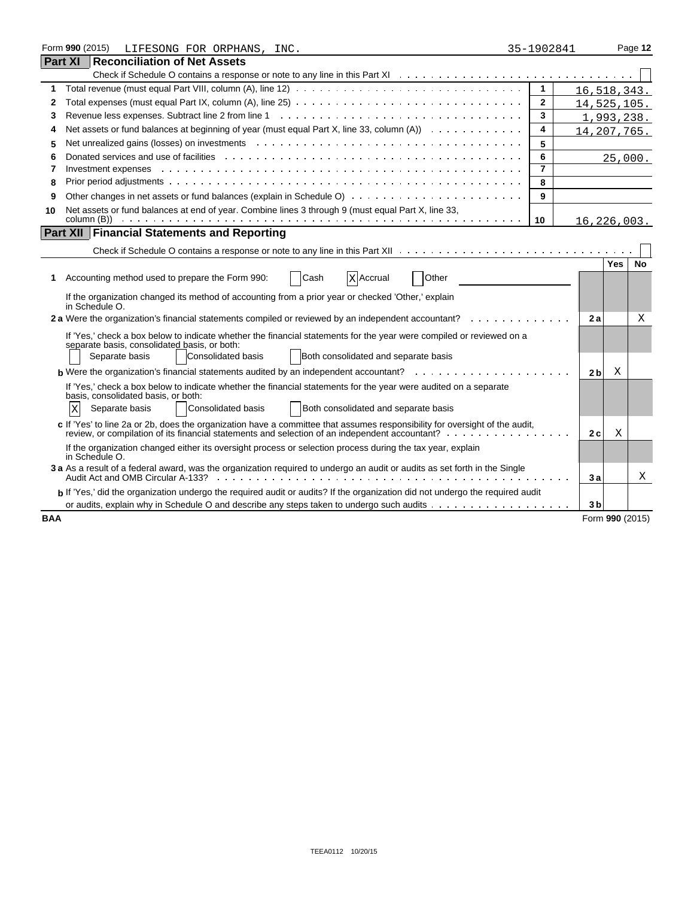Form **990** (2015) LIFESONG FOR ORPHANS, INC. 35-1902841

## Part XI Reconciliation of Net Assets

Check if Schedule O contains a response or note to any line in this Part XI . . . . . . . . . . . . . . . . . . . . . . . . . . . . . . . ☐

| | | | |
|---|---|---|---|
| 1 | Total revenue (must equal Part VIII, column (A), line 12) | 1 | 16,518,343. |
| 2 | Total expenses (must equal Part IX, column (A), line 25) | 2 | 14,525,105. |
| 3 | Revenue less expenses. Subtract line 2 from line 1 | 3 | 1,993,238. |
| 4 | Net assets or fund balances at beginning of year (must equal Part X, line 33, column (A)) | 4 | 14,207,765. |
| 5 | Net unrealized gains (losses) on investments | 5 | |
| 6 | Donated services and use of facilities | 6 | 25,000. |
| 7 | Investment expenses | 7 | |
| 8 | Prior period adjustments | 8 | |
| 9 | Other changes in net assets or fund balances (explain in Schedule O) | 9 | |
| 10 | Net assets or fund balances at end of year. Combine lines 3 through 9 (must equal Part X, line 33, column (B)) | 10 | 16,226,003. |

## Part XII Financial Statements and Reporting

Check if Schedule O contains a response or note to any line in this Part XII . . . . . . . . . . . . . . . . . . . . . . . . . . . . . . ☐

| | | | Yes | No |
|---|---|---|---|---|
| **1** | Accounting method used to prepare the Form 990: ☐ Cash ☒ Accrual ☐ Other ______ | | | |
| | If the organization changed its method of accounting from a prior year or checked 'Other,' explain in Schedule O. | | | |
| **2a** | Were the organization's financial statements compiled or reviewed by an independent accountant? | 2a | | X |
| | If 'Yes,' check a box below to indicate whether the financial statements for the year were compiled or reviewed on a separate basis, consolidated basis, or both: ☐ Separate basis ☐ Consolidated basis ☐ Both consolidated and separate basis | | | |
| **b** | Were the organization's financial statements audited by an independent accountant? | 2b | X | |
| | If 'Yes,' check a box below to indicate whether the financial statements for the year were audited on a separate basis, consolidated basis, or both: ☒ Separate basis ☐ Consolidated basis ☐ Both consolidated and separate basis | | | |
| **c** | If 'Yes' to line 2a or 2b, does the organization have a committee that assumes responsibility for oversight of the audit, review, or compilation of its financial statements and selection of an independent accountant? | 2c | X | |
| | If the organization changed either its oversight process or selection process during the tax year, explain in Schedule O. | | | |
| **3a** | As a result of a federal award, was the organization required to undergo an audit or audits as set forth in the Single Audit Act and OMB Circular A-133? | 3a | | X |
| **b** | If 'Yes,' did the organization undergo the required audit or audits? If the organization did not undergo the required audit or audits, explain why in Schedule O and describe any steps taken to undergo such audits | 3b | | |

BAA Form **990** (2015)

TEEA0112 10/20/15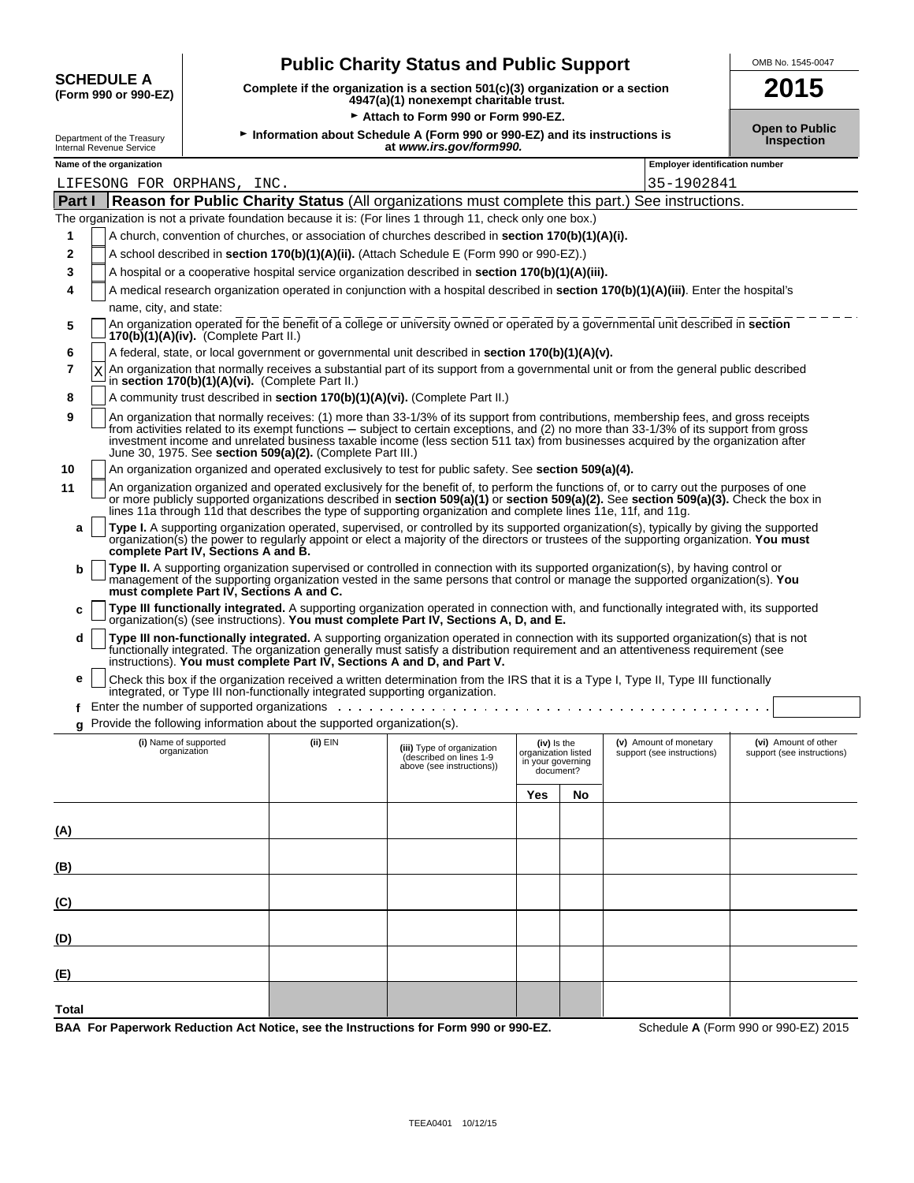**SCHEDULE A**
**(Form 990 or 990-EZ)**

Department of the Treasury
Internal Revenue Service

# Public Charity Status and Public Support

**Complete if the organization is a section 501(c)(3) organization or a section 4947(a)(1) nonexempt charitable trust.**

► **Attach to Form 990 or Form 990-EZ.**

► **Information about Schedule A (Form 990 or 990-EZ) and its instructions is at *www.irs.gov/form990.***

OMB No. 1545-0047

**2015**

**Open to Public Inspection**

**Name of the organization:** LIFESONG FOR ORPHANS, INC.

**Employer identification number:** 35-1902841

## Part I — Reason for Public Charity Status (All organizations must complete this part.) See instructions.

The organization is not a private foundation because it is: (For lines 1 through 11, check only one box.)

1. [ ] A church, convention of churches, or association of churches described in **section 170(b)(1)(A)(i).**
2. [ ] A school described in **section 170(b)(1)(A)(ii).** (Attach Schedule E (Form 990 or 990-EZ).)
3. [ ] A hospital or a cooperative hospital service organization described in **section 170(b)(1)(A)(iii).**
4. [ ] A medical research organization operated in conjunction with a hospital described in **section 170(b)(1)(A)(iii)**. Enter the hospital's name, city, and state: ______
5. [ ] An organization operated for the benefit of a college or university owned or operated by a governmental unit described in **section 170(b)(1)(A)(iv).** (Complete Part II.)
6. [ ] A federal, state, or local government or governmental unit described in **section 170(b)(1)(A)(v).**
7. [X] An organization that normally receives a substantial part of its support from a governmental unit or from the general public described in **section 170(b)(1)(A)(vi).** (Complete Part II.)
8. [ ] A community trust described in **section 170(b)(1)(A)(vi).** (Complete Part II.)
9. [ ] An organization that normally receives: (1) more than 33-1/3% of its support from contributions, membership fees, and gross receipts from activities related to its exempt functions – subject to certain exceptions, and (2) no more than 33-1/3% of its support from gross investment income and unrelated business taxable income (less section 511 tax) from businesses acquired by the organization after June 30, 1975. See **section 509(a)(2).** (Complete Part III.)
10. [ ] An organization organized and operated exclusively to test for public safety. See **section 509(a)(4).**
11. [ ] An organization organized and operated exclusively for the benefit of, to perform the functions of, or to carry out the purposes of one or more publicly supported organizations described in **section 509(a)(1)** or **section 509(a)(2).** See **section 509(a)(3).** Check the box in lines 11a through 11d that describes the type of supporting organization and complete lines 11e, 11f, and 11g.
   - **a** [ ] **Type I.** A supporting organization operated, supervised, or controlled by its supported organization(s), typically by giving the supported organization(s) the power to regularly appoint or elect a majority of the directors or trustees of the supporting organization. **You must complete Part IV, Sections A and B.**
   - **b** [ ] **Type II.** A supporting organization supervised or controlled in connection with its supported organization(s), by having control or management of the supporting organization vested in the same persons that control or manage the supported organization(s). **You must complete Part IV, Sections A and C.**
   - **c** [ ] **Type III functionally integrated.** A supporting organization operated in connection with, and functionally integrated with, its supported organization(s) (see instructions). **You must complete Part IV, Sections A, D, and E.**
   - **d** [ ] **Type III non-functionally integrated.** A supporting organization operated in connection with its supported organization(s) that is not functionally integrated. The organization generally must satisfy a distribution requirement and an attentiveness requirement (see instructions). **You must complete Part IV, Sections A and D, and Part V.**
   - **e** [ ] Check this box if the organization received a written determination from the IRS that it is a Type I, Type II, Type III functionally integrated, or Type III non-functionally integrated supporting organization.
   - **f** Enter the number of supported organizations . . . . . . ______
   - **g** Provide the following information about the supported organization(s).

| (i) Name of supported organization | (ii) EIN | (iii) Type of organization (described on lines 1-9 above (see instructions)) | (iv) Is the organization listed in your governing document? Yes | No | (v) Amount of monetary support (see instructions) | (vi) Amount of other support (see instructions) |
|---|---|---|---|---|---|---|
| (A) | | | | | | |
| (B) | | | | | | |
| (C) | | | | | | |
| (D) | | | | | | |
| (E) | | | | | | |
| Total | | | | | | |

**BAA For Paperwork Reduction Act Notice, see the Instructions for Form 990 or 990-EZ.** Schedule **A** (Form 990 or 990-EZ) 2015

TEEA0401 10/12/15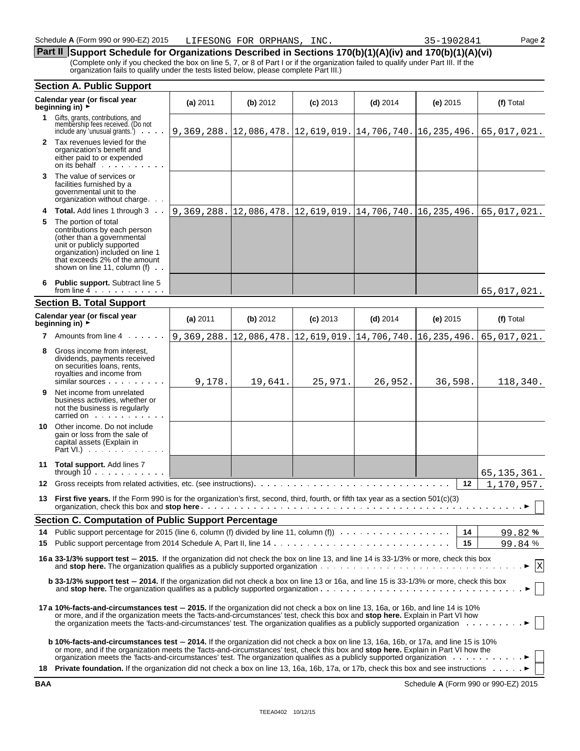Schedule A (Form 990 or 990-EZ) 2015 LIFESONG FOR ORPHANS, INC. 35-1902841 Page **2**

## Part II Support Schedule for Organizations Described in Sections 170(b)(1)(A)(iv) and 170(b)(1)(A)(vi)

(Complete only if you checked the box on line 5, 7, or 8 of Part I or if the organization failed to qualify under Part III. If the organization fails to qualify under the tests listed below, please complete Part III.)

### Section A. Public Support

| Calendar year (or fiscal year beginning in) ► | (a) 2011 | (b) 2012 | (c) 2013 | (d) 2014 | (e) 2015 | (f) Total |
|---|---|---|---|---|---|---|
| **1** Gifts, grants, contributions, and membership fees received. (Do not include any 'unusual grants.') | 9,369,288. | 12,086,478. | 12,619,019. | 14,706,740. | 16,235,496. | 65,017,021. |
| **2** Tax revenues levied for the organization's benefit and either paid to or expended on its behalf | | | | | | |
| **3** The value of services or facilities furnished by a governmental unit to the organization without charge | | | | | | |
| **4** **Total.** Add lines 1 through 3 | 9,369,288. | 12,086,478. | 12,619,019. | 14,706,740. | 16,235,496. | 65,017,021. |
| **5** The portion of total contributions by each person (other than a governmental unit or publicly supported organization) included on line 1 that exceeds 2% of the amount shown on line 11, column (f) | | | | | | |
| **6** **Public support.** Subtract line 5 from line 4 | | | | | | 65,017,021. |

### Section B. Total Support

| Calendar year (or fiscal year beginning in) ► | (a) 2011 | (b) 2012 | (c) 2013 | (d) 2014 | (e) 2015 | (f) Total |
|---|---|---|---|---|---|---|
| **7** Amounts from line 4 | 9,369,288. | 12,086,478. | 12,619,019. | 14,706,740. | 16,235,496. | 65,017,021. |
| **8** Gross income from interest, dividends, payments received on securities loans, rents, royalties and income from similar sources | 9,178. | 19,641. | 25,971. | 26,952. | 36,598. | 118,340. |
| **9** Net income from unrelated business activities, whether or not the business is regularly carried on | | | | | | |
| **10** Other income. Do not include gain or loss from the sale of capital assets (Explain in Part VI.) | | | | | | |
| **11** **Total support.** Add lines 7 through 10 | | | | | | 65,135,361. |

**12** Gross receipts from related activities, etc. (see instructions) — **12** — 1,170,957.

**13** **First five years.** If the Form 990 is for the organization's first, second, third, fourth, or fifth tax year as a section 501(c)(3) organization, check this box and **stop here** ► [ ]

### Section C. Computation of Public Support Percentage

**14** Public support percentage for 2015 (line 6, column (f) divided by line 11, column (f)) — **14** — 99.82 %

**15** Public support percentage from 2014 Schedule A, Part II, line 14 — **15** — 99.84 %

**16a 33-1/3% support test — 2015.** If the organization did not check the box on line 13, and line 14 is 33-1/3% or more, check this box and **stop here.** The organization qualifies as a publicly supported organization ► [X]

**b 33-1/3% support test — 2014.** If the organization did not check a box on line 13 or 16a, and line 15 is 33-1/3% or more, check this box and **stop here.** The organization qualifies as a publicly supported organization ► [ ]

**17a 10%-facts-and-circumstances test — 2015.** If the organization did not check a box on line 13, 16a, or 16b, and line 14 is 10% or more, and if the organization meets the 'facts-and-circumstances' test, check this box and **stop here.** Explain in Part VI how the organization meets the 'facts-and-circumstances' test. The organization qualifies as a publicly supported organization ► [ ]

**b 10%-facts-and-circumstances test — 2014.** If the organization did not check a box on line 13, 16a, 16b, or 17a, and line 15 is 10% or more, and if the organization meets the 'facts-and-circumstances' test, check this box and **stop here.** Explain in Part VI how the organization meets the 'facts-and-circumstances' test. The organization qualifies as a publicly supported organization ► [ ]

**18** **Private foundation.** If the organization did not check a box on line 13, 16a, 16b, 17a, or 17b, check this box and see instructions ► [ ]

BAA Schedule A (Form 990 or 990-EZ) 2015

TEEA0402 10/12/15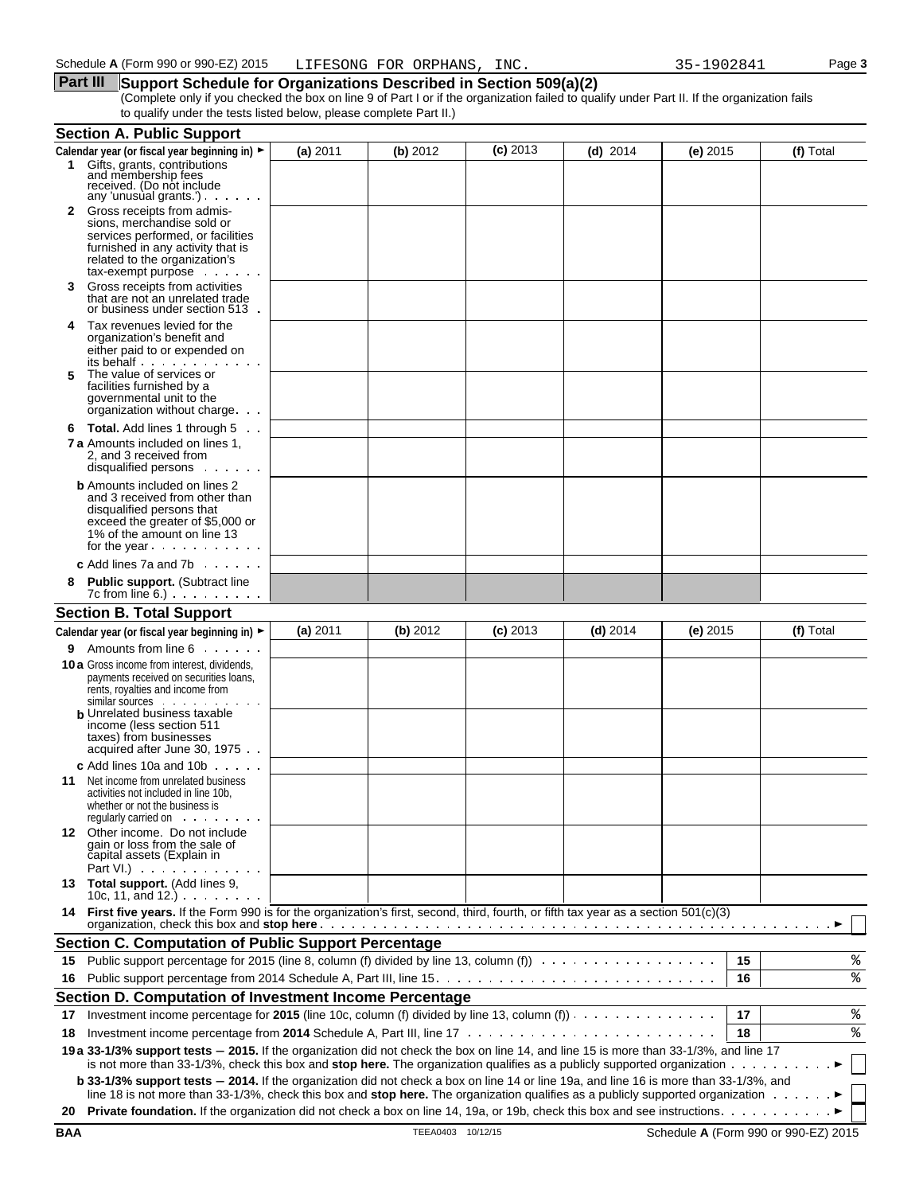Schedule A (Form 990 or 990-EZ) 2015 LIFESONG FOR ORPHANS, INC. 35-1902841 Page 3

## Part III Support Schedule for Organizations Described in Section 509(a)(2)

(Complete only if you checked the box on line 9 of Part I or if the organization failed to qualify under Part II. If the organization fails to qualify under the tests listed below, please complete Part II.)

### Section A. Public Support

| Calendar year (or fiscal year beginning in) ► | (a) 2011 | (b) 2012 | (c) 2013 | (d) 2014 | (e) 2015 | (f) Total |
|---|---|---|---|---|---|---|
| **1** Gifts, grants, contributions and membership fees received. (Do not include any 'unusual grants.') | | | | | | |
| **2** Gross receipts from admissions, merchandise sold or services performed, or facilities furnished in any activity that is related to the organization's tax-exempt purpose | | | | | | |
| **3** Gross receipts from activities that are not an unrelated trade or business under section 513 | | | | | | |
| **4** Tax revenues levied for the organization's benefit and either paid to or expended on its behalf | | | | | | |
| **5** The value of services or facilities furnished by a governmental unit to the organization without charge | | | | | | |
| **6 Total.** Add lines 1 through 5 | | | | | | |
| **7a** Amounts included on lines 1, 2, and 3 received from disqualified persons | | | | | | |
| **b** Amounts included on lines 2 and 3 received from other than disqualified persons that exceed the greater of $5,000 or 1% of the amount on line 13 for the year | | | | | | |
| **c** Add lines 7a and 7b | | | | | | |
| **8 Public support.** (Subtract line 7c from line 6.) | | | | | | |

### Section B. Total Support

| Calendar year (or fiscal year beginning in) ► | (a) 2011 | (b) 2012 | (c) 2013 | (d) 2014 | (e) 2015 | (f) Total |
|---|---|---|---|---|---|---|
| **9** Amounts from line 6 | | | | | | |
| **10a** Gross income from interest, dividends, payments received on securities loans, rents, royalties and income from similar sources | | | | | | |
| **b** Unrelated business taxable income (less section 511 taxes) from businesses acquired after June 30, 1975 | | | | | | |
| **c** Add lines 10a and 10b | | | | | | |
| **11** Net income from unrelated business activities not included in line 10b, whether or not the business is regularly carried on | | | | | | |
| **12** Other income. Do not include gain or loss from the sale of capital assets (Explain in Part VI.) | | | | | | |
| **13 Total support.** (Add lines 9, 10c, 11, and 12.) | | | | | | |

**14 First five years.** If the Form 990 is for the organization's first, second, third, fourth, or fifth tax year as a section 501(c)(3) organization, check this box and **stop here** ► ☐

### Section C. Computation of Public Support Percentage

| | | | |
|---|---|---|---|
| **15** | Public support percentage for 2015 (line 8, column (f) divided by line 13, column (f)) | 15 | % |
| **16** | Public support percentage from 2014 Schedule A, Part III, line 15 | 16 | % |

### Section D. Computation of Investment Income Percentage

| | | | |
|---|---|---|---|
| **17** | Investment income percentage for **2015** (line 10c, column (f) divided by line 13, column (f)) | 17 | % |
| **18** | Investment income percentage from **2014** Schedule A, Part III, line 17 | 18 | % |

**19a 33-1/3% support tests – 2015.** If the organization did not check the box on line 14, and line 15 is more than 33-1/3%, and line 17 is not more than 33-1/3%, check this box and **stop here.** The organization qualifies as a publicly supported organization ► ☐

**b 33-1/3% support tests – 2014.** If the organization did not check a box on line 14 or line 19a, and line 16 is more than 33-1/3%, and line 18 is not more than 33-1/3%, check this box and **stop here.** The organization qualifies as a publicly supported organization ► ☐

**20 Private foundation.** If the organization did not check a box on line 14, 19a, or 19b, check this box and see instructions ► ☐

BAA TEEA0403 10/12/15 Schedule A (Form 990 or 990-EZ) 2015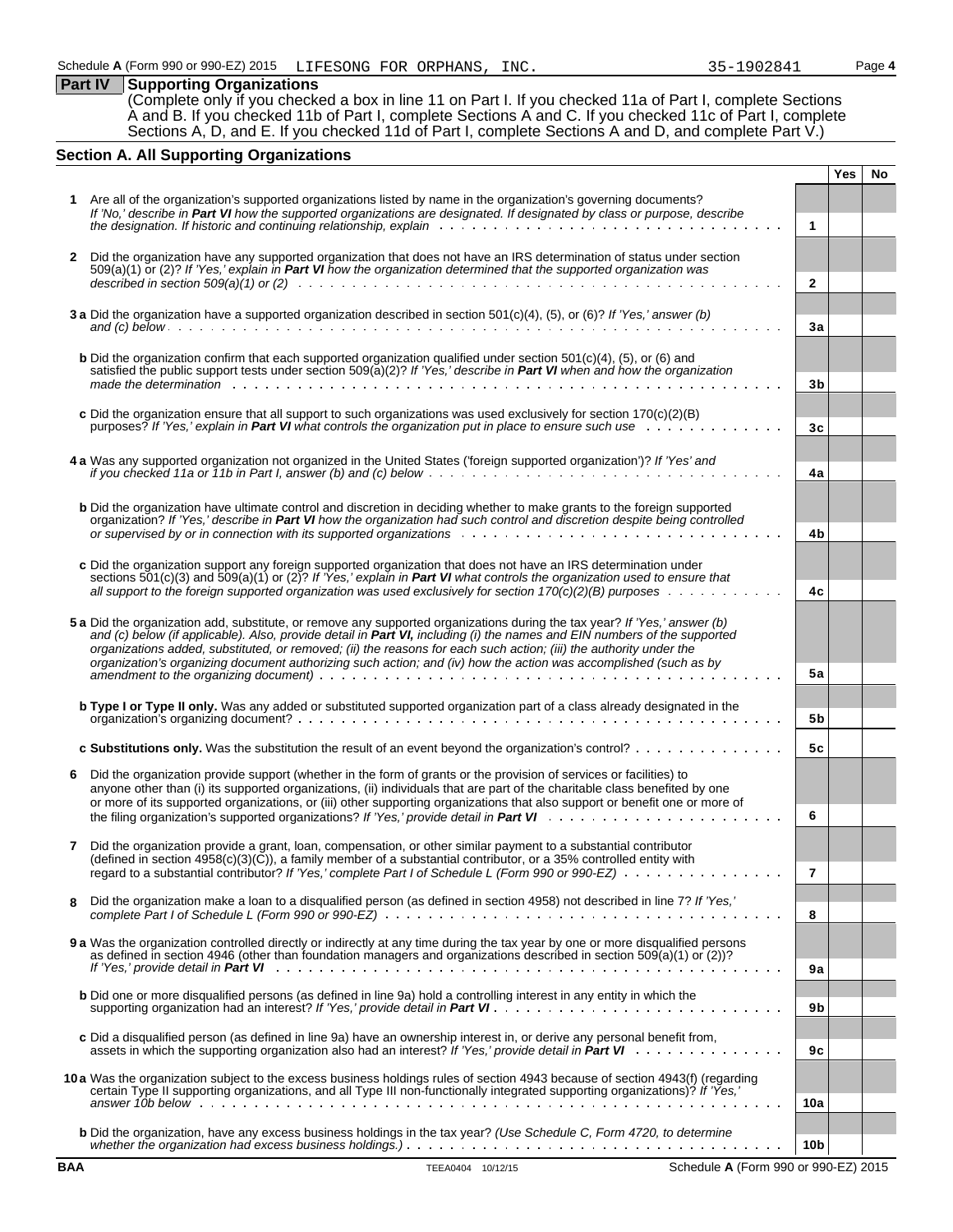Schedule A (Form 990 or 990-EZ) 2015 LIFESONG FOR ORPHANS, INC. 35-1902841

## Part IV Supporting Organizations

(Complete only if you checked a box in line 11 on Part I. If you checked 11a of Part I, complete Sections A and B. If you checked 11b of Part I, complete Sections A and C. If you checked 11c of Part I, complete Sections A, D, and E. If you checked 11d of Part I, complete Sections A and D, and complete Part V.)

### Section A. All Supporting Organizations

| | | | Yes | No |
|---|---|---|---|---|
| **1** | Are all of the organization's supported organizations listed by name in the organization's governing documents? *If 'No,' describe in **Part VI** how the supported organizations are designated. If designated by class or purpose, describe the designation. If historic and continuing relationship, explain* | 1 | | |
| **2** | Did the organization have any supported organization that does not have an IRS determination of status under section 509(a)(1) or (2)? *If 'Yes,' explain in **Part VI** how the organization determined that the supported organization was described in section 509(a)(1) or (2)* | 2 | | |
| **3 a** | Did the organization have a supported organization described in section 501(c)(4), (5), or (6)? *If 'Yes,' answer (b) and (c) below* | 3a | | |
| **b** | Did the organization confirm that each supported organization qualified under section 501(c)(4), (5), or (6) and satisfied the public support tests under section 509(a)(2)? *If 'Yes,' describe in **Part VI** when and how the organization made the determination* | 3b | | |
| **c** | Did the organization ensure that all support to such organizations was used exclusively for section 170(c)(2)(B) purposes? *If 'Yes,' explain in **Part VI** what controls the organization put in place to ensure such use* | 3c | | |
| **4 a** | Was any supported organization not organized in the United States ('foreign supported organization')? *If 'Yes' and if you checked 11a or 11b in Part I, answer (b) and (c) below* | 4a | | |
| **b** | Did the organization have ultimate control and discretion in deciding whether to make grants to the foreign supported organization? *If 'Yes,' describe in **Part VI** how the organization had such control and discretion despite being controlled or supervised by or in connection with its supported organizations* | 4b | | |
| **c** | Did the organization support any foreign supported organization that does not have an IRS determination under sections 501(c)(3) and 509(a)(1) or (2)? *If 'Yes,' explain in **Part VI** what controls the organization used to ensure that all support to the foreign supported organization was used exclusively for section 170(c)(2)(B) purposes* | 4c | | |
| **5 a** | Did the organization add, substitute, or remove any supported organizations during the tax year? *If 'Yes,' answer (b) and (c) below (if applicable). Also, provide detail in **Part VI,** including (i) the names and EIN numbers of the supported organizations added, substituted, or removed; (ii) the reasons for each such action; (iii) the authority under the organization's organizing document authorizing such action; and (iv) how the action was accomplished (such as by amendment to the organizing document)* | 5a | | |
| **b** | **Type I or Type II only.** Was any added or substituted supported organization part of a class already designated in the organization's organizing document? | 5b | | |
| **c** | **Substitutions only.** Was the substitution the result of an event beyond the organization's control? | 5c | | |
| **6** | Did the organization provide support (whether in the form of grants or the provision of services or facilities) to anyone other than (i) its supported organizations, (ii) individuals that are part of the charitable class benefited by one or more of its supported organizations, or (iii) other supporting organizations that also support or benefit one or more of the filing organization's supported organizations? *If 'Yes,' provide detail in **Part VI*** | 6 | | |
| **7** | Did the organization provide a grant, loan, compensation, or other similar payment to a substantial contributor (defined in section 4958(c)(3)(C)), a family member of a substantial contributor, or a 35% controlled entity with regard to a substantial contributor? *If 'Yes,' complete Part I of Schedule L (Form 990 or 990-EZ)* | 7 | | |
| **8** | Did the organization make a loan to a disqualified person (as defined in section 4958) not described in line 7? *If 'Yes,' complete Part I of Schedule L (Form 990 or 990-EZ)* | 8 | | |
| **9 a** | Was the organization controlled directly or indirectly at any time during the tax year by one or more disqualified persons as defined in section 4946 (other than foundation managers and organizations described in section 509(a)(1) or (2))? *If 'Yes,' provide detail in **Part VI*** | 9a | | |
| **b** | Did one or more disqualified persons (as defined in line 9a) hold a controlling interest in any entity in which the supporting organization had an interest? *If 'Yes,' provide detail in **Part VI*** | 9b | | |
| **c** | Did a disqualified person (as defined in line 9a) have an ownership interest in, or derive any personal benefit from, assets in which the supporting organization also had an interest? *If 'Yes,' provide detail in **Part VI*** | 9c | | |
| **10 a** | Was the organization subject to the excess business holdings rules of section 4943 because of section 4943(f) (regarding certain Type II supporting organizations, and all Type III non-functionally integrated supporting organizations)? *If 'Yes,' answer 10b below* | 10a | | |
| **b** | Did the organization, have any excess business holdings in the tax year? *(Use Schedule C, Form 4720, to determine whether the organization had excess business holdings.)* | 10b | | |

BAA TEEA0404 10/12/15 Schedule A (Form 990 or 990-EZ) 2015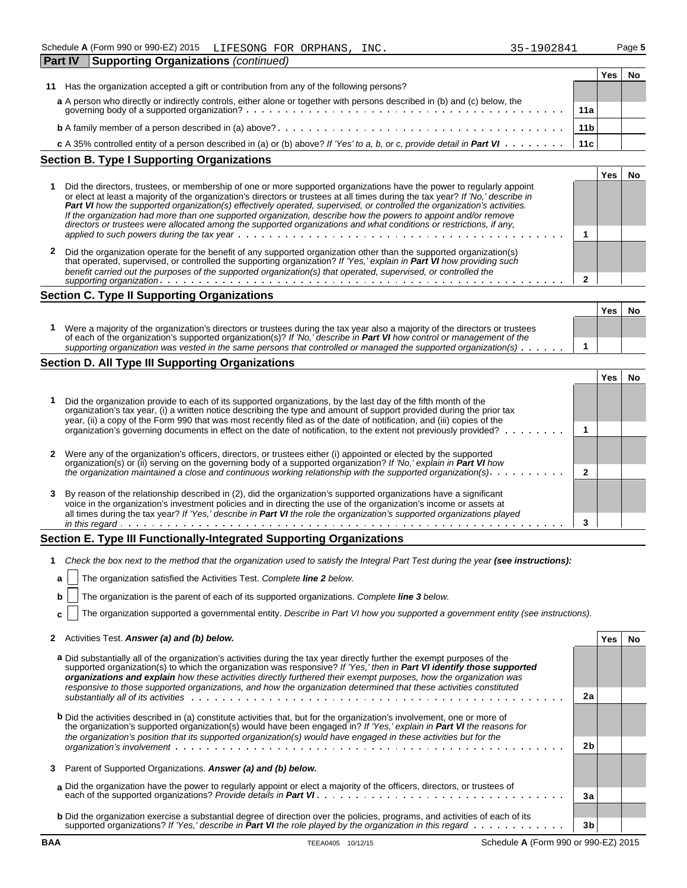Schedule A (Form 990 or 990-EZ) 2015 LIFESONG FOR ORPHANS, INC. 35-1902841

**Part IV Supporting Organizations** *(continued)*

| | | | Yes | No |
|---|---|---|---|---|
| 11 | Has the organization accepted a gift or contribution from any of the following persons? | | | |
| | **a** A person who directly or indirectly controls, either alone or together with persons described in (b) and (c) below, the governing body of a supported organization? | 11a | | |
| | **b** A family member of a person described in (a) above? | 11b | | |
| | **c** A 35% controlled entity of a person described in (a) or (b) above? *If 'Yes' to a, b, or c, provide detail in* ***Part VI*** | 11c | | |

## Section B. Type I Supporting Organizations

| | | | Yes | No |
|---|---|---|---|---|
| 1 | Did the directors, trustees, or membership of one or more supported organizations have the power to regularly appoint or elect at least a majority of the organization's directors or trustees at all times during the tax year? *If 'No,' describe in* ***Part VI*** *how the supported organization(s) effectively operated, supervised, or controlled the organization's activities. If the organization had more than one supported organization, describe how the powers to appoint and/or remove directors or trustees were allocated among the supported organizations and what conditions or restrictions, if any, applied to such powers during the tax year* | 1 | | |
| 2 | Did the organization operate for the benefit of any supported organization other than the supported organization(s) that operated, supervised, or controlled the supporting organization? *If 'Yes,' explain in* ***Part VI*** *how providing such benefit carried out the purposes of the supported organization(s) that operated, supervised, or controlled the supporting organization* | 2 | | |

## Section C. Type II Supporting Organizations

| | | | Yes | No |
|---|---|---|---|---|
| 1 | Were a majority of the organization's directors or trustees during the tax year also a majority of the directors or trustees of each of the organization's supported organization(s)? *If 'No,' describe in* ***Part VI*** *how control or management of the supporting organization was vested in the same persons that controlled or managed the supported organization(s)* | 1 | | |

## Section D. All Type III Supporting Organizations

| | | | Yes | No |
|---|---|---|---|---|
| 1 | Did the organization provide to each of its supported organizations, by the last day of the fifth month of the organization's tax year, (i) a written notice describing the type and amount of support provided during the prior tax year, (ii) a copy of the Form 990 that was most recently filed as of the date of notification, and (iii) copies of the organization's governing documents in effect on the date of notification, to the extent not previously provided? | 1 | | |
| 2 | Were any of the organization's officers, directors, or trustees either (i) appointed or elected by the supported organization(s) or (ii) serving on the governing body of a supported organization? *If 'No,' explain in* ***Part VI*** *how the organization maintained a close and continuous working relationship with the supported organization(s)* | 2 | | |
| 3 | By reason of the relationship described in (2), did the organization's supported organizations have a significant voice in the organization's investment policies and in directing the use of the organization's income or assets at all times during the tax year? *If 'Yes,' describe in* ***Part VI*** *the role the organization's supported organizations played in this regard* | 3 | | |

## Section E. Type III Functionally-Integrated Supporting Organizations

**1** *Check the box next to the method that the organization used to satisfy the Integral Part Test during the year* ***(see instructions):***

**a** ☐ The organization satisfied the Activities Test. *Complete* ***line 2*** *below.*

**b** ☐ The organization is the parent of each of its supported organizations. *Complete* ***line 3*** *below.*

**c** ☐ The organization supported a governmental entity. *Describe in Part VI how you supported a government entity (see instructions).*

| | | | Yes | No |
|---|---|---|---|---|
| 2 | Activities Test. ***Answer (a) and (b) below.*** | | | |
| | **a** Did substantially all of the organization's activities during the tax year directly further the exempt purposes of the supported organization(s) to which the organization was responsive? *If 'Yes,' then in* ***Part VI identify those supported organizations and explain*** *how these activities directly furthered their exempt purposes, how the organization was responsive to those supported organizations, and how the organization determined that these activities constituted substantially all of its activities* | 2a | | |
| | **b** Did the activities described in (a) constitute activities that, but for the organization's involvement, one or more of the organization's supported organization(s) would have been engaged in? *If 'Yes,' explain in* ***Part VI*** *the reasons for the organization's position that its supported organization(s) would have engaged in these activities but for the organization's involvement* | 2b | | |
| 3 | Parent of Supported Organizations. ***Answer (a) and (b) below.*** | | | |
| | **a** Did the organization have the power to regularly appoint or elect a majority of the officers, directors, or trustees of each of the supported organizations? *Provide details in* ***Part VI*** | 3a | | |
| | **b** Did the organization exercise a substantial degree of direction over the policies, programs, and activities of each of its supported organizations? *If 'Yes,' describe in* ***Part VI*** *the role played by the organization in this regard* | 3b | | |

BAA TEEA0405 10/12/15 Schedule A (Form 990 or 990-EZ) 2015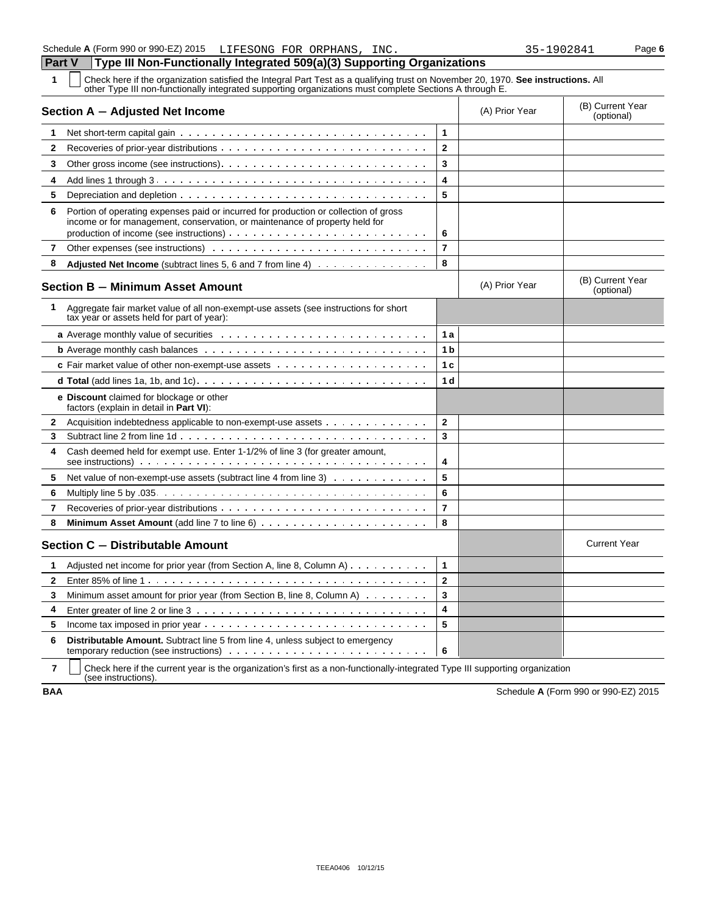Schedule **A** (Form 990 or 990-EZ) 2015 LIFESONG FOR ORPHANS, INC. 35-1902841 Page **6**

## Part V Type III Non-Functionally Integrated 509(a)(3) Supporting Organizations

**1** ☐ Check here if the organization satisfied the Integral Part Test as a qualifying trust on November 20, 1970. **See instructions.** All other Type III non-functionally integrated supporting organizations must complete Sections A through E.

| **Section A – Adjusted Net Income** | | (A) Prior Year | (B) Current Year (optional) |
|---|---|---|---|
| **1** Net short-term capital gain | 1 | | |
| **2** Recoveries of prior-year distributions | 2 | | |
| **3** Other gross income (see instructions) | 3 | | |
| **4** Add lines 1 through 3 | 4 | | |
| **5** Depreciation and depletion | 5 | | |
| **6** Portion of operating expenses paid or incurred for production or collection of gross income or for management, conservation, or maintenance of property held for production of income (see instructions) | 6 | | |
| **7** Other expenses (see instructions) | 7 | | |
| **8** **Adjusted Net Income** (subtract lines 5, 6 and 7 from line 4) | 8 | | |

| **Section B – Minimum Asset Amount** | | (A) Prior Year | (B) Current Year (optional) |
|---|---|---|---|
| **1** Aggregate fair market value of all non-exempt-use assets (see instructions for short tax year or assets held for part of year): | | | |
| **a** Average monthly value of securities | 1a | | |
| **b** Average monthly cash balances | 1b | | |
| **c** Fair market value of other non-exempt-use assets | 1c | | |
| **d Total** (add lines 1a, 1b, and 1c) | 1d | | |
| **e Discount** claimed for blockage or other factors (explain in detail in **Part VI**): | | | |
| **2** Acquisition indebtedness applicable to non-exempt-use assets | 2 | | |
| **3** Subtract line 2 from line 1d | 3 | | |
| **4** Cash deemed held for exempt use. Enter 1-1/2% of line 3 (for greater amount, see instructions) | 4 | | |
| **5** Net value of non-exempt-use assets (subtract line 4 from line 3) | 5 | | |
| **6** Multiply line 5 by .035 | 6 | | |
| **7** Recoveries of prior-year distributions | 7 | | |
| **8** **Minimum Asset Amount** (add line 7 to line 6) | 8 | | |

| **Section C – Distributable Amount** | | | Current Year |
|---|---|---|---|
| **1** Adjusted net income for prior year (from Section A, line 8, Column A) | 1 | | |
| **2** Enter 85% of line 1 | 2 | | |
| **3** Minimum asset amount for prior year (from Section B, line 8, Column A) | 3 | | |
| **4** Enter greater of line 2 or line 3 | 4 | | |
| **5** Income tax imposed in prior year | 5 | | |
| **6** **Distributable Amount.** Subtract line 5 from line 4, unless subject to emergency temporary reduction (see instructions) | 6 | | |

**7** ☐ Check here if the current year is the organization's first as a non-functionally-integrated Type III supporting organization (see instructions).

**BAA** Schedule **A** (Form 990 or 990-EZ) 2015

TEEA0406 10/12/15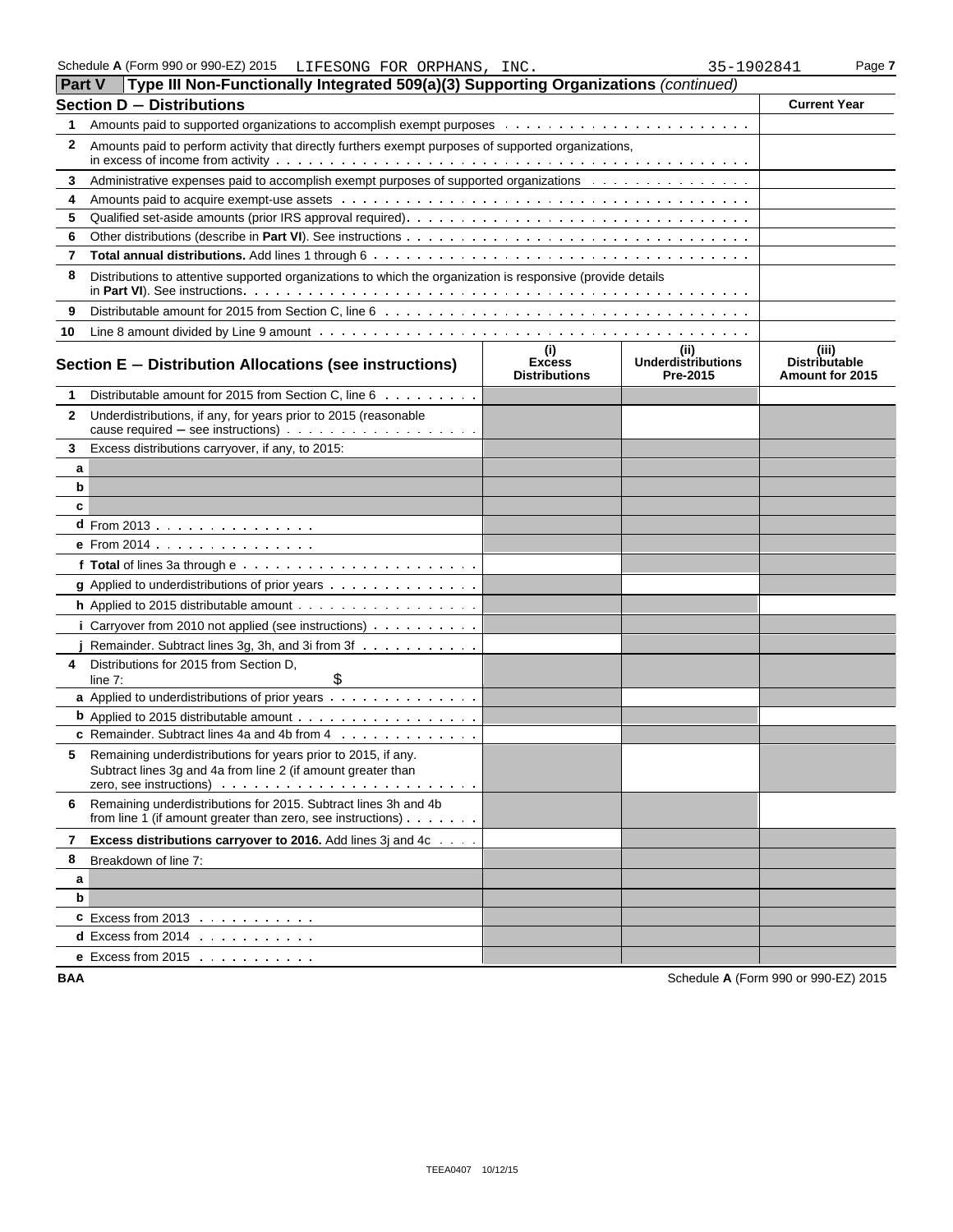Schedule A (Form 990 or 990-EZ) 2015 LIFESONG FOR ORPHANS, INC. 35-1902841 Page 7

## Part V Type III Non-Functionally Integrated 509(a)(3) Supporting Organizations *(continued)*

| | Section D − Distributions | Current Year |
|---|---|---|
| 1 | Amounts paid to supported organizations to accomplish exempt purposes | |
| 2 | Amounts paid to perform activity that directly furthers exempt purposes of supported organizations, in excess of income from activity | |
| 3 | Administrative expenses paid to accomplish exempt purposes of supported organizations | |
| 4 | Amounts paid to acquire exempt-use assets | |
| 5 | Qualified set-aside amounts (prior IRS approval required) | |
| 6 | Other distributions (describe in **Part VI**). See instructions | |
| 7 | **Total annual distributions.** Add lines 1 through 6 | |
| 8 | Distributions to attentive supported organizations to which the organization is responsive (provide details in **Part VI**). See instructions | |
| 9 | Distributable amount for 2015 from Section C, line 6 | |
| 10 | Line 8 amount divided by Line 9 amount | |

| | Section E − Distribution Allocations (see instructions) | (i) Excess Distributions | (ii) Underdistributions Pre-2015 | (iii) Distributable Amount for 2015 |
|---|---|---|---|---|
| 1 | Distributable amount for 2015 from Section C, line 6 | | | |
| 2 | Underdistributions, if any, for years prior to 2015 (reasonable cause required − see instructions) | | | |
| 3 | Excess distributions carryover, if any, to 2015: | | | |
| a | | | | |
| b | | | | |
| c | | | | |
| d | From 2013 | | | |
| e | From 2014 | | | |
| f | **Total** of lines 3a through e | | | |
| g | Applied to underdistributions of prior years | | | |
| h | Applied to 2015 distributable amount | | | |
| i | Carryover from 2010 not applied (see instructions) | | | |
| j | Remainder. Subtract lines 3g, 3h, and 3i from 3f | | | |
| 4 | Distributions for 2015 from Section D, line 7: $ | | | |
| a | Applied to underdistributions of prior years | | | |
| b | Applied to 2015 distributable amount | | | |
| c | Remainder. Subtract lines 4a and 4b from 4 | | | |
| 5 | Remaining underdistributions for years prior to 2015, if any. Subtract lines 3g and 4a from line 2 (if amount greater than zero, see instructions) | | | |
| 6 | Remaining underdistributions for 2015. Subtract lines 3h and 4b from line 1 (if amount greater than zero, see instructions) | | | |
| 7 | **Excess distributions carryover to 2016.** Add lines 3j and 4c | | | |
| 8 | Breakdown of line 7: | | | |
| a | | | | |
| b | | | | |
| c | Excess from 2013 | | | |
| d | Excess from 2014 | | | |
| e | Excess from 2015 | | | |

BAA Schedule A (Form 990 or 990-EZ) 2015

TEEA0407 10/12/15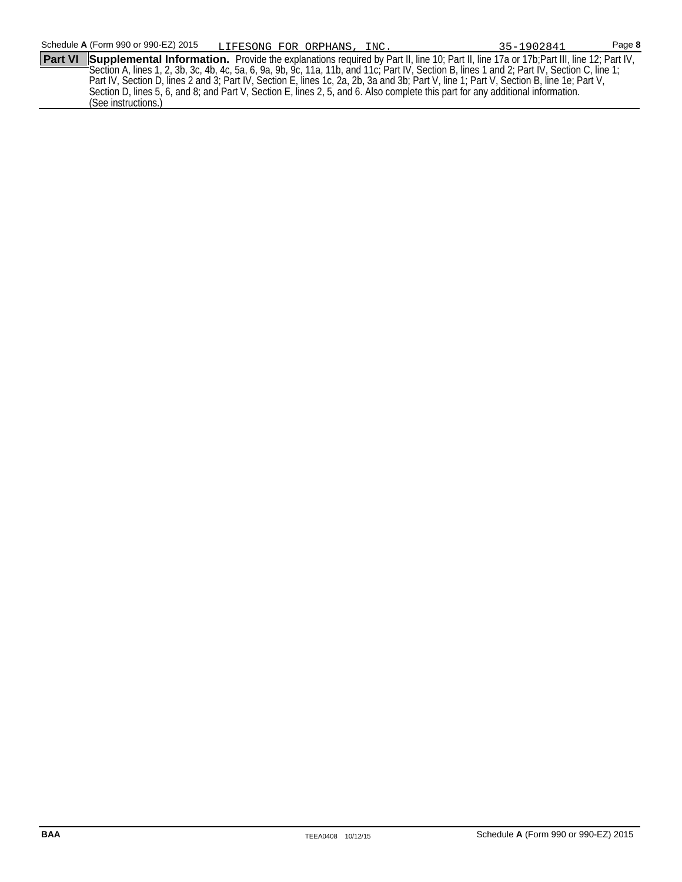Schedule **A** (Form 990 or 990-EZ) 2015 LIFESONG FOR ORPHANS, INC. 35-1902841 Page **8**

**Part VI** **Supplemental Information.** Provide the explanations required by Part II, line 10; Part II, line 17a or 17b;Part III, line 12; Part IV, Section A, lines 1, 2, 3b, 3c, 4b, 4c, 5a, 6, 9a, 9b, 9c, 11a, 11b, and 11c; Part IV, Section B, lines 1 and 2; Part IV, Section C, line 1; Part IV, Section D, lines 2 and 3; Part IV, Section E, lines 1c, 2a, 2b, 3a and 3b; Part V, line 1; Part V, Section B, line 1e; Part V, Section D, lines 5, 6, and 8; and Part V, Section E, lines 2, 5, and 6. Also complete this part for any additional information. (See instructions.)

BAA TEEA0408 10/12/15 Schedule **A** (Form 990 or 990-EZ) 2015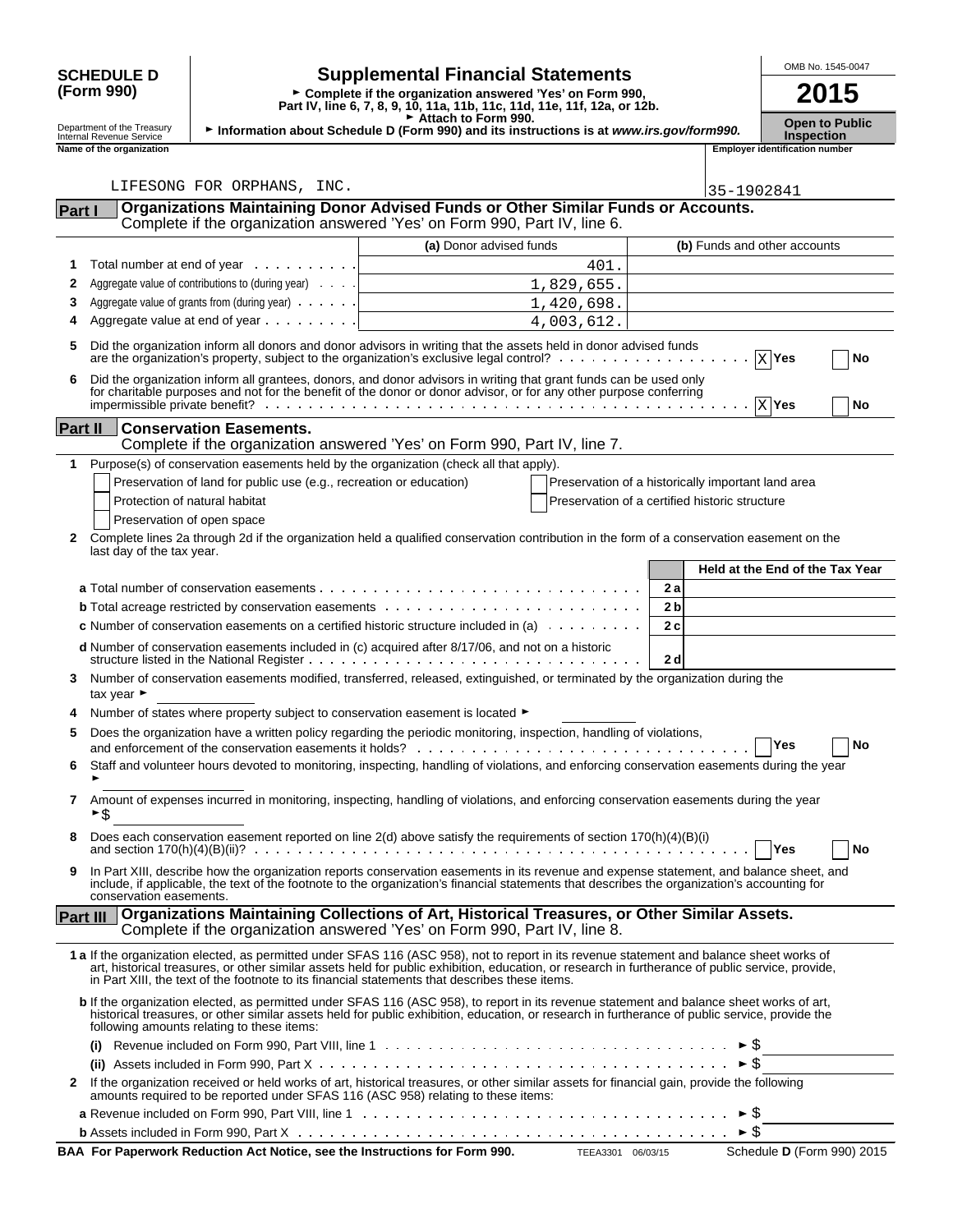**SCHEDULE D (Form 990)**

Department of the Treasury
Internal Revenue Service

# Supplemental Financial Statements

► Complete if the organization answered 'Yes' on Form 990, Part IV, line 6, 7, 8, 9, 10, 11a, 11b, 11c, 11d, 11e, 11f, 12a, or 12b.
► Attach to Form 990.
► Information about Schedule D (Form 990) and its instructions is at *www.irs.gov/form990.*

OMB No. 1545-0047

**2015**

**Open to Public Inspection**

**Name of the organization:** LIFESONG FOR ORPHANS, INC.

**Employer identification number:** 35-1902841

## Part I — Organizations Maintaining Donor Advised Funds or Other Similar Funds or Accounts.
Complete if the organization answered 'Yes' on Form 990, Part IV, line 6.

| | | (a) Donor advised funds | (b) Funds and other accounts |
|---|---|---|---|
| 1 | Total number at end of year | 401. | |
| 2 | Aggregate value of contributions to (during year) | 1,829,655. | |
| 3 | Aggregate value of grants from (during year) | 1,420,698. | |
| 4 | Aggregate value at end of year | 4,003,612. | |

5 Did the organization inform all donors and donor advisors in writing that the assets held in donor advised funds are the organization's property, subject to the organization's exclusive legal control? [X] Yes [ ] No

6 Did the organization inform all grantees, donors, and donor advisors in writing that grant funds can be used only for charitable purposes and not for the benefit of the donor or donor advisor, or for any other purpose conferring impermissible private benefit? [X] Yes [ ] No

## Part II — Conservation Easements.
Complete if the organization answered 'Yes' on Form 990, Part IV, line 7.

1 Purpose(s) of conservation easements held by the organization (check all that apply).
- [ ] Preservation of land for public use (e.g., recreation or education)
- [ ] Protection of natural habitat
- [ ] Preservation of open space
- [ ] Preservation of a historically important land area
- [ ] Preservation of a certified historic structure

2 Complete lines 2a through 2d if the organization held a qualified conservation contribution in the form of a conservation easement on the last day of the tax year.

| | | Held at the End of the Tax Year |
|---|---|---|
| **a** Total number of conservation easements | 2a | |
| **b** Total acreage restricted by conservation easements | 2b | |
| **c** Number of conservation easements on a certified historic structure included in (a) | 2c | |
| **d** Number of conservation easements included in (c) acquired after 8/17/06, and not on a historic structure listed in the National Register | 2d | |

3 Number of conservation easements modified, transferred, released, extinguished, or terminated by the organization during the tax year ►

4 Number of states where property subject to conservation easement is located ►

5 Does the organization have a written policy regarding the periodic monitoring, inspection, handling of violations, and enforcement of the conservation easements it holds? [ ] Yes [ ] No

6 Staff and volunteer hours devoted to monitoring, inspecting, handling of violations, and enforcing conservation easements during the year ►

7 Amount of expenses incurred in monitoring, inspecting, handling of violations, and enforcing conservation easements during the year ►$

8 Does each conservation easement reported on line 2(d) above satisfy the requirements of section 170(h)(4)(B)(i) and section 170(h)(4)(B)(ii)? [ ] Yes [ ] No

9 In Part XIII, describe how the organization reports conservation easements in its revenue and expense statement, and balance sheet, and include, if applicable, the text of the footnote to the organization's financial statements that describes the organization's accounting for conservation easements.

## Part III — Organizations Maintaining Collections of Art, Historical Treasures, or Other Similar Assets.
Complete if the organization answered 'Yes' on Form 990, Part IV, line 8.

**1 a** If the organization elected, as permitted under SFAS 116 (ASC 958), not to report in its revenue statement and balance sheet works of art, historical treasures, or other similar assets held for public exhibition, education, or research in furtherance of public service, provide, in Part XIII, the text of the footnote to its financial statements that describes these items.

**b** If the organization elected, as permitted under SFAS 116 (ASC 958), to report in its revenue statement and balance sheet works of art, historical treasures, or other similar assets held for public exhibition, education, or research in furtherance of public service, provide the following amounts relating to these items:

(i) Revenue included on Form 990, Part VIII, line 1 ►$

(ii) Assets included in Form 990, Part X ►$

2 If the organization received or held works of art, historical treasures, or other similar assets for financial gain, provide the following amounts required to be reported under SFAS 116 (ASC 958) relating to these items:

**a** Revenue included on Form 990, Part VIII, line 1 ►$

**b** Assets included in Form 990, Part X ►$

**BAA For Paperwork Reduction Act Notice, see the Instructions for Form 990.** TEEA3301 06/03/15 Schedule **D** (Form 990) 2015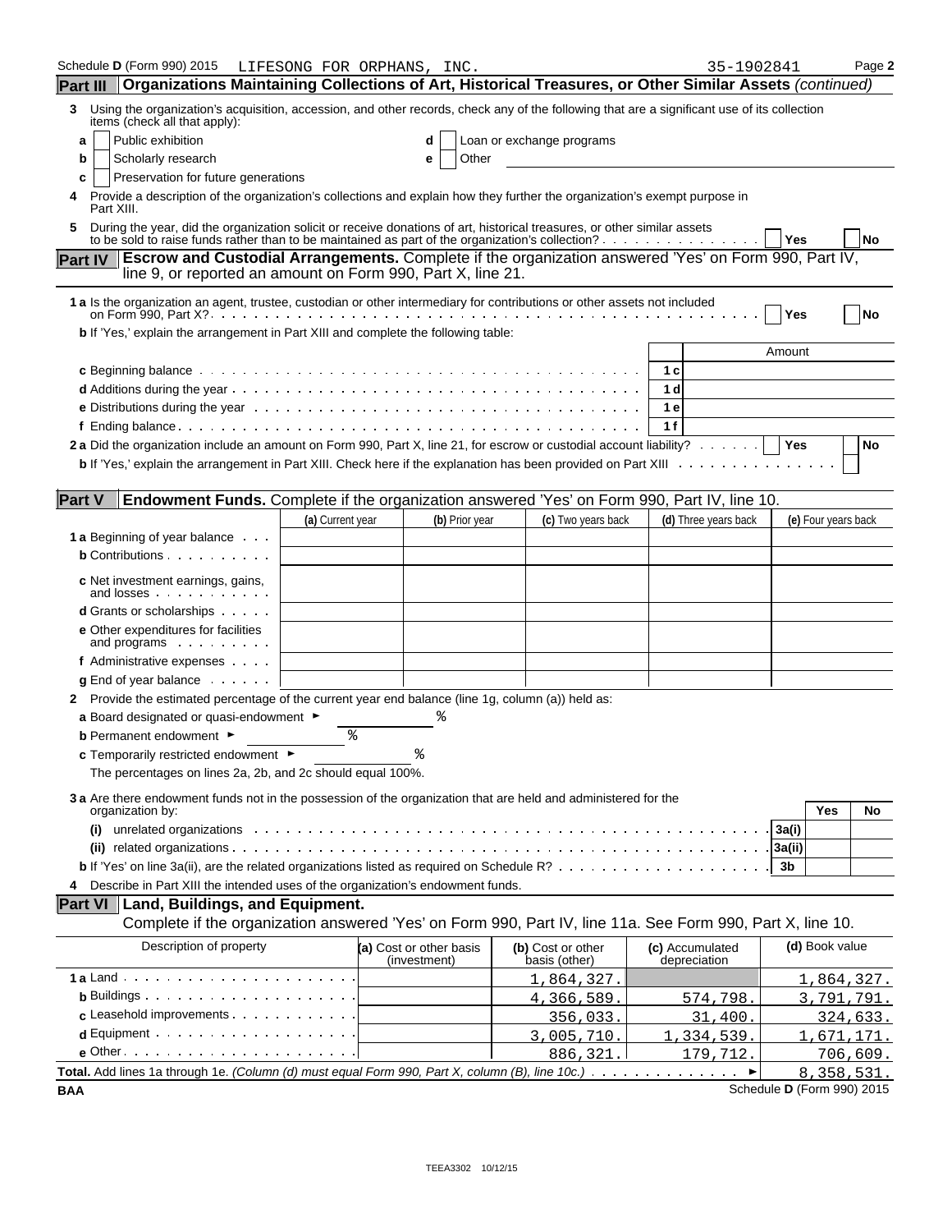Schedule D (Form 990) 2015 LIFESONG FOR ORPHANS, INC. 35-1902841 Page 2

## Part III Organizations Maintaining Collections of Art, Historical Treasures, or Other Similar Assets *(continued)*

**3** Using the organization's acquisition, accession, and other records, check any of the following that are a significant use of its collection items (check all that apply):

- **a** ☐ Public exhibition
- **b** ☐ Scholarly research
- **c** ☐ Preservation for future generations
- **d** ☐ Loan or exchange programs
- **e** ☐ Other

**4** Provide a description of the organization's collections and explain how they further the organization's exempt purpose in Part XIII.

**5** During the year, did the organization solicit or receive donations of art, historical treasures, or other similar assets to be sold to raise funds rather than to be maintained as part of the organization's collection? ☐ Yes ☐ No

## Part IV Escrow and Custodial Arrangements. Complete if the organization answered 'Yes' on Form 990, Part IV, line 9, or reported an amount on Form 990, Part X, line 21.

**1 a** Is the organization an agent, trustee, custodian or other intermediary for contributions or other assets not included on Form 990, Part X? ☐ Yes ☐ No

**b** If 'Yes,' explain the arrangement in Part XIII and complete the following table:

| | | Amount |
|---|---|---|
| **c** Beginning balance | 1 c | |
| **d** Additions during the year | 1 d | |
| **e** Distributions during the year | 1 e | |
| **f** Ending balance | 1 f | |

**2 a** Did the organization include an amount on Form 990, Part X, line 21, for escrow or custodial account liability? ☐ Yes ☐ No

**b** If 'Yes,' explain the arrangement in Part XIII. Check here if the explanation has been provided on Part XIII ☐

## Part V Endowment Funds. Complete if the organization answered 'Yes' on Form 990, Part IV, line 10.

| | (a) Current year | (b) Prior year | (c) Two years back | (d) Three years back | (e) Four years back |
|---|---|---|---|---|---|
| **1 a** Beginning of year balance | | | | | |
| **b** Contributions | | | | | |
| **c** Net investment earnings, gains, and losses | | | | | |
| **d** Grants or scholarships | | | | | |
| **e** Other expenditures for facilities and programs | | | | | |
| **f** Administrative expenses | | | | | |
| **g** End of year balance | | | | | |

**2** Provide the estimated percentage of the current year end balance (line 1g, column (a)) held as:

- **a** Board designated or quasi-endowment ► %
- **b** Permanent endowment ► %
- **c** Temporarily restricted endowment ► %

The percentages on lines 2a, 2b, and 2c should equal 100%.

**3 a** Are there endowment funds not in the possession of the organization that are held and administered for the organization by:

| | | Yes | No |
|---|---|---|---|
| **(i)** unrelated organizations | 3a(i) | | |
| **(ii)** related organizations | 3a(ii) | | |
| **b** If 'Yes' on line 3a(ii), are the related organizations listed as required on Schedule R? | 3b | | |

**4** Describe in Part XIII the intended uses of the organization's endowment funds.

## Part VI Land, Buildings, and Equipment.

Complete if the organization answered 'Yes' on Form 990, Part IV, line 11a. See Form 990, Part X, line 10.

| Description of property | (a) Cost or other basis (investment) | (b) Cost or other basis (other) | (c) Accumulated depreciation | (d) Book value |
|---|---|---|---|---|
| **1 a** Land | | 1,864,327. | | 1,864,327. |
| **b** Buildings | | 4,366,589. | 574,798. | 3,791,791. |
| **c** Leasehold improvements | | 356,033. | 31,400. | 324,633. |
| **d** Equipment | | 3,005,710. | 1,334,539. | 1,671,171. |
| **e** Other | | 886,321. | 179,712. | 706,609. |
| **Total.** Add lines 1a through 1e. *(Column (d) must equal Form 990, Part X, column (B), line 10c.)* ► | | | | 8,358,531. |

BAA Schedule D (Form 990) 2015

TEEA3302 10/12/15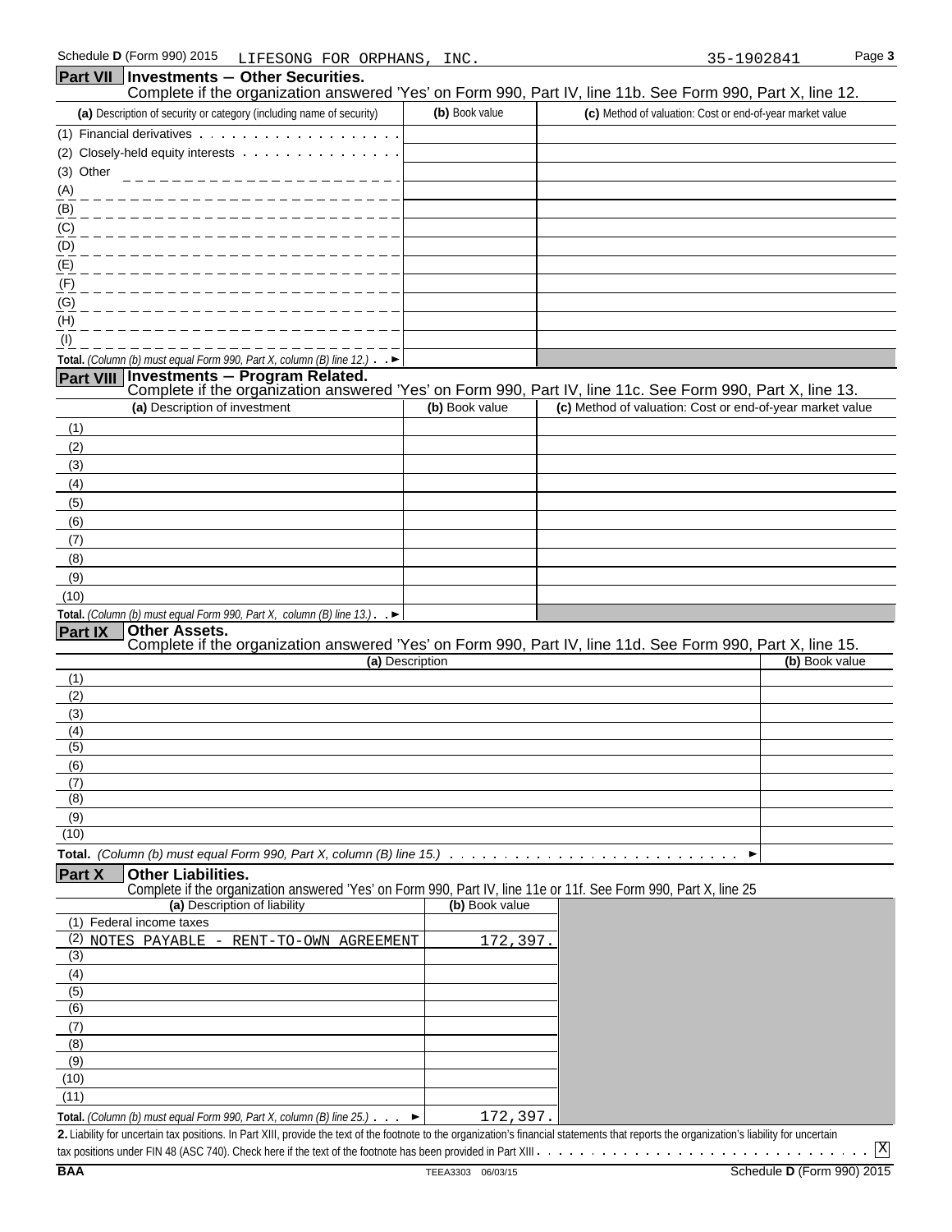Schedule D (Form 990) 2015 LIFESONG FOR ORPHANS, INC. 35-1902841

## Part VII Investments — Other Securities.

Complete if the organization answered 'Yes' on Form 990, Part IV, line 11b. See Form 990, Part X, line 12.

| (a) Description of security or category (including name of security) | (b) Book value | (c) Method of valuation: Cost or end-of-year market value |
|---|---|---|
| (1) Financial derivatives | | |
| (2) Closely-held equity interests | | |
| (3) Other | | |
| (A) | | |
| (B) | | |
| (C) | | |
| (D) | | |
| (E) | | |
| (F) | | |
| (G) | | |
| (H) | | |
| (I) | | |
| **Total.** *(Column (b) must equal Form 990, Part X, column (B) line 12.)* ► | | |

## Part VIII Investments — Program Related.

Complete if the organization answered 'Yes' on Form 990, Part IV, line 11c. See Form 990, Part X, line 13.

| (a) Description of investment | (b) Book value | (c) Method of valuation: Cost or end-of-year market value |
|---|---|---|
| (1) | | |
| (2) | | |
| (3) | | |
| (4) | | |
| (5) | | |
| (6) | | |
| (7) | | |
| (8) | | |
| (9) | | |
| (10) | | |
| **Total.** *(Column (b) must equal Form 990, Part X, column (B) line 13.)* ► | | |

## Part IX Other Assets.

Complete if the organization answered 'Yes' on Form 990, Part IV, line 11d. See Form 990, Part X, line 15.

| (a) Description | (b) Book value |
|---|---|
| (1) | |
| (2) | |
| (3) | |
| (4) | |
| (5) | |
| (6) | |
| (7) | |
| (8) | |
| (9) | |
| (10) | |
| **Total.** *(Column (b) must equal Form 990, Part X, column (B) line 15.)* ► | |

## Part X Other Liabilities.

Complete if the organization answered 'Yes' on Form 990, Part IV, line 11e or 11f. See Form 990, Part X, line 25

| (a) Description of liability | (b) Book value |
|---|---|
| (1) Federal income taxes | |
| (2) NOTES PAYABLE - RENT-TO-OWN AGREEMENT | 172,397. |
| (3) | |
| (4) | |
| (5) | |
| (6) | |
| (7) | |
| (8) | |
| (9) | |
| (10) | |
| (11) | |
| **Total.** *(Column (b) must equal Form 990, Part X, column (B) line 25.)* ► | 172,397. |

**2.** Liability for uncertain tax positions. In Part XIII, provide the text of the footnote to the organization's financial statements that reports the organization's liability for uncertain tax positions under FIN 48 (ASC 740). Check here if the text of the footnote has been provided in Part XIII [X]

BAA TEEA3303 06/03/15 Schedule D (Form 990) 2015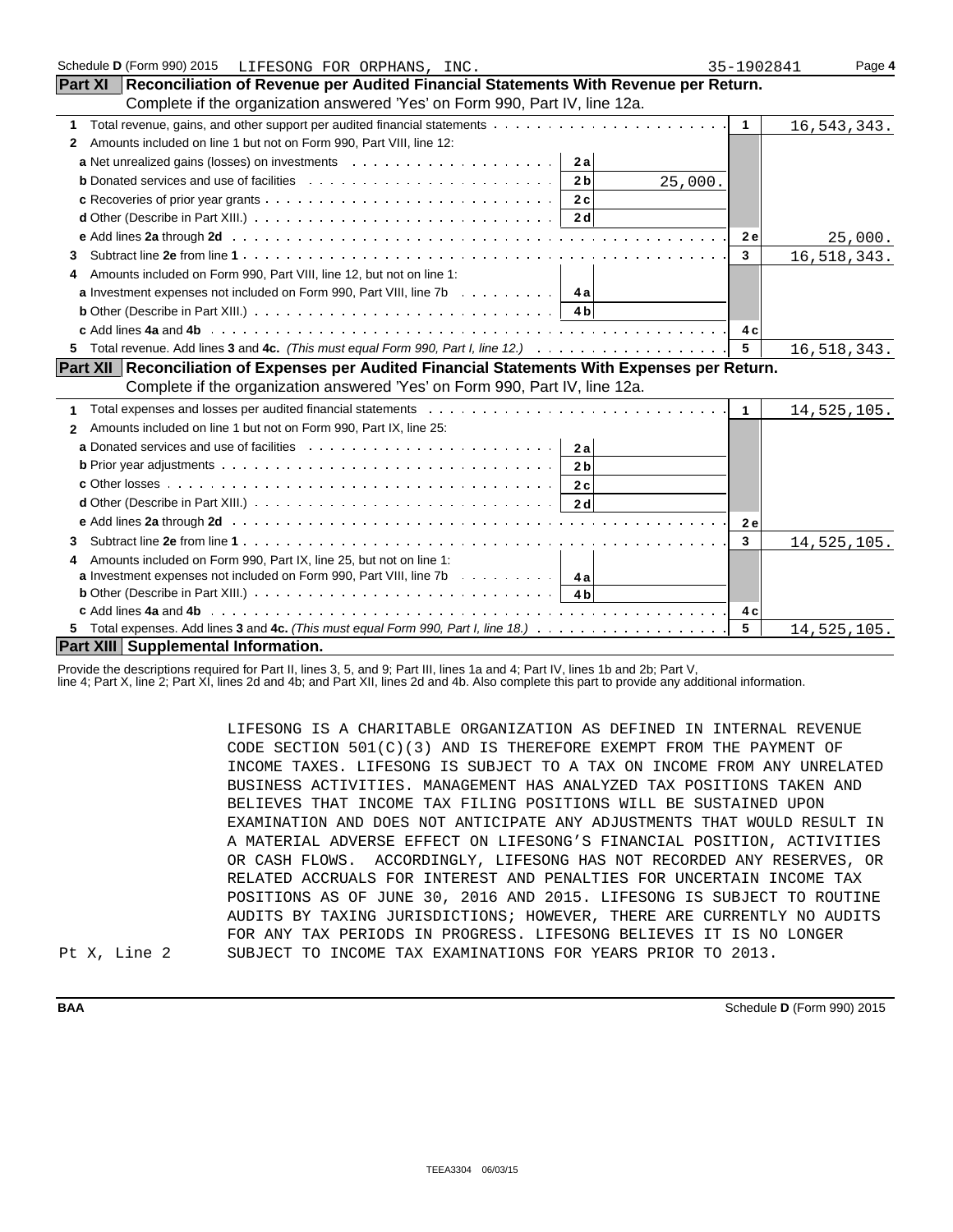Schedule D (Form 990) 2015 LIFESONG FOR ORPHANS, INC. 35-1902841 Page 4

## Part XI Reconciliation of Revenue per Audited Financial Statements With Revenue per Return.

Complete if the organization answered 'Yes' on Form 990, Part IV, line 12a.

| | | | | |
|---|---|---|---|---|
| **1** Total revenue, gains, and other support per audited financial statements | | | 1 | 16,543,343. |
| **2** Amounts included on line 1 but not on Form 990, Part VIII, line 12: | | | | |
| **a** Net unrealized gains (losses) on investments | 2a | | | |
| **b** Donated services and use of facilities | 2b | 25,000. | | |
| **c** Recoveries of prior year grants | 2c | | | |
| **d** Other (Describe in Part XIII.) | 2d | | | |
| **e** Add lines **2a** through **2d** | | | 2e | 25,000. |
| **3** Subtract line **2e** from line **1** | | | 3 | 16,518,343. |
| **4** Amounts included on Form 990, Part VIII, line 12, but not on line 1: | | | | |
| **a** Investment expenses not included on Form 990, Part VIII, line 7b | 4a | | | |
| **b** Other (Describe in Part XIII.) | 4b | | | |
| **c** Add lines **4a** and **4b** | | | 4c | |
| **5** Total revenue. Add lines **3** and **4c.** *(This must equal Form 990, Part I, line 12.)* | | | 5 | 16,518,343. |

## Part XII Reconciliation of Expenses per Audited Financial Statements With Expenses per Return.

Complete if the organization answered 'Yes' on Form 990, Part IV, line 12a.

| | | | | |
|---|---|---|---|---|
| **1** Total expenses and losses per audited financial statements | | | 1 | 14,525,105. |
| **2** Amounts included on line 1 but not on Form 990, Part IX, line 25: | | | | |
| **a** Donated services and use of facilities | 2a | | | |
| **b** Prior year adjustments | 2b | | | |
| **c** Other losses | 2c | | | |
| **d** Other (Describe in Part XIII.) | 2d | | | |
| **e** Add lines **2a** through **2d** | | | 2e | |
| **3** Subtract line **2e** from line **1** | | | 3 | 14,525,105. |
| **4** Amounts included on Form 990, Part IX, line 25, but not on line 1: | | | | |
| **a** Investment expenses not included on Form 990, Part VIII, line 7b | 4a | | | |
| **b** Other (Describe in Part XIII.) | 4b | | | |
| **c** Add lines **4a** and **4b** | | | 4c | |
| **5** Total expenses. Add lines **3** and **4c.** *(This must equal Form 990, Part I, line 18.)* | | | 5 | 14,525,105. |

## Part XIII Supplemental Information.

Provide the descriptions required for Part II, lines 3, 5, and 9; Part III, lines 1a and 4; Part IV, lines 1b and 2b; Part V, line 4; Part X, line 2; Part XI, lines 2d and 4b; and Part XII, lines 2d and 4b. Also complete this part to provide any additional information.

Pt X, Line 2

LIFESONG IS A CHARITABLE ORGANIZATION AS DEFINED IN INTERNAL REVENUE CODE SECTION 501(C)(3) AND IS THEREFORE EXEMPT FROM THE PAYMENT OF INCOME TAXES. LIFESONG IS SUBJECT TO A TAX ON INCOME FROM ANY UNRELATED BUSINESS ACTIVITIES. MANAGEMENT HAS ANALYZED TAX POSITIONS TAKEN AND BELIEVES THAT INCOME TAX FILING POSITIONS WILL BE SUSTAINED UPON EXAMINATION AND DOES NOT ANTICIPATE ANY ADJUSTMENTS THAT WOULD RESULT IN A MATERIAL ADVERSE EFFECT ON LIFESONG'S FINANCIAL POSITION, ACTIVITIES OR CASH FLOWS. ACCORDINGLY, LIFESONG HAS NOT RECORDED ANY RESERVES, OR RELATED ACCRUALS FOR INTEREST AND PENALTIES FOR UNCERTAIN INCOME TAX POSITIONS AS OF JUNE 30, 2016 AND 2015. LIFESONG IS SUBJECT TO ROUTINE AUDITS BY TAXING JURISDICTIONS; HOWEVER, THERE ARE CURRENTLY NO AUDITS FOR ANY TAX PERIODS IN PROGRESS. LIFESONG BELIEVES IT IS NO LONGER SUBJECT TO INCOME TAX EXAMINATIONS FOR YEARS PRIOR TO 2013.

BAA Schedule D (Form 990) 2015

TEEA3304 06/03/15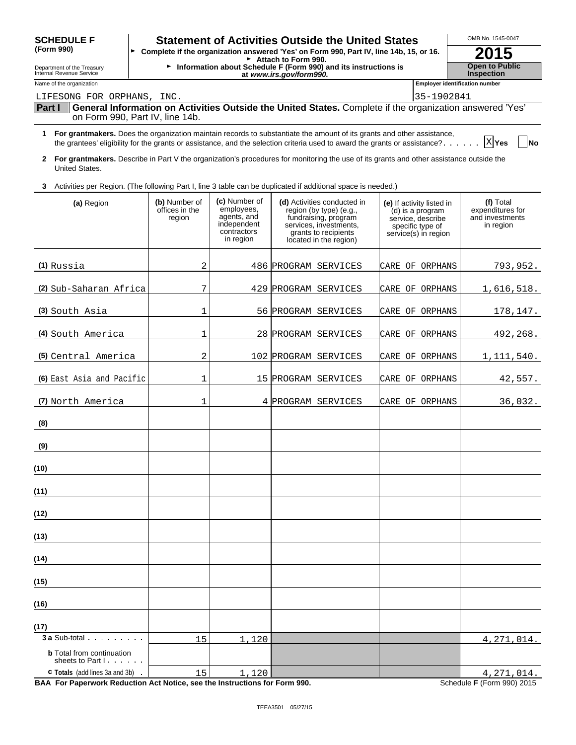**SCHEDULE F**
**(Form 990)**

Department of the Treasury
Internal Revenue Service

# Statement of Activities Outside the United States

► **Complete if the organization answered 'Yes' on Form 990, Part IV, line 14b, 15, or 16.**
► **Attach to Form 990.**
► **Information about Schedule F (Form 990) and its instructions is at *www.irs.gov/form990.***

OMB No. 1545-0047

**2015**

**Open to Public Inspection**

Name of the organization: LIFESONG FOR ORPHANS, INC.

Employer identification number: 35-1902841

**Part I** **General Information on Activities Outside the United States.** Complete if the organization answered 'Yes' on Form 990, Part IV, line 14b.

**1** **For grantmakers.** Does the organization maintain records to substantiate the amount of its grants and other assistance, the grantees' eligibility for the grants or assistance, and the selection criteria used to award the grants or assistance? . . . . . . [X] **Yes** [ ] **No**

**2** **For grantmakers.** Describe in Part V the organization's procedures for monitoring the use of its grants and other assistance outside the United States.

**3** Activities per Region. (The following Part I, line 3 table can be duplicated if additional space is needed.)

| (a) Region | (b) Number of offices in the region | (c) Number of employees, agents, and independent contractors in region | (d) Activities conducted in region (by type) (e.g., fundraising, program services, investments, grants to recipients located in the region) | (e) If activity listed in (d) is a program service, describe specific type of service(s) in region | (f) Total expenditures for and investments in region |
|---|---|---|---|---|---|
| (1) Russia | 2 | 486 | PROGRAM SERVICES | CARE OF ORPHANS | 793,952. |
| (2) Sub-Saharan Africa | 7 | 429 | PROGRAM SERVICES | CARE OF ORPHANS | 1,616,518. |
| (3) South Asia | 1 | 56 | PROGRAM SERVICES | CARE OF ORPHANS | 178,147. |
| (4) South America | 1 | 28 | PROGRAM SERVICES | CARE OF ORPHANS | 492,268. |
| (5) Central America | 2 | 102 | PROGRAM SERVICES | CARE OF ORPHANS | 1,111,540. |
| (6) East Asia and Pacific | 1 | 15 | PROGRAM SERVICES | CARE OF ORPHANS | 42,557. |
| (7) North America | 1 | 4 | PROGRAM SERVICES | CARE OF ORPHANS | 36,032. |
| (8) | | | | | |
| (9) | | | | | |
| (10) | | | | | |
| (11) | | | | | |
| (12) | | | | | |
| (13) | | | | | |
| (14) | | | | | |
| (15) | | | | | |
| (16) | | | | | |
| (17) | | | | | |
| **3 a** Sub-total . . . . . . . . . | 15 | 1,120 | | | 4,271,014. |
| **b** Total from continuation sheets to Part I . . . . . . | | | | | |
| **c** Totals (add lines 3a and 3b) . | 15 | 1,120 | | | 4,271,014. |

**BAA For Paperwork Reduction Act Notice, see the Instructions for Form 990.** Schedule **F** (Form 990) 2015

TEEA3501 05/27/15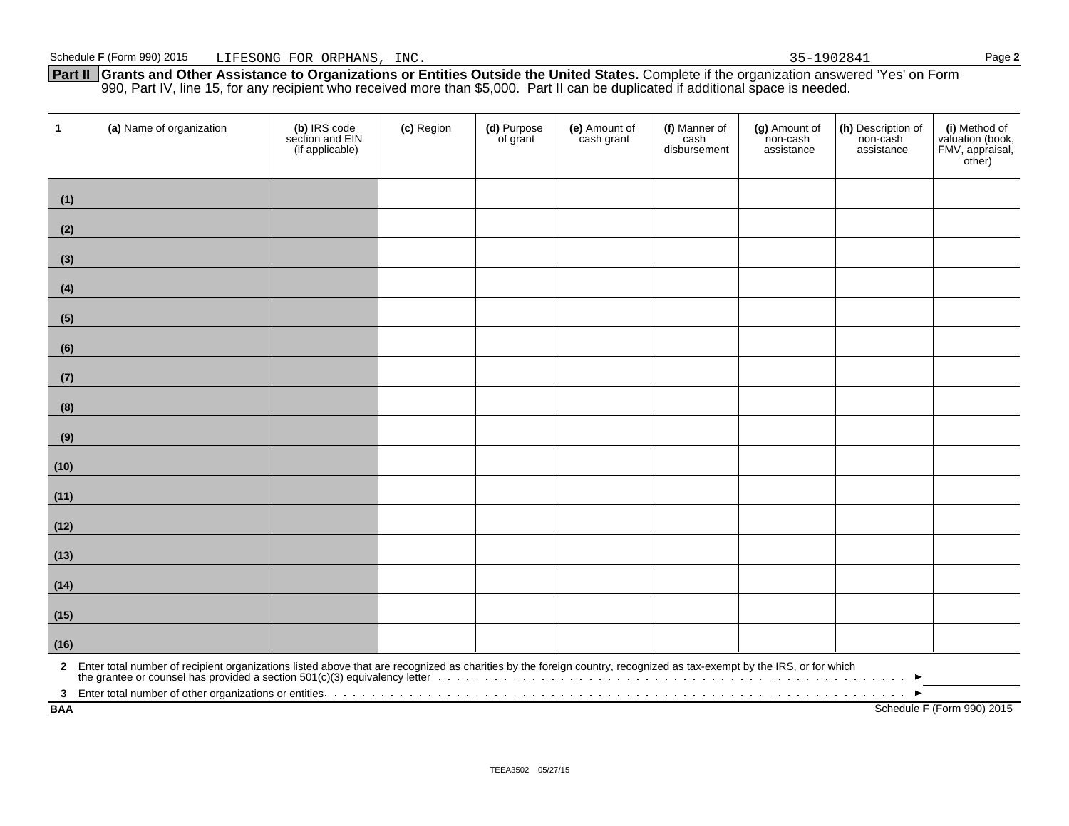Schedule **F** (Form 990) 2015 LIFESONG FOR ORPHANS, INC. 35-1902841 Page **2**

**Part II Grants and Other Assistance to Organizations or Entities Outside the United States.** Complete if the organization answered 'Yes' on Form 990, Part IV, line 15, for any recipient who received more than $5,000. Part II can be duplicated if additional space is needed.

| 1 | **(a)** Name of organization | **(b)** IRS code section and EIN (if applicable) | **(c)** Region | **(d)** Purpose of grant | **(e)** Amount of cash grant | **(f)** Manner of cash disbursement | **(g)** Amount of non-cash assistance | **(h)** Description of non-cash assistance | **(i)** Method of valuation (book, FMV, appraisal, other) |
|---|---|---|---|---|---|---|---|---|---|
| **(1)** | | | | | | | | | |
| **(2)** | | | | | | | | | |
| **(3)** | | | | | | | | | |
| **(4)** | | | | | | | | | |
| **(5)** | | | | | | | | | |
| **(6)** | | | | | | | | | |
| **(7)** | | | | | | | | | |
| **(8)** | | | | | | | | | |
| **(9)** | | | | | | | | | |
| **(10)** | | | | | | | | | |
| **(11)** | | | | | | | | | |
| **(12)** | | | | | | | | | |
| **(13)** | | | | | | | | | |
| **(14)** | | | | | | | | | |
| **(15)** | | | | | | | | | |
| **(16)** | | | | | | | | | |

**2** Enter total number of recipient organizations listed above that are recognized as charities by the foreign country, recognized as tax-exempt by the IRS, or for which the grantee or counsel has provided a section 501(c)(3) equivalency letter . . . . . . ►

**3** Enter total number of other organizations or entities . . . . . . ►

**BAA** Schedule **F** (Form 990) 2015

TEEA3502 05/27/15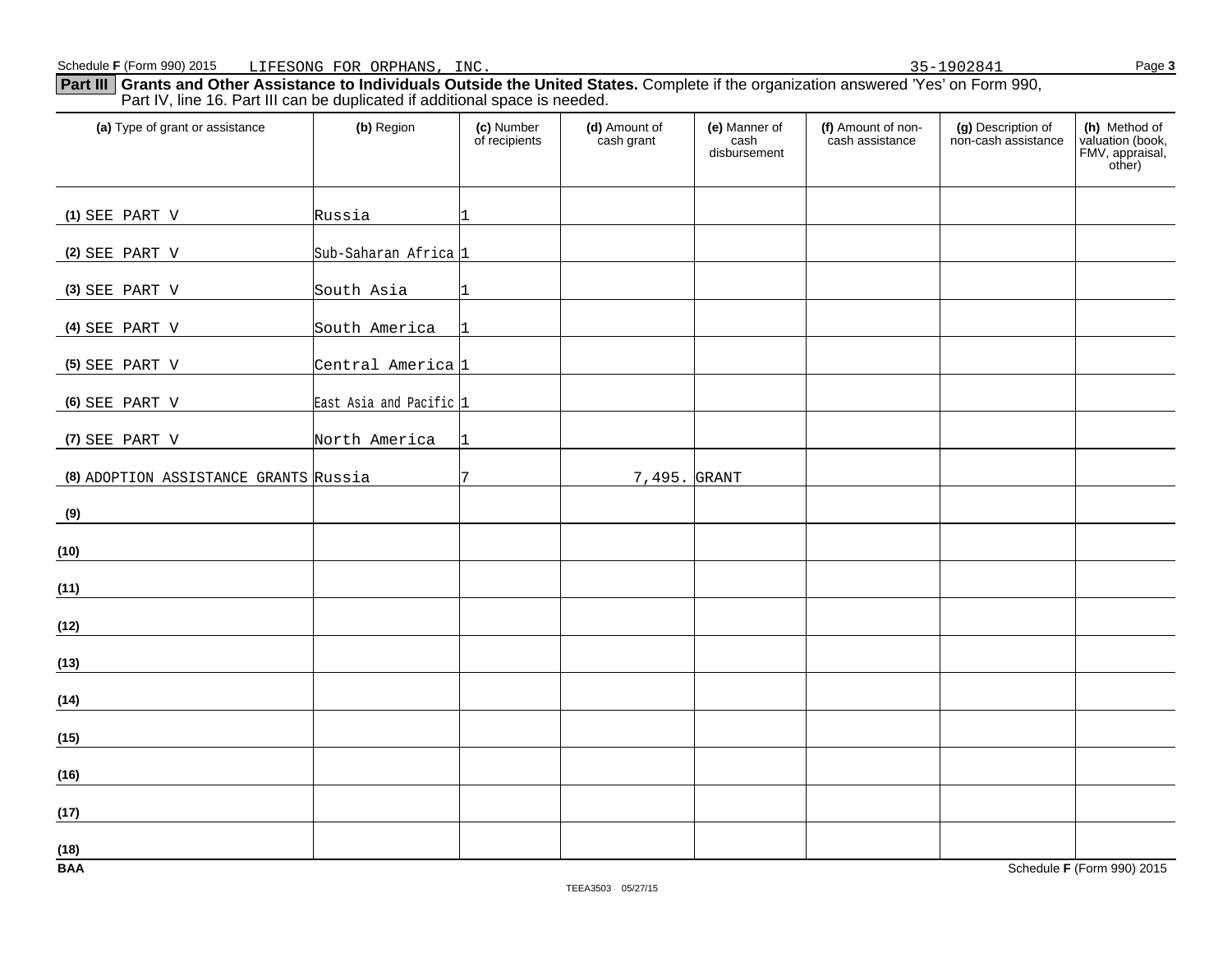Schedule F (Form 990) 2015 LIFESONG FOR ORPHANS, INC. 35-1902841

**Part III Grants and Other Assistance to Individuals Outside the United States.** Complete if the organization answered 'Yes' on Form 990, Part IV, line 16. Part III can be duplicated if additional space is needed.

| (a) Type of grant or assistance | (b) Region | (c) Number of recipients | (d) Amount of cash grant | (e) Manner of cash disbursement | (f) Amount of non-cash assistance | (g) Description of non-cash assistance | (h) Method of valuation (book, FMV, appraisal, other) |
|---|---|---|---|---|---|---|---|
| (1) SEE PART V | Russia | 1 | | | | | |
| (2) SEE PART V | Sub-Saharan Africa | 1 | | | | | |
| (3) SEE PART V | South Asia | 1 | | | | | |
| (4) SEE PART V | South America | 1 | | | | | |
| (5) SEE PART V | Central America | 1 | | | | | |
| (6) SEE PART V | East Asia and Pacific | 1 | | | | | |
| (7) SEE PART V | North America | 1 | | | | | |
| (8) ADOPTION ASSISTANCE GRANTS | Russia | 7 | 7,495. | GRANT | | | |
| (9) | | | | | | | |
| (10) | | | | | | | |
| (11) | | | | | | | |
| (12) | | | | | | | |
| (13) | | | | | | | |
| (14) | | | | | | | |
| (15) | | | | | | | |
| (16) | | | | | | | |
| (17) | | | | | | | |
| (18) | | | | | | | |

BAA Schedule F (Form 990) 2015

TEEA3503 05/27/15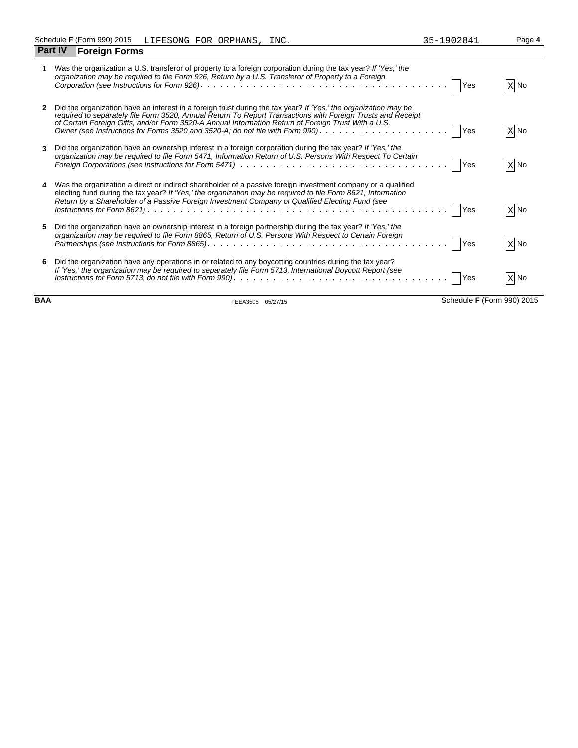Schedule **F** (Form 990) 2015 LIFESONG FOR ORPHANS, INC. 35-1902841

## Part IV Foreign Forms

| | | Yes | No |
|---|---|---|---|
| **1** | Was the organization a U.S. transferor of property to a foreign corporation during the tax year? *If 'Yes,' the organization may be required to file Form 926, Return by a U.S. Transferor of Property to a Foreign Corporation (see Instructions for Form 926)* | | X |
| **2** | Did the organization have an interest in a foreign trust during the tax year? *If 'Yes,' the organization may be required to separately file Form 3520, Annual Return To Report Transactions with Foreign Trusts and Receipt of Certain Foreign Gifts, and/or Form 3520-A Annual Information Return of Foreign Trust With a U.S. Owner (see Instructions for Forms 3520 and 3520-A; do not file with Form 990)* | | X |
| **3** | Did the organization have an ownership interest in a foreign corporation during the tax year? *If 'Yes,' the organization may be required to file Form 5471, Information Return of U.S. Persons With Respect To Certain Foreign Corporations (see Instructions for Form 5471)* | | X |
| **4** | Was the organization a direct or indirect shareholder of a passive foreign investment company or a qualified electing fund during the tax year? *If 'Yes,' the organization may be required to file Form 8621, Information Return by a Shareholder of a Passive Foreign Investment Company or Qualified Electing Fund (see Instructions for Form 8621)* | | X |
| **5** | Did the organization have an ownership interest in a foreign partnership during the tax year? *If 'Yes,' the organization may be required to file Form 8865, Return of U.S. Persons With Respect to Certain Foreign Partnerships (see Instructions for Form 8865)* | | X |
| **6** | Did the organization have any operations in or related to any boycotting countries during the tax year? *If 'Yes,' the organization may be required to separately file Form 5713, International Boycott Report (see Instructions for Form 5713; do not file with Form 990)* | | X |

BAA TEEA3505 05/27/15 Schedule **F** (Form 990) 2015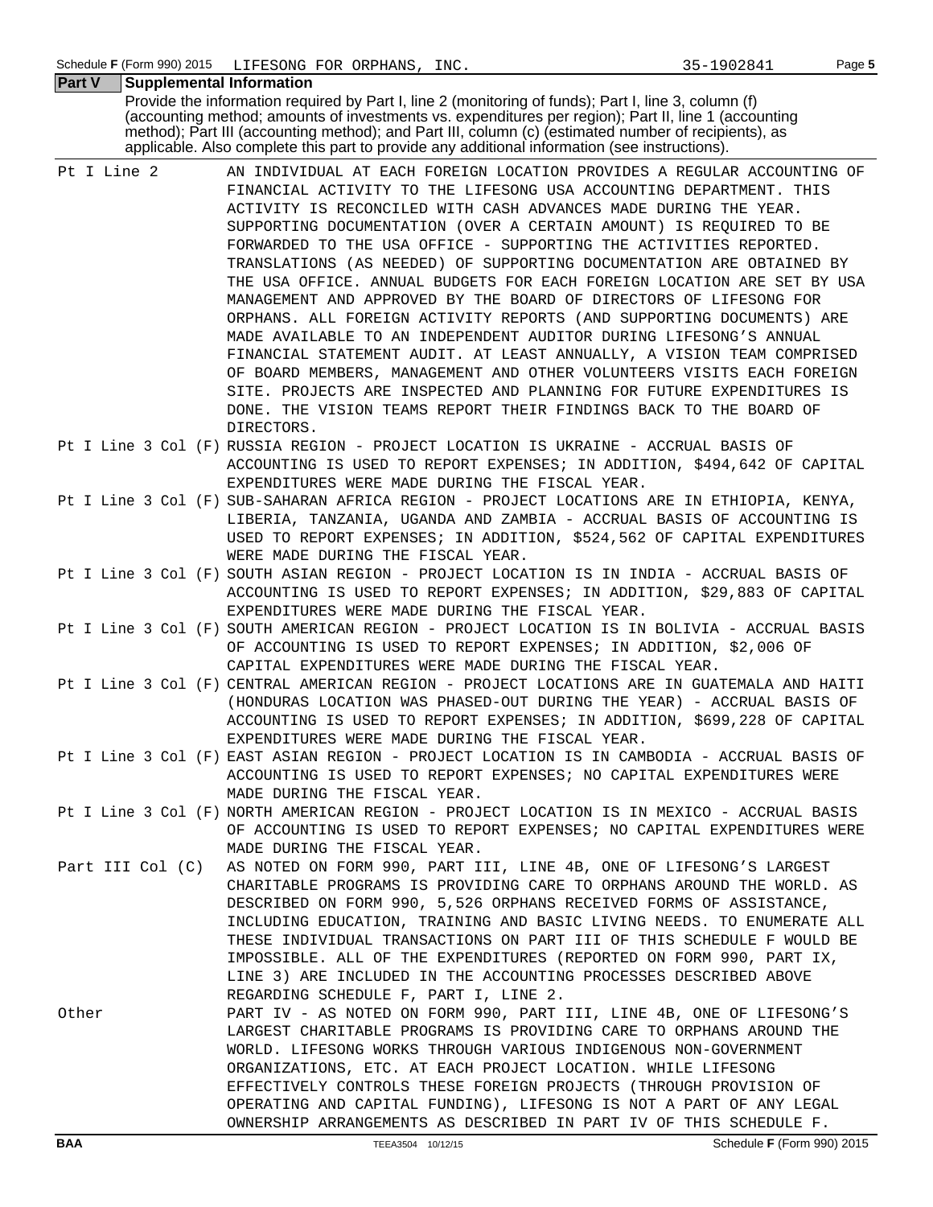## Part V Supplemental Information

Provide the information required by Part I, line 2 (monitoring of funds); Part I, line 3, column (f) (accounting method; amounts of investments vs. expenditures per region); Part II, line 1 (accounting method); Part III (accounting method); and Part III, column (c) (estimated number of recipients), as applicable. Also complete this part to provide any additional information (see instructions).

| | |
|---|---|
| Pt I Line 2 | AN INDIVIDUAL AT EACH FOREIGN LOCATION PROVIDES A REGULAR ACCOUNTING OF FINANCIAL ACTIVITY TO THE LIFESONG USA ACCOUNTING DEPARTMENT. THIS ACTIVITY IS RECONCILED WITH CASH ADVANCES MADE DURING THE YEAR. SUPPORTING DOCUMENTATION (OVER A CERTAIN AMOUNT) IS REQUIRED TO BE FORWARDED TO THE USA OFFICE - SUPPORTING THE ACTIVITIES REPORTED. TRANSLATIONS (AS NEEDED) OF SUPPORTING DOCUMENTATION ARE OBTAINED BY THE USA OFFICE. ANNUAL BUDGETS FOR EACH FOREIGN LOCATION ARE SET BY USA MANAGEMENT AND APPROVED BY THE BOARD OF DIRECTORS OF LIFESONG FOR ORPHANS. ALL FOREIGN ACTIVITY REPORTS (AND SUPPORTING DOCUMENTS) ARE MADE AVAILABLE TO AN INDEPENDENT AUDITOR DURING LIFESONG'S ANNUAL FINANCIAL STATEMENT AUDIT. AT LEAST ANNUALLY, A VISION TEAM COMPRISED OF BOARD MEMBERS, MANAGEMENT AND OTHER VOLUNTEERS VISITS EACH FOREIGN SITE. PROJECTS ARE INSPECTED AND PLANNING FOR FUTURE EXPENDITURES IS DONE. THE VISION TEAMS REPORT THEIR FINDINGS BACK TO THE BOARD OF DIRECTORS. |
| Pt I Line 3 Col (F) | RUSSIA REGION - PROJECT LOCATION IS UKRAINE - ACCRUAL BASIS OF ACCOUNTING IS USED TO REPORT EXPENSES; IN ADDITION, $494,642 OF CAPITAL EXPENDITURES WERE MADE DURING THE FISCAL YEAR. |
| Pt I Line 3 Col (F) | SUB-SAHARAN AFRICA REGION - PROJECT LOCATIONS ARE IN ETHIOPIA, KENYA, LIBERIA, TANZANIA, UGANDA AND ZAMBIA - ACCRUAL BASIS OF ACCOUNTING IS USED TO REPORT EXPENSES; IN ADDITION, $524,562 OF CAPITAL EXPENDITURES WERE MADE DURING THE FISCAL YEAR. |
| Pt I Line 3 Col (F) | SOUTH ASIAN REGION - PROJECT LOCATION IS IN INDIA - ACCRUAL BASIS OF ACCOUNTING IS USED TO REPORT EXPENSES; IN ADDITION, $29,883 OF CAPITAL EXPENDITURES WERE MADE DURING THE FISCAL YEAR. |
| Pt I Line 3 Col (F) | SOUTH AMERICAN REGION - PROJECT LOCATION IS IN BOLIVIA - ACCRUAL BASIS OF ACCOUNTING IS USED TO REPORT EXPENSES; IN ADDITION, $2,006 OF CAPITAL EXPENDITURES WERE MADE DURING THE FISCAL YEAR. |
| Pt I Line 3 Col (F) | CENTRAL AMERICAN REGION - PROJECT LOCATIONS ARE IN GUATEMALA AND HAITI (HONDURAS LOCATION WAS PHASED-OUT DURING THE YEAR) - ACCRUAL BASIS OF ACCOUNTING IS USED TO REPORT EXPENSES; IN ADDITION, $699,228 OF CAPITAL EXPENDITURES WERE MADE DURING THE FISCAL YEAR. |
| Pt I Line 3 Col (F) | EAST ASIAN REGION - PROJECT LOCATION IS IN CAMBODIA - ACCRUAL BASIS OF ACCOUNTING IS USED TO REPORT EXPENSES; NO CAPITAL EXPENDITURES WERE MADE DURING THE FISCAL YEAR. |
| Pt I Line 3 Col (F) | NORTH AMERICAN REGION - PROJECT LOCATION IS IN MEXICO - ACCRUAL BASIS OF ACCOUNTING IS USED TO REPORT EXPENSES; NO CAPITAL EXPENDITURES WERE MADE DURING THE FISCAL YEAR. |
| Part III Col (C) | AS NOTED ON FORM 990, PART III, LINE 4B, ONE OF LIFESONG'S LARGEST CHARITABLE PROGRAMS IS PROVIDING CARE TO ORPHANS AROUND THE WORLD. AS DESCRIBED ON FORM 990, 5,526 ORPHANS RECEIVED FORMS OF ASSISTANCE, INCLUDING EDUCATION, TRAINING AND BASIC LIVING NEEDS. TO ENUMERATE ALL THESE INDIVIDUAL TRANSACTIONS ON PART III OF THIS SCHEDULE F WOULD BE IMPOSSIBLE. ALL OF THE EXPENDITURES (REPORTED ON FORM 990, PART IX, LINE 3) ARE INCLUDED IN THE ACCOUNTING PROCESSES DESCRIBED ABOVE REGARDING SCHEDULE F, PART I, LINE 2. |
| Other | PART IV - AS NOTED ON FORM 990, PART III, LINE 4B, ONE OF LIFESONG'S LARGEST CHARITABLE PROGRAMS IS PROVIDING CARE TO ORPHANS AROUND THE WORLD. LIFESONG WORKS THROUGH VARIOUS INDIGENOUS NON-GOVERNMENT ORGANIZATIONS, ETC. AT EACH PROJECT LOCATION. WHILE LIFESONG EFFECTIVELY CONTROLS THESE FOREIGN PROJECTS (THROUGH PROVISION OF OPERATING AND CAPITAL FUNDING), LIFESONG IS NOT A PART OF ANY LEGAL OWNERSHIP ARRANGEMENTS AS DESCRIBED IN PART IV OF THIS SCHEDULE F. |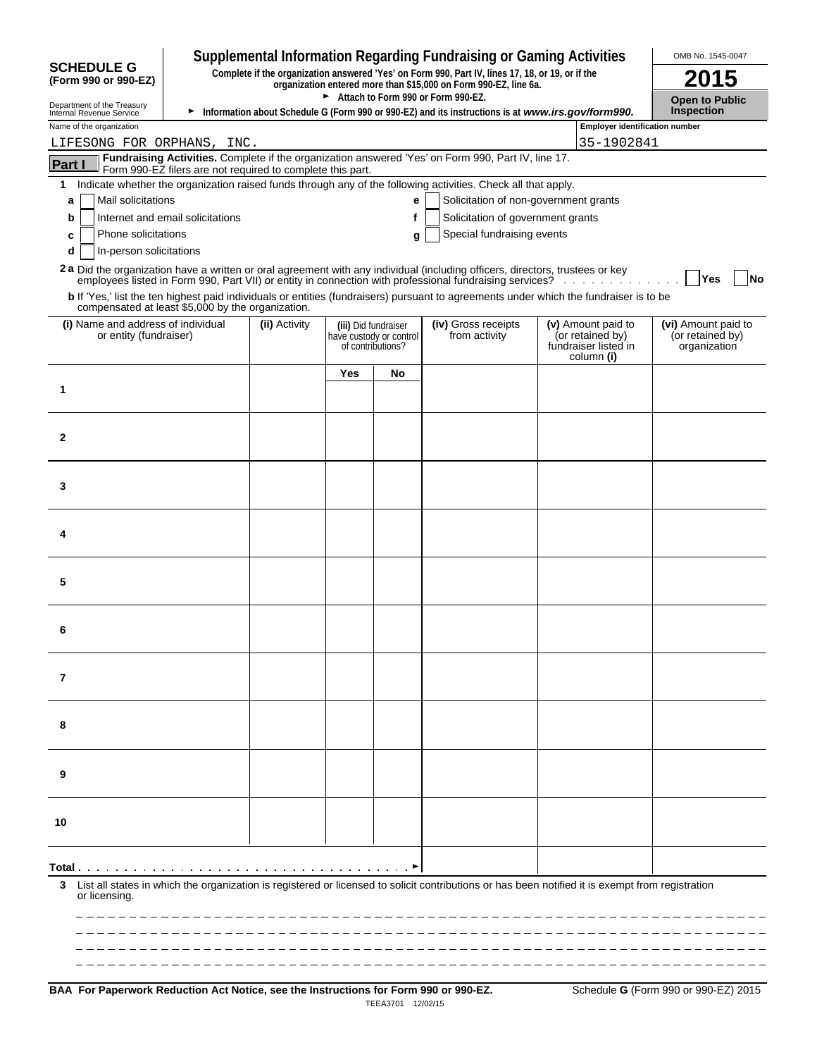**SCHEDULE G (Form 990 or 990-EZ)**

Department of the Treasury
Internal Revenue Service

# Supplemental Information Regarding Fundraising or Gaming Activities

**Complete if the organization answered 'Yes' on Form 990, Part IV, lines 17, 18, or 19, or if the organization entered more than $15,000 on Form 990-EZ, line 6a.**

► **Attach to Form 990 or Form 990-EZ.**

► **Information about Schedule G (Form 990 or 990-EZ) and its instructions is at *www.irs.gov/form990*.**

OMB No. 1545-0047

**2015**

**Open to Public Inspection**

Name of the organization: LIFESONG FOR ORPHANS, INC.

Employer identification number: 35-1902841

**Part I** **Fundraising Activities.** Complete if the organization answered 'Yes' on Form 990, Part IV, line 17. Form 990-EZ filers are not required to complete this part.

1 Indicate whether the organization raised funds through any of the following activities. Check all that apply.

- a ☐ Mail solicitations
- b ☐ Internet and email solicitations
- c ☐ Phone solicitations
- d ☐ In-person solicitations
- e ☐ Solicitation of non-government grants
- f ☐ Solicitation of government grants
- g ☐ Special fundraising events

2a Did the organization have a written or oral agreement with any individual (including officers, directors, trustees or key employees listed in Form 990, Part VII) or entity in connection with professional fundraising services? ☐ Yes ☐ No

b If 'Yes,' list the ten highest paid individuals or entities (fundraisers) pursuant to agreements under which the fundraiser is to be compensated at least $5,000 by the organization.

| | (i) Name and address of individual or entity (fundraiser) | (ii) Activity | (iii) Did fundraiser have custody or control of contributions? Yes | No | (iv) Gross receipts from activity | (v) Amount paid to (or retained by) fundraiser listed in column (i) | (vi) Amount paid to (or retained by) organization |
|---|---|---|---|---|---|---|---|
| 1 | | | | | | | |
| 2 | | | | | | | |
| 3 | | | | | | | |
| 4 | | | | | | | |
| 5 | | | | | | | |
| 6 | | | | | | | |
| 7 | | | | | | | |
| 8 | | | | | | | |
| 9 | | | | | | | |
| 10 | | | | | | | |
| Total ► | | | | | | | |

3 List all states in which the organization is registered or licensed to solicit contributions or has been notified it is exempt from registration or licensing.

**BAA For Paperwork Reduction Act Notice, see the Instructions for Form 990 or 990-EZ.** Schedule **G** (Form 990 or 990-EZ) 2015

TEEA3701 12/02/15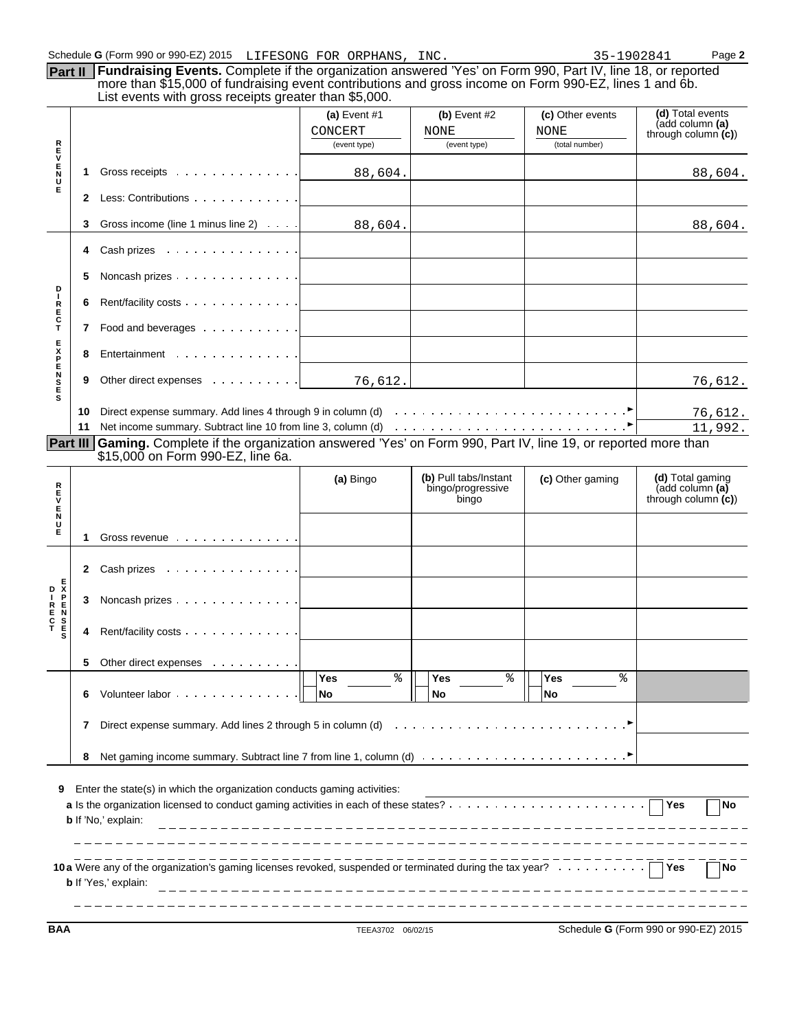Schedule G (Form 990 or 990-EZ) 2015 LIFESONG FOR ORPHANS, INC. 35-1902841 Page 2

**Part II** **Fundraising Events.** Complete if the organization answered 'Yes' on Form 990, Part IV, line 18, or reported more than $15,000 of fundraising event contributions and gross income on Form 990-EZ, lines 1 and 6b. List events with gross receipts greater than $5,000.

| | | | (a) Event #1 CONCERT (event type) | (b) Event #2 NONE (event type) | (c) Other events NONE (total number) | (d) Total events (add column (a) through column (c)) |
|---|---|---|---|---|---|---|
| REVENUE | 1 | Gross receipts | 88,604. | | | 88,604. |
| | 2 | Less: Contributions | | | | |
| | 3 | Gross income (line 1 minus line 2) | 88,604. | | | 88,604. |
| DIRECT EXPENSES | 4 | Cash prizes | | | | |
| | 5 | Noncash prizes | | | | |
| | 6 | Rent/facility costs | | | | |
| | 7 | Food and beverages | | | | |
| | 8 | Entertainment | | | | |
| | 9 | Other direct expenses | 76,612. | | | 76,612. |
| | 10 | Direct expense summary. Add lines 4 through 9 in column (d) | | | | 76,612. |
| | 11 | Net income summary. Subtract line 10 from line 3, column (d) | | | | 11,992. |

**Part III** **Gaming.** Complete if the organization answered 'Yes' on Form 990, Part IV, line 19, or reported more than $15,000 on Form 990-EZ, line 6a.

| | | | (a) Bingo | (b) Pull tabs/Instant bingo/progressive bingo | (c) Other gaming | (d) Total gaming (add column (a) through column (c)) |
|---|---|---|---|---|---|---|
| REVENUE | 1 | Gross revenue | | | | |
| DIRECT EXPENSES | 2 | Cash prizes | | | | |
| | 3 | Noncash prizes | | | | |
| | 4 | Rent/facility costs | | | | |
| | 5 | Other direct expenses | | | | |
| | 6 | Volunteer labor | Yes ___ % No | Yes ___ % No | Yes ___ % No | |
| | 7 | Direct expense summary. Add lines 2 through 5 in column (d) | | | | |
| | 8 | Net gaming income summary. Subtract line 7 from line 1, column (d) | | | | |

**9** Enter the state(s) in which the organization conducts gaming activities:

**a** Is the organization licensed to conduct gaming activities in each of these states? Yes No

**b** If 'No,' explain:

**10a** Were any of the organization's gaming licenses revoked, suspended or terminated during the tax year? Yes No

**b** If 'Yes,' explain:

BAA TEEA3702 06/02/15 Schedule G (Form 990 or 990-EZ) 2015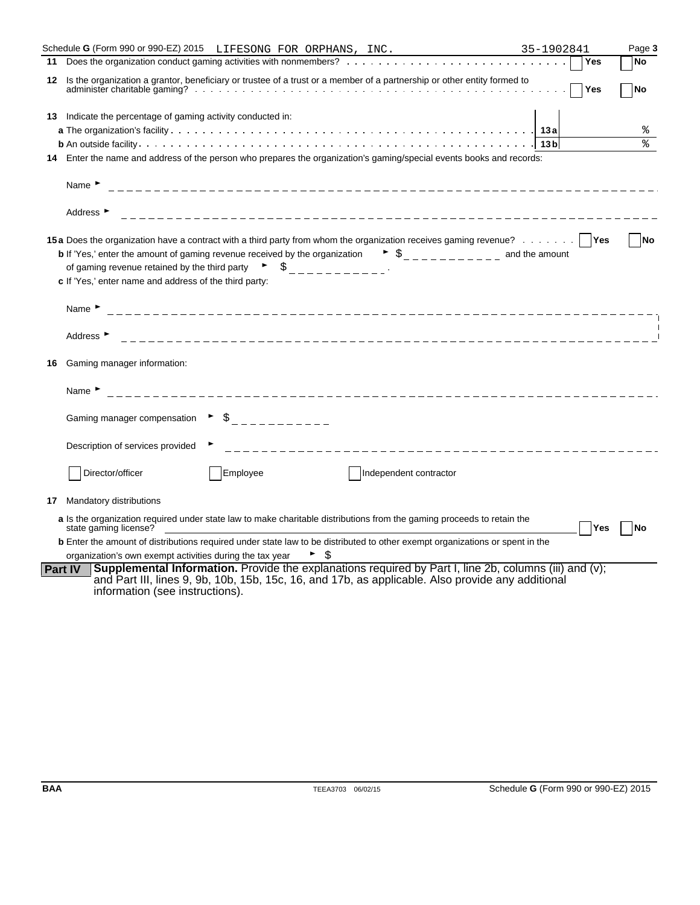Schedule G (Form 990 or 990-EZ) 2015 LIFESONG FOR ORPHANS, INC. 35-1902841 Page 3

**11** Does the organization conduct gaming activities with nonmembers? ☐ Yes ☐ No

**12** Is the organization a grantor, beneficiary or trustee of a trust or a member of a partnership or other entity formed to administer charitable gaming? ☐ Yes ☐ No

**13** Indicate the percentage of gaming activity conducted in:

**a** The organization's facility . . . **13a** %

**b** An outside facility . . . **13b** %

**14** Enter the name and address of the person who prepares the organization's gaming/special events books and records:

Name ►

Address ►

**15a** Does the organization have a contract with a third party from whom the organization receives gaming revenue? ☐ Yes ☐ No

**b** If 'Yes,' enter the amount of gaming revenue received by the organization ► $ ________ and the amount of gaming revenue retained by the third party ► $ ________.

**c** If 'Yes,' enter name and address of the third party:

Name ►

Address ►

**16** Gaming manager information:

Name ►

Gaming manager compensation ► $

Description of services provided ►

☐ Director/officer ☐ Employee ☐ Independent contractor

**17** Mandatory distributions

**a** Is the organization required under state law to make charitable distributions from the gaming proceeds to retain the state gaming license? ☐ Yes ☐ No

**b** Enter the amount of distributions required under state law to be distributed to other exempt organizations or spent in the organization's own exempt activities during the tax year ► $

**Part IV** **Supplemental Information.** Provide the explanations required by Part I, line 2b, columns (iii) and (v); and Part III, lines 9, 9b, 10b, 15b, 15c, 16, and 17b, as applicable. Also provide any additional information (see instructions).

BAA TEEA3703 06/02/15 Schedule G (Form 990 or 990-EZ) 2015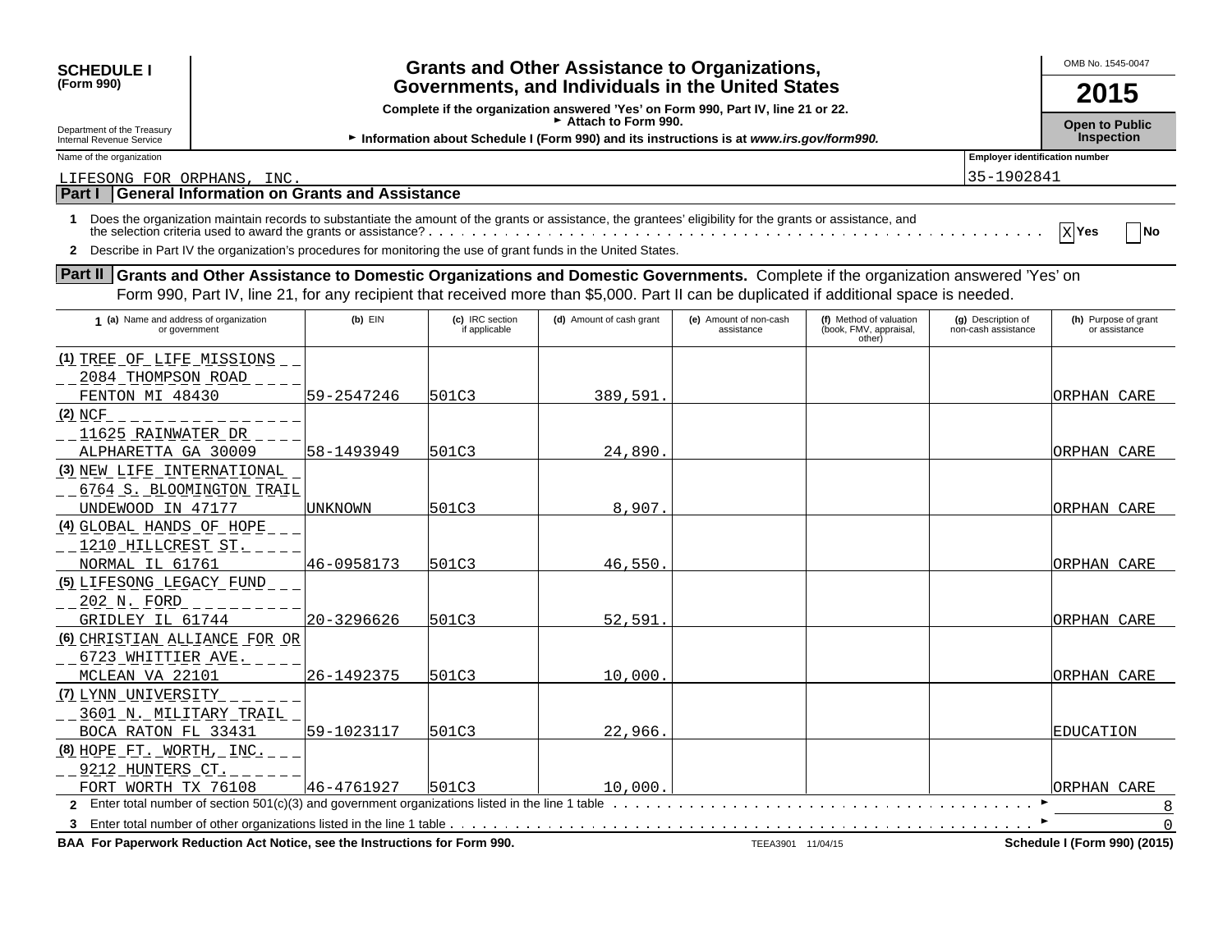**SCHEDULE I**
**(Form 990)**

Department of the Treasury
Internal Revenue Service

# Grants and Other Assistance to Organizations, Governments, and Individuals in the United States

**Complete if the organization answered 'Yes' on Form 990, Part IV, line 21 or 22.**
► **Attach to Form 990.**
► **Information about Schedule I (Form 990) and its instructions is at *www.irs.gov/form990.***

OMB No. 1545-0047

**2015**

**Open to Public Inspection**

Name of the organization: LIFESONG FOR ORPHANS, INC.

Employer identification number: 35-1902841

## Part I General Information on Grants and Assistance

**1** Does the organization maintain records to substantiate the amount of the grants or assistance, the grantees' eligibility for the grants or assistance, and the selection criteria used to award the grants or assistance? . . . . . [X] Yes [ ] No

**2** Describe in Part IV the organization's procedures for monitoring the use of grant funds in the United States.

## Part II Grants and Other Assistance to Domestic Organizations and Domestic Governments.

Complete if the organization answered 'Yes' on Form 990, Part IV, line 21, for any recipient that received more than $5,000. Part II can be duplicated if additional space is needed.

| 1 (a) Name and address of organization or government | (b) EIN | (c) IRC section if applicable | (d) Amount of cash grant | (e) Amount of non-cash assistance | (f) Method of valuation (book, FMV, appraisal, other) | (g) Description of non-cash assistance | (h) Purpose of grant or assistance |
|---|---|---|---|---|---|---|---|
| (1) TREE OF LIFE MISSIONS 2084 THOMPSON ROAD FENTON MI 48430 | 59-2547246 | 501C3 | 389,591. | | | | ORPHAN CARE |
| (2) NCF 11625 RAINWATER DR ALPHARETTA GA 30009 | 58-1493949 | 501C3 | 24,890. | | | | ORPHAN CARE |
| (3) NEW LIFE INTERNATIONAL 6764 S. BLOOMINGTON TRAIL UNDEWOOD IN 47177 | UNKNOWN | 501C3 | 8,907. | | | | ORPHAN CARE |
| (4) GLOBAL HANDS OF HOPE 1210 HILLCREST ST. NORMAL IL 61761 | 46-0958173 | 501C3 | 46,550. | | | | ORPHAN CARE |
| (5) LIFESONG LEGACY FUND 202 N. FORD GRIDLEY IL 61744 | 20-3296626 | 501C3 | 52,591. | | | | ORPHAN CARE |
| (6) CHRISTIAN ALLIANCE FOR OR 6723 WHITTIER AVE. MCLEAN VA 22101 | 26-1492375 | 501C3 | 10,000. | | | | ORPHAN CARE |
| (7) LYNN UNIVERSITY 3601 N. MILITARY TRAIL BOCA RATON FL 33431 | 59-1023117 | 501C3 | 22,966. | | | | EDUCATION |
| (8) HOPE FT. WORTH, INC. 9212 HUNTERS CT. FORT WORTH TX 76108 | 46-4761927 | 501C3 | 10,000. | | | | ORPHAN CARE |

**2** Enter total number of section 501(c)(3) and government organizations listed in the line 1 table . . . . . ► 8

**3** Enter total number of other organizations listed in the line 1 table . . . . . ► 0

**BAA For Paperwork Reduction Act Notice, see the Instructions for Form 990.** TEEA3901 11/04/15 **Schedule I (Form 990) (2015)**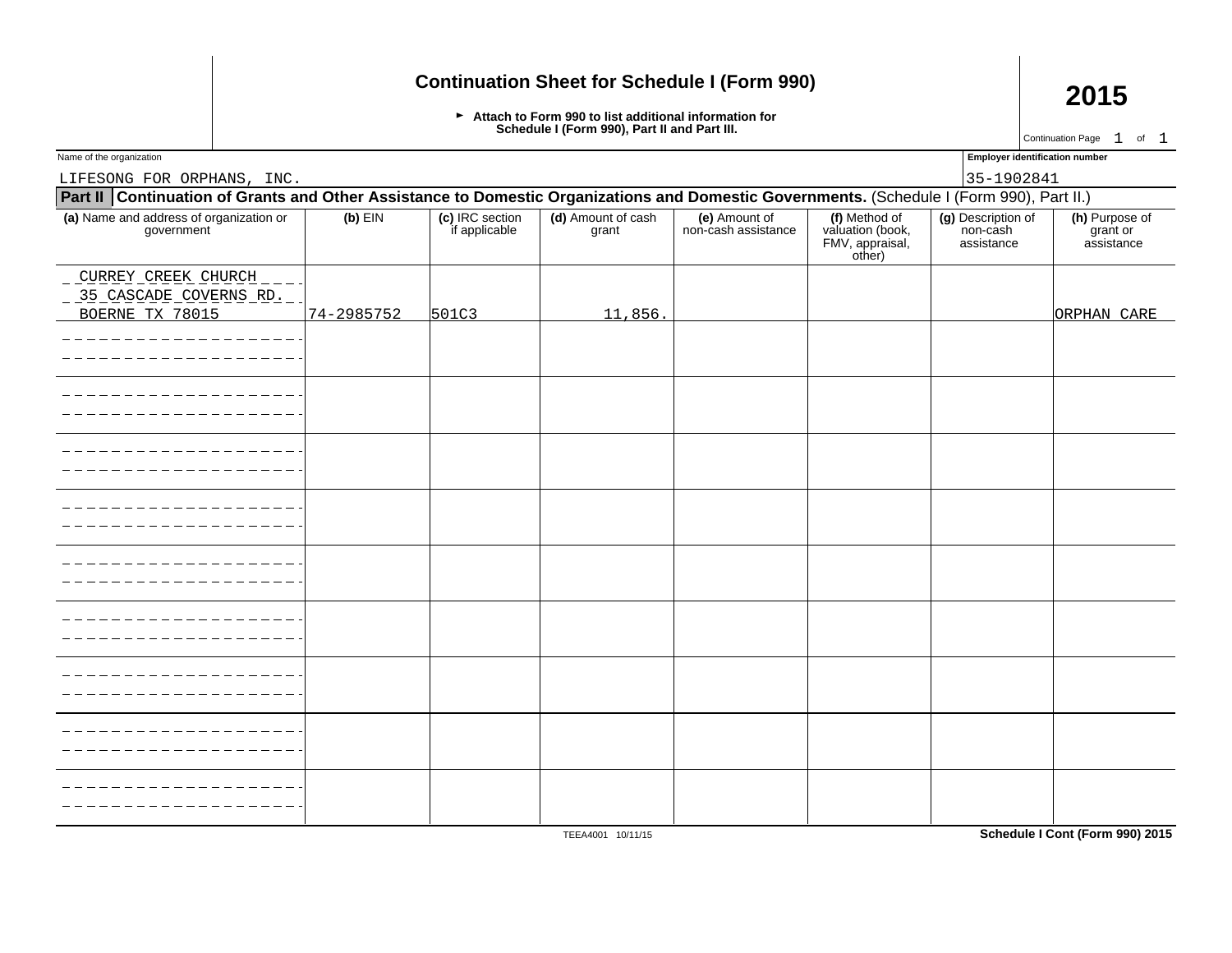# Continuation Sheet for Schedule I (Form 990)

**2015**

► **Attach to Form 990 to list additional information for Schedule I (Form 990), Part II and Part III.**

Continuation Page 1 of 1

| Name of the organization | Employer identification number |
|---|---|
| LIFESONG FOR ORPHANS, INC. | 35-1902841 |

**Part II** **Continuation of Grants and Other Assistance to Domestic Organizations and Domestic Governments.** (Schedule I (Form 990), Part II.)

| (a) Name and address of organization or government | (b) EIN | (c) IRC section if applicable | (d) Amount of cash grant | (e) Amount of non-cash assistance | (f) Method of valuation (book, FMV, appraisal, other) | (g) Description of non-cash assistance | (h) Purpose of grant or assistance |
|---|---|---|---|---|---|---|---|
| CURREY CREEK CHURCH 35 CASCADE COVERNS RD. BOERNE TX 78015 | 74-2985752 | 501C3 | 11,856. | | | | ORPHAN CARE |
| | | | | | | | |
| | | | | | | | |
| | | | | | | | |
| | | | | | | | |
| | | | | | | | |
| | | | | | | | |
| | | | | | | | |
| | | | | | | | |
| | | | | | | | |

TEEA4001 10/11/15

**Schedule I Cont (Form 990) 2015**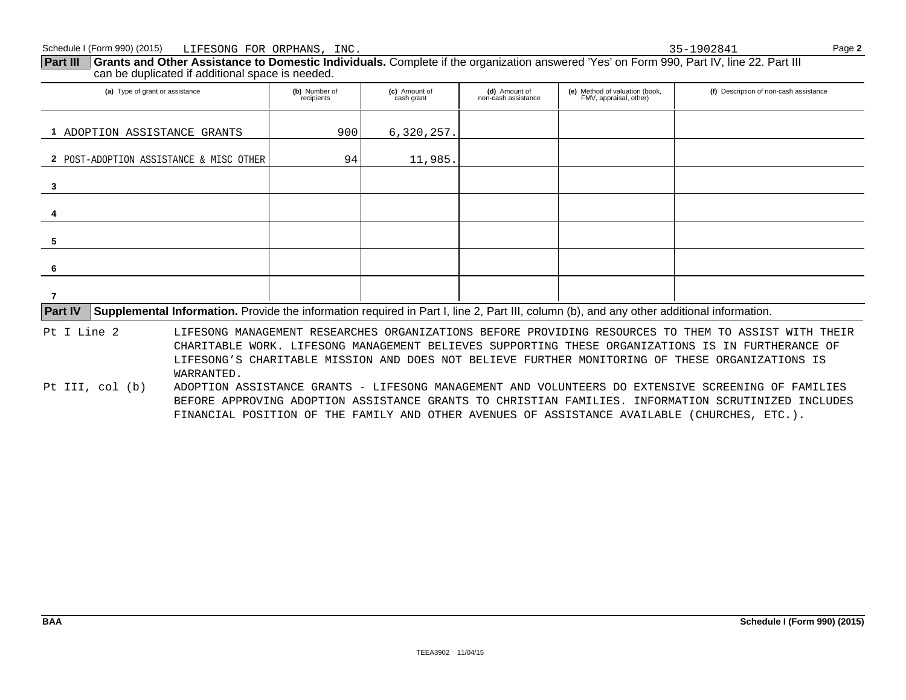Schedule I (Form 990) (2015) LIFESONG FOR ORPHANS, INC. 35-1902841

**Part III** **Grants and Other Assistance to Domestic Individuals.** Complete if the organization answered 'Yes' on Form 990, Part IV, line 22. Part III can be duplicated if additional space is needed.

| (a) Type of grant or assistance | (b) Number of recipients | (c) Amount of cash grant | (d) Amount of non-cash assistance | (e) Method of valuation (book, FMV, appraisal, other) | (f) Description of non-cash assistance |
|---|---|---|---|---|---|
| 1 ADOPTION ASSISTANCE GRANTS | 900 | 6,320,257. | | | |
| 2 POST-ADOPTION ASSISTANCE & MISC OTHER | 94 | 11,985. | | | |
| 3 | | | | | |
| 4 | | | | | |
| 5 | | | | | |
| 6 | | | | | |
| 7 | | | | | |

**Part IV** **Supplemental Information.** Provide the information required in Part I, line 2, Part III, column (b), and any other additional information.

Pt I Line 2 — LIFESONG MANAGEMENT RESEARCHES ORGANIZATIONS BEFORE PROVIDING RESOURCES TO THEM TO ASSIST WITH THEIR CHARITABLE WORK. LIFESONG MANAGEMENT BELIEVES SUPPORTING THESE ORGANIZATIONS IS IN FURTHERANCE OF LIFESONG'S CHARITABLE MISSION AND DOES NOT BELIEVE FURTHER MONITORING OF THESE ORGANIZATIONS IS WARRANTED.

Pt III, col (b) — ADOPTION ASSISTANCE GRANTS - LIFESONG MANAGEMENT AND VOLUNTEERS DO EXTENSIVE SCREENING OF FAMILIES BEFORE APPROVING ADOPTION ASSISTANCE GRANTS TO CHRISTIAN FAMILIES. INFORMATION SCRUTINIZED INCLUDES FINANCIAL POSITION OF THE FAMILY AND OTHER AVENUES OF ASSISTANCE AVAILABLE (CHURCHES, ETC.).

BAA Schedule I (Form 990) (2015)

TEEA3902 11/04/15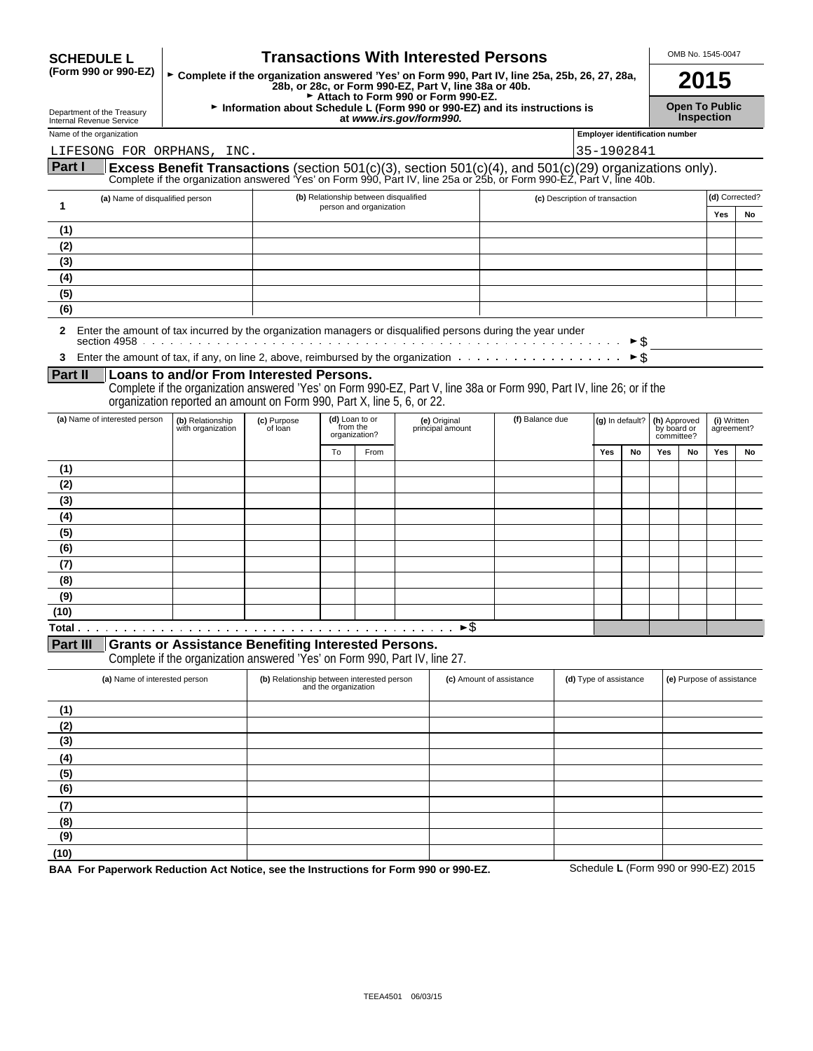**SCHEDULE L**
**(Form 990 or 990-EZ)**

Department of the Treasury
Internal Revenue Service

# Transactions With Interested Persons

► **Complete if the organization answered 'Yes' on Form 990, Part IV, line 25a, 25b, 26, 27, 28a, 28b, or 28c, or Form 990-EZ, Part V, line 38a or 40b.**
► **Attach to Form 990 or Form 990-EZ.**
► **Information about Schedule L (Form 990 or 990-EZ) and its instructions is at *www.irs.gov/form990.***

OMB No. 1545-0047

**2015**

**Open To Public Inspection**

Name of the organization: LIFESONG FOR ORPHANS, INC.

Employer identification number: 35-1902841

## Part I — Excess Benefit Transactions (section 501(c)(3), section 501(c)(4), and 501(c)(29) organizations only).

Complete if the organization answered 'Yes' on Form 990, Part IV, line 25a or 25b, or Form 990-EZ, Part V, line 40b.

| 1 | (a) Name of disqualified person | (b) Relationship between disqualified person and organization | (c) Description of transaction | (d) Corrected? Yes | No |
|---|---|---|---|---|---|
| (1) | | | | | |
| (2) | | | | | |
| (3) | | | | | |
| (4) | | | | | |
| (5) | | | | | |
| (6) | | | | | |

**2** Enter the amount of tax incurred by the organization managers or disqualified persons during the year under section 4958 . . . ► $

**3** Enter the amount of tax, if any, on line 2, above, reimbursed by the organization . . . ► $

## Part II — Loans to and/or From Interested Persons.

Complete if the organization answered 'Yes' on Form 990-EZ, Part V, line 38a or Form 990, Part IV, line 26; or if the organization reported an amount on Form 990, Part X, line 5, 6, or 22.

| | (a) Name of interested person | (b) Relationship with organization | (c) Purpose of loan | (d) Loan to or from the organization? To | From | (e) Original principal amount | (f) Balance due | (g) In default? Yes | No | (h) Approved by board or committee? Yes | No | (i) Written agreement? Yes | No |
|---|---|---|---|---|---|---|---|---|---|---|---|---|---|
| (1) | | | | | | | | | | | | | |
| (2) | | | | | | | | | | | | | |
| (3) | | | | | | | | | | | | | |
| (4) | | | | | | | | | | | | | |
| (5) | | | | | | | | | | | | | |
| (6) | | | | | | | | | | | | | |
| (7) | | | | | | | | | | | | | |
| (8) | | | | | | | | | | | | | |
| (9) | | | | | | | | | | | | | |
| (10) | | | | | | | | | | | | | |
| Total . . . ► $ | | | | | | | | | | | | | |

## Part III — Grants or Assistance Benefiting Interested Persons.

Complete if the organization answered 'Yes' on Form 990, Part IV, line 27.

| | (a) Name of interested person | (b) Relationship between interested person and the organization | (c) Amount of assistance | (d) Type of assistance | (e) Purpose of assistance |
|---|---|---|---|---|---|
| (1) | | | | | |
| (2) | | | | | |
| (3) | | | | | |
| (4) | | | | | |
| (5) | | | | | |
| (6) | | | | | |
| (7) | | | | | |
| (8) | | | | | |
| (9) | | | | | |
| (10) | | | | | |

**BAA For Paperwork Reduction Act Notice, see the Instructions for Form 990 or 990-EZ.** Schedule **L** (Form 990 or 990-EZ) 2015

TEEA4501 06/03/15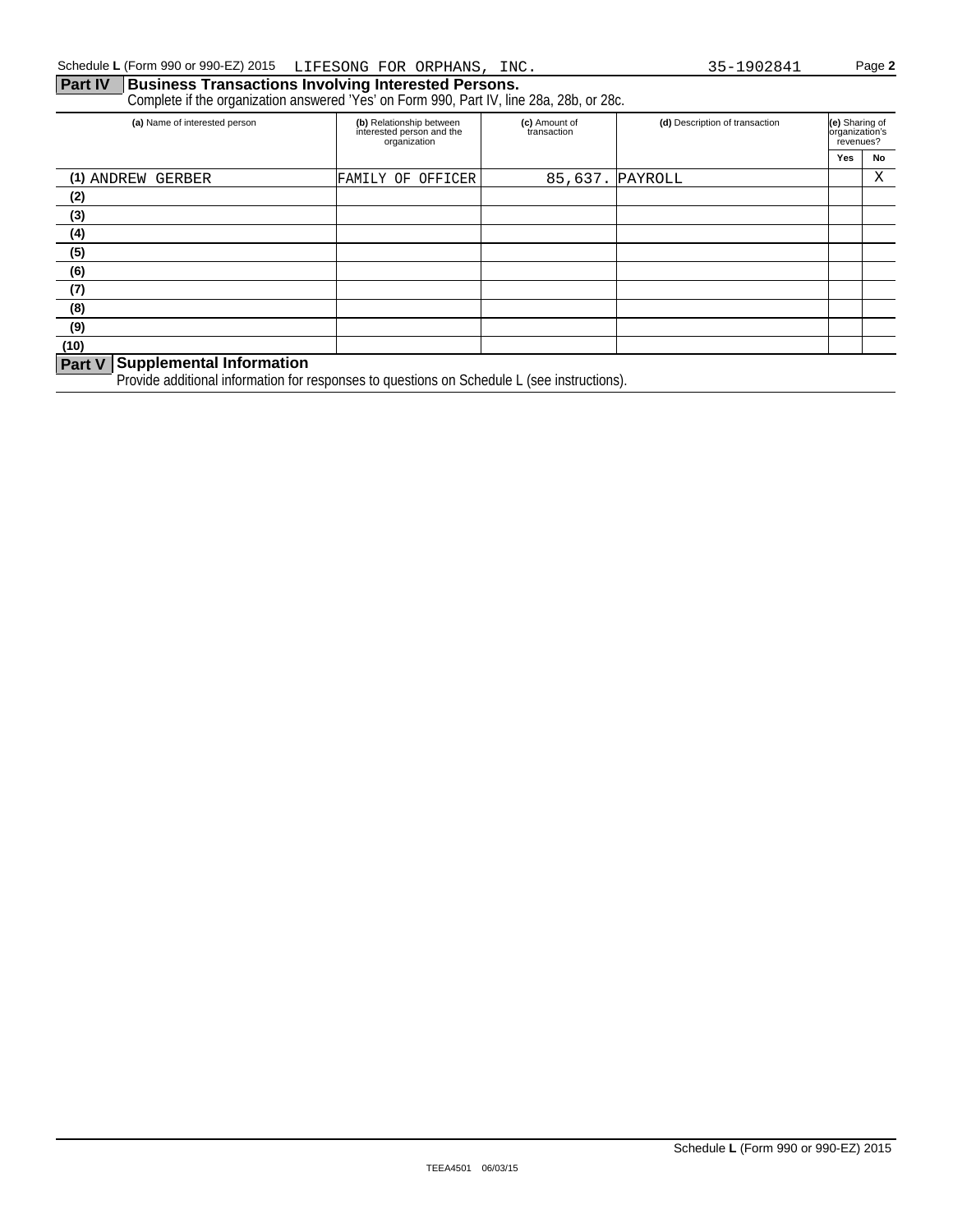## Part IV Business Transactions Involving Interested Persons.

Complete if the organization answered 'Yes' on Form 990, Part IV, line 28a, 28b, or 28c.

| (a) Name of interested person | (b) Relationship between interested person and the organization | (c) Amount of transaction | (d) Description of transaction | (e) Sharing of organization's revenues? | |
|---|---|---|---|---|---|
| | | | | Yes | No |
| (1) ANDREW GERBER | FAMILY OF OFFICER | 85,637. | PAYROLL | | X |
| (2) | | | | | |
| (3) | | | | | |
| (4) | | | | | |
| (5) | | | | | |
| (6) | | | | | |
| (7) | | | | | |
| (8) | | | | | |
| (9) | | | | | |
| (10) | | | | | |

## Part V Supplemental Information

Provide additional information for responses to questions on Schedule L (see instructions).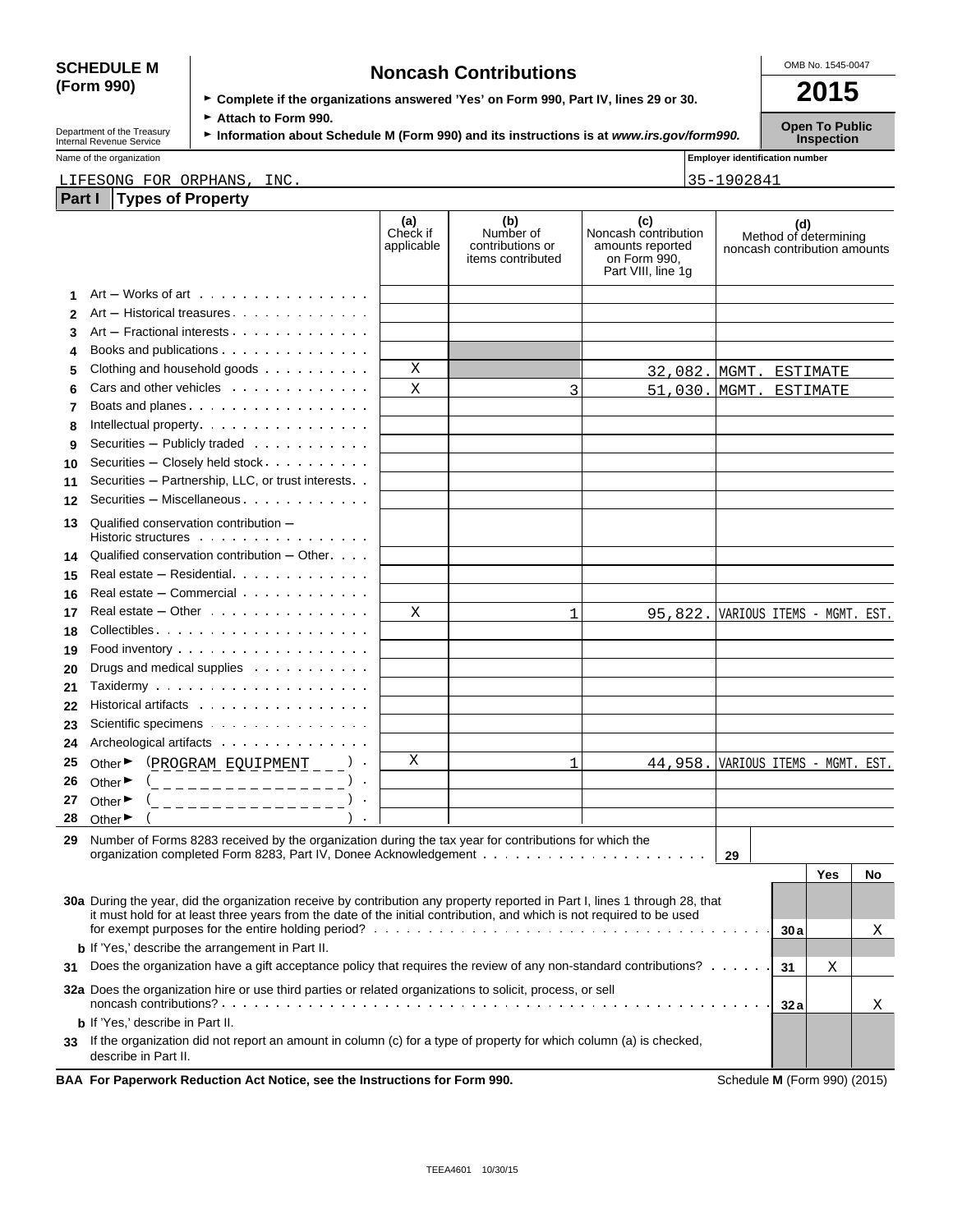**SCHEDULE M (Form 990)**

# Noncash Contributions

► Complete if the organizations answered 'Yes' on Form 990, Part IV, lines 29 or 30.

► Attach to Form 990.

► Information about Schedule M (Form 990) and its instructions is at *www.irs.gov/form990.*

Department of the Treasury Internal Revenue Service

OMB No. 1545-0047

**2015**

**Open To Public Inspection**

Name of the organization: LIFESONG FOR ORPHANS, INC.

Employer identification number: 35-1902841

## Part I Types of Property

| | | (a) Check if applicable | (b) Number of contributions or items contributed | (c) Noncash contribution amounts reported on Form 990, Part VIII, line 1g | (d) Method of determining noncash contribution amounts |
|---|---|---|---|---|---|
| 1 | Art — Works of art | | | | |
| 2 | Art — Historical treasures | | | | |
| 3 | Art — Fractional interests | | | | |
| 4 | Books and publications | | | | |
| 5 | Clothing and household goods | X | | 32,082. | MGMT. ESTIMATE |
| 6 | Cars and other vehicles | X | 3 | 51,030. | MGMT. ESTIMATE |
| 7 | Boats and planes | | | | |
| 8 | Intellectual property | | | | |
| 9 | Securities — Publicly traded | | | | |
| 10 | Securities — Closely held stock | | | | |
| 11 | Securities — Partnership, LLC, or trust interests | | | | |
| 12 | Securities — Miscellaneous | | | | |
| 13 | Qualified conservation contribution — Historic structures | | | | |
| 14 | Qualified conservation contribution — Other | | | | |
| 15 | Real estate — Residential | | | | |
| 16 | Real estate — Commercial | | | | |
| 17 | Real estate — Other | X | 1 | 95,822. | VARIOUS ITEMS - MGMT. EST. |
| 18 | Collectibles | | | | |
| 19 | Food inventory | | | | |
| 20 | Drugs and medical supplies | | | | |
| 21 | Taxidermy | | | | |
| 22 | Historical artifacts | | | | |
| 23 | Scientific specimens | | | | |
| 24 | Archeological artifacts | | | | |
| 25 | Other ► (PROGRAM EQUIPMENT) | X | 1 | 44,958. | VARIOUS ITEMS - MGMT. EST. |
| 26 | Other ► ( ) | | | | |
| 27 | Other ► ( ) | | | | |
| 28 | Other ► ( ) | | | | |

29 Number of Forms 8283 received by the organization during the tax year for contributions for which the organization completed Form 8283, Part IV, Donee Acknowledgement . . . **29**

| | | | Yes | No |
|---|---|---|---|---|
| **30a** | During the year, did the organization receive by contribution any property reported in Part I, lines 1 through 28, that it must hold for at least three years from the date of the initial contribution, and which is not required to be used for exempt purposes for the entire holding period? | 30a | | X |
| **b** | If 'Yes,' describe the arrangement in Part II. | | | |
| **31** | Does the organization have a gift acceptance policy that requires the review of any non-standard contributions? | 31 | X | |
| **32a** | Does the organization hire or use third parties or related organizations to solicit, process, or sell noncash contributions? | 32a | | X |
| **b** | If 'Yes,' describe in Part II. | | | |
| **33** | If the organization did not report an amount in column (c) for a type of property for which column (a) is checked, describe in Part II. | | | |

**BAA For Paperwork Reduction Act Notice, see the Instructions for Form 990.** Schedule **M** (Form 990) (2015)

TEEA4601 10/30/15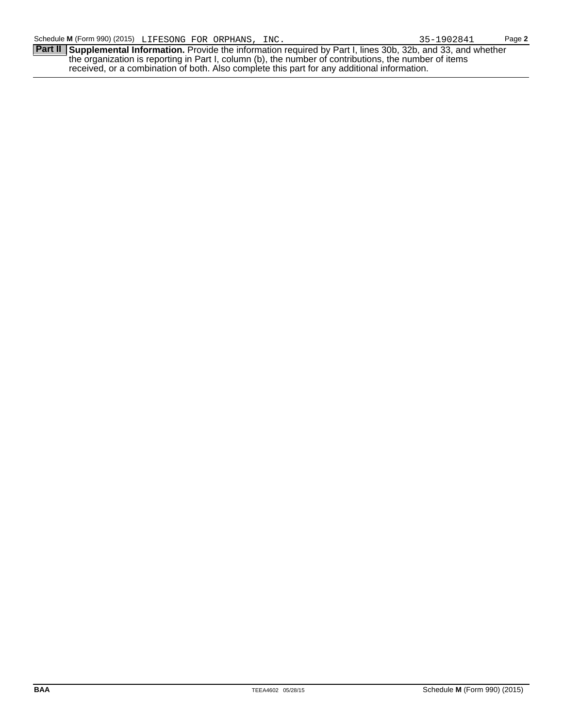Schedule **M** (Form 990) (2015) LIFESONG FOR ORPHANS, INC. 35-1902841

**Part II** **Supplemental Information.** Provide the information required by Part I, lines 30b, 32b, and 33, and whether the organization is reporting in Part I, column (b), the number of contributions, the number of items received, or a combination of both. Also complete this part for any additional information.

BAA TEEA4602 05/28/15 Schedule **M** (Form 990) (2015)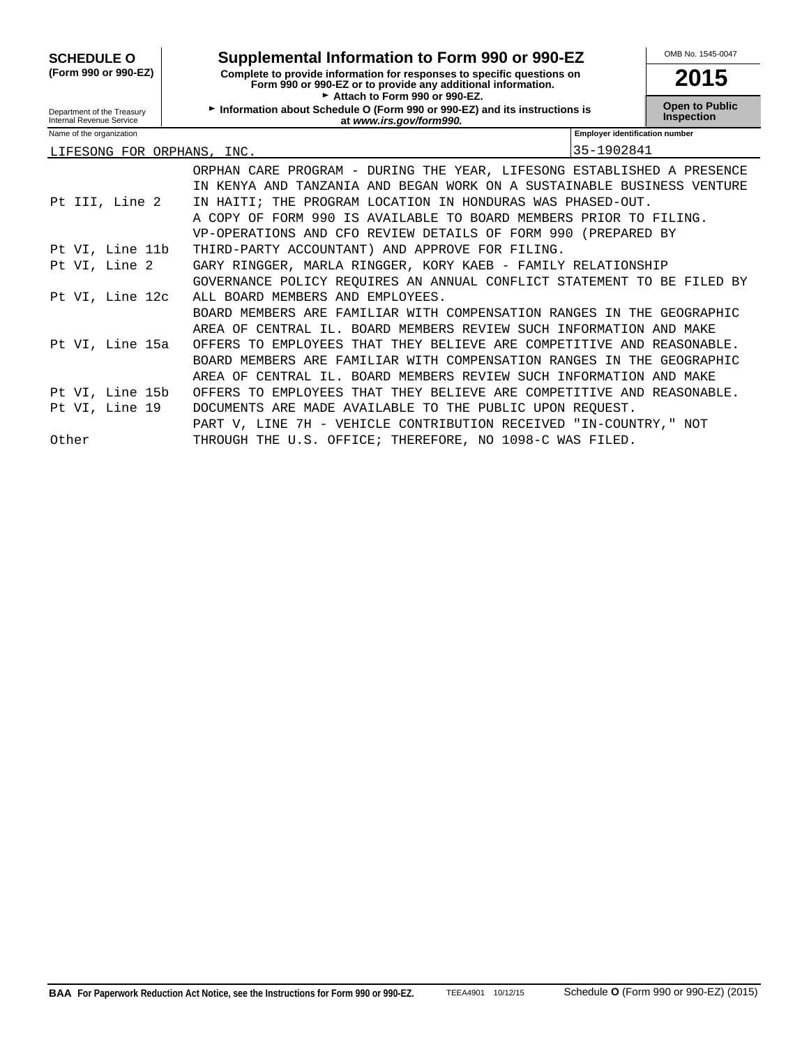**SCHEDULE O**
**(Form 990 or 990-EZ)**

Department of the Treasury
Internal Revenue Service

# Supplemental Information to Form 990 or 990-EZ

**Complete to provide information for responses to specific questions on Form 990 or 990-EZ or to provide any additional information.**
**► Attach to Form 990 or 990-EZ.**
**► Information about Schedule O (Form 990 or 990-EZ) and its instructions is at *www.irs.gov/form990.***

OMB No. 1545-0047

**2015**

**Open to Public Inspection**

| Name of the organization | Employer identification number |
|---|---|
| LIFESONG FOR ORPHANS, INC. | 35-1902841 |

| | |
|---|---|
| Pt III, Line 2 | ORPHAN CARE PROGRAM - DURING THE YEAR, LIFESONG ESTABLISHED A PRESENCE IN KENYA AND TANZANIA AND BEGAN WORK ON A SUSTAINABLE BUSINESS VENTURE IN HAITI; THE PROGRAM LOCATION IN HONDURAS WAS PHASED-OUT. |
| Pt VI, Line 11b | A COPY OF FORM 990 IS AVAILABLE TO BOARD MEMBERS PRIOR TO FILING. VP-OPERATIONS AND CFO REVIEW DETAILS OF FORM 990 (PREPARED BY THIRD-PARTY ACCOUNTANT) AND APPROVE FOR FILING. |
| Pt VI, Line 2 | GARY RINGGER, MARLA RINGGER, KORY KAEB - FAMILY RELATIONSHIP |
| Pt VI, Line 12c | GOVERNANCE POLICY REQUIRES AN ANNUAL CONFLICT STATEMENT TO BE FILED BY ALL BOARD MEMBERS AND EMPLOYEES. |
| Pt VI, Line 15a | BOARD MEMBERS ARE FAMILIAR WITH COMPENSATION RANGES IN THE GEOGRAPHIC AREA OF CENTRAL IL. BOARD MEMBERS REVIEW SUCH INFORMATION AND MAKE OFFERS TO EMPLOYEES THAT THEY BELIEVE ARE COMPETITIVE AND REASONABLE. |
| Pt VI, Line 15b | BOARD MEMBERS ARE FAMILIAR WITH COMPENSATION RANGES IN THE GEOGRAPHIC AREA OF CENTRAL IL. BOARD MEMBERS REVIEW SUCH INFORMATION AND MAKE OFFERS TO EMPLOYEES THAT THEY BELIEVE ARE COMPETITIVE AND REASONABLE. |
| Pt VI, Line 19 | DOCUMENTS ARE MADE AVAILABLE TO THE PUBLIC UPON REQUEST. |
| Other | PART V, LINE 7H - VEHICLE CONTRIBUTION RECEIVED "IN-COUNTRY," NOT THROUGH THE U.S. OFFICE; THEREFORE, NO 1098-C WAS FILED. |

**BAA For Paperwork Reduction Act Notice, see the Instructions for Form 990 or 990-EZ.** TEEA4901 10/12/15 Schedule **O** (Form 990 or 990-EZ) (2015)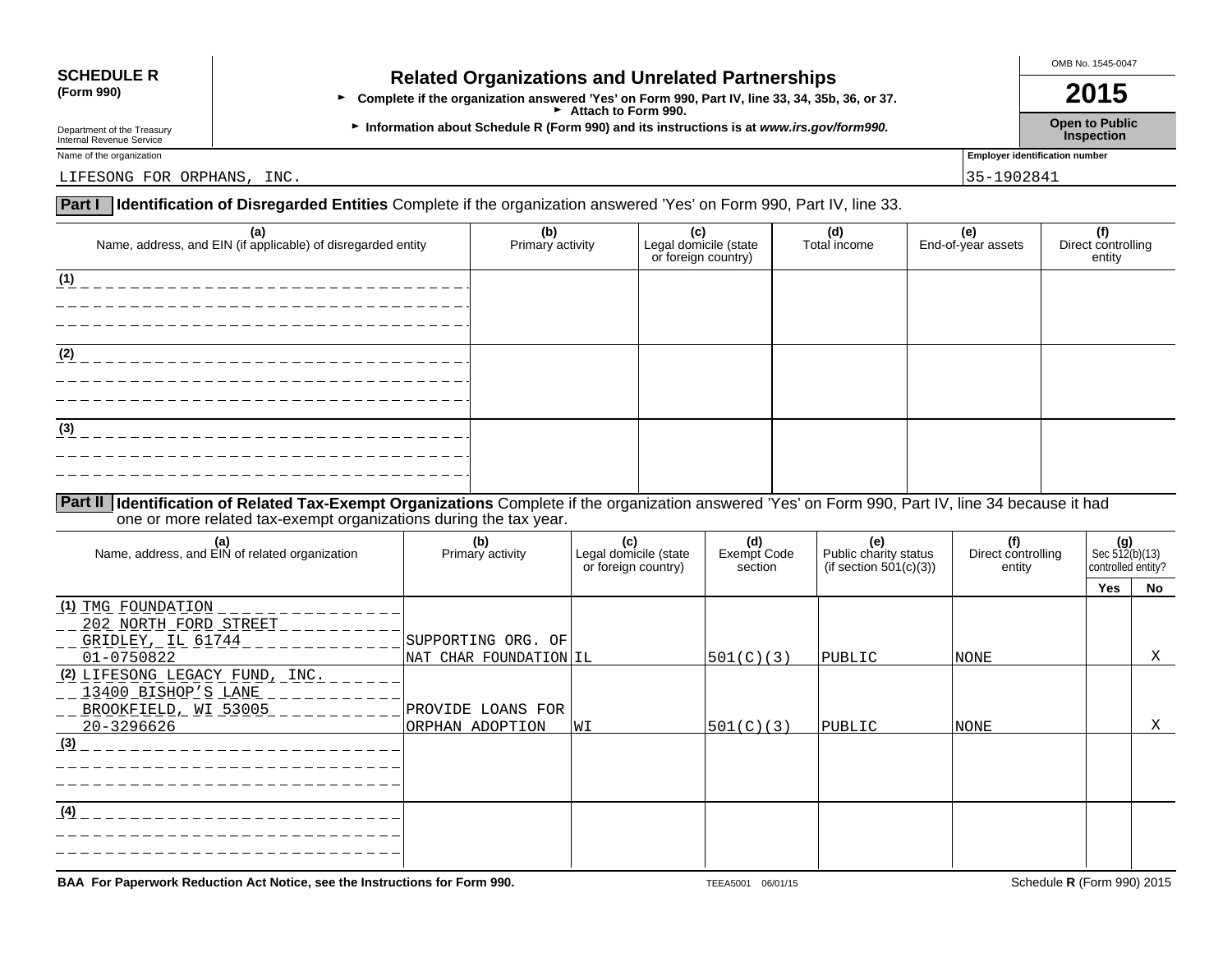**SCHEDULE R**
**(Form 990)**

Department of the Treasury
Internal Revenue Service

# Related Organizations and Unrelated Partnerships

► **Complete if the organization answered 'Yes' on Form 990, Part IV, line 33, 34, 35b, 36, or 37.**
► **Attach to Form 990.**
► **Information about Schedule R (Form 990) and its instructions is at *www.irs.gov/form990*.**

OMB No. 1545-0047

**2015**

**Open to Public Inspection**

Name of the organization: LIFESONG FOR ORPHANS, INC.

Employer identification number: 35-1902841

## Part I Identification of Disregarded Entities
Complete if the organization answered 'Yes' on Form 990, Part IV, line 33.

| (a) Name, address, and EIN (if applicable) of disregarded entity | (b) Primary activity | (c) Legal domicile (state or foreign country) | (d) Total income | (e) End-of-year assets | (f) Direct controlling entity |
|---|---|---|---|---|---|
| (1) | | | | | |
| (2) | | | | | |
| (3) | | | | | |

## Part II Identification of Related Tax-Exempt Organizations
Complete if the organization answered 'Yes' on Form 990, Part IV, line 34 because it had one or more related tax-exempt organizations during the tax year.

| (a) Name, address, and EIN of related organization | (b) Primary activity | (c) Legal domicile (state or foreign country) | (d) Exempt Code section | (e) Public charity status (if section 501(c)(3)) | (f) Direct controlling entity | (g) Sec 512(b)(13) controlled entity? Yes | No |
|---|---|---|---|---|---|---|---|
| (1) TMG FOUNDATION 202 NORTH FORD STREET GRIDLEY, IL 61744 01-0750822 | SUPPORTING ORG. OF NAT CHAR FOUNDATION | IL | 501(C)(3) | PUBLIC | NONE | | X |
| (2) LIFESONG LEGACY FUND, INC. 13400 BISHOP'S LANE BROOKFIELD, WI 53005 20-3296626 | PROVIDE LOANS FOR ORPHAN ADOPTION | WI | 501(C)(3) | PUBLIC | NONE | | X |
| (3) | | | | | | | |
| (4) | | | | | | | |

**BAA For Paperwork Reduction Act Notice, see the Instructions for Form 990.** TEEA5001 06/01/15 Schedule **R** (Form 990) 2015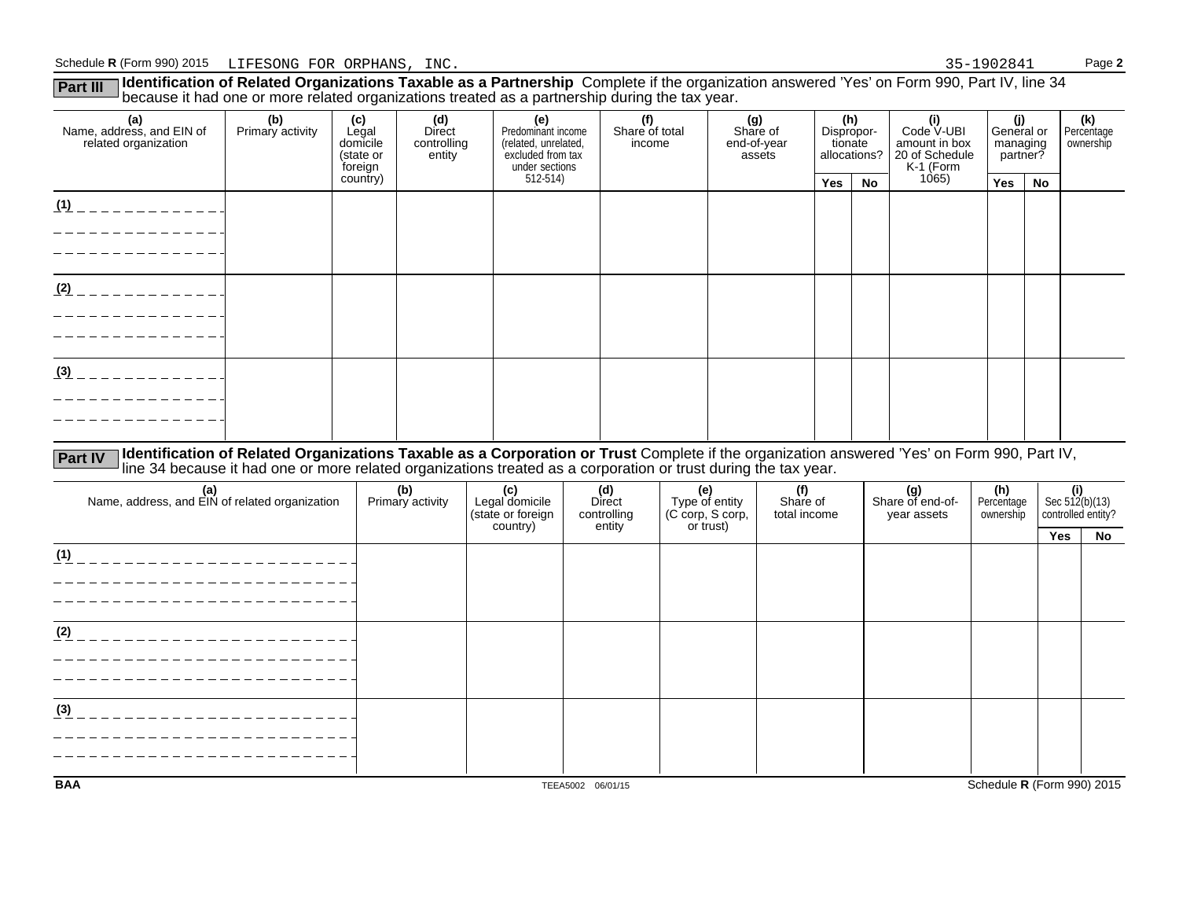Schedule **R** (Form 990) 2015 LIFESONG FOR ORPHANS, INC. 35-1902841 Page **2**

**Part III** **Identification of Related Organizations Taxable as a Partnership** Complete if the organization answered 'Yes' on Form 990, Part IV, line 34 because it had one or more related organizations treated as a partnership during the tax year.

| (a) Name, address, and EIN of related organization | (b) Primary activity | (c) Legal domicile (state or foreign country) | (d) Direct controlling entity | (e) Predominant income (related, unrelated, excluded from tax under sections 512-514) | (f) Share of total income | (g) Share of end-of-year assets | (h) Dispropor-tionate allocations? | | (i) Code V-UBI amount in box 20 of Schedule K-1 (Form 1065) | (j) General or managing partner? | | (k) Percentage ownership |
|---|---|---|---|---|---|---|---|---|---|---|---|---|
| | | | | | | | Yes | No | | Yes | No | |
| (1) | | | | | | | | | | | | |
| (2) | | | | | | | | | | | | |
| (3) | | | | | | | | | | | | |

**Part IV** **Identification of Related Organizations Taxable as a Corporation or Trust** Complete if the organization answered 'Yes' on Form 990, Part IV, line 34 because it had one or more related organizations treated as a corporation or trust during the tax year.

| (a) Name, address, and EIN of related organization | (b) Primary activity | (c) Legal domicile (state or foreign country) | (d) Direct controlling entity | (e) Type of entity (C corp, S corp, or trust) | (f) Share of total income | (g) Share of end-of-year assets | (h) Percentage ownership | (i) Sec 512(b)(13) controlled entity? | |
|---|---|---|---|---|---|---|---|---|---|
| | | | | | | | | Yes | No |
| (1) | | | | | | | | | |
| (2) | | | | | | | | | |
| (3) | | | | | | | | | |

BAA TEEA5002 06/01/15 Schedule **R** (Form 990) 2015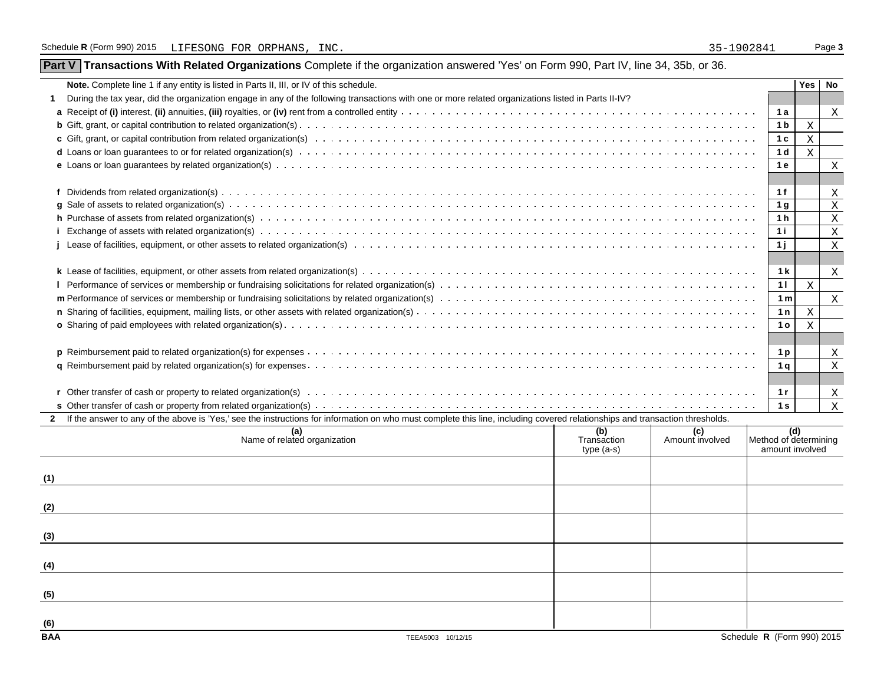Schedule R (Form 990) 2015 LIFESONG FOR ORPHANS, INC. 35-1902841

## Part V Transactions With Related Organizations

Complete if the organization answered 'Yes' on Form 990, Part IV, line 34, 35b, or 36.

| Note. Complete line 1 if any entity is listed in Parts II, III, or IV of this schedule. | | Yes | No |
|---|---|---|---|
| **1** During the tax year, did the organization engage in any of the following transactions with one or more related organizations listed in Parts II-IV? | | | |
| **a** Receipt of **(i)** interest, **(ii)** annuities, **(iii)** royalties, or **(iv)** rent from a controlled entity | 1a | | X |
| **b** Gift, grant, or capital contribution to related organization(s) | 1b | X | |
| **c** Gift, grant, or capital contribution from related organization(s) | 1c | X | |
| **d** Loans or loan guarantees to or for related organization(s) | 1d | X | |
| **e** Loans or loan guarantees by related organization(s) | 1e | | X |
| **f** Dividends from related organization(s) | 1f | | X |
| **g** Sale of assets to related organization(s) | 1g | | X |
| **h** Purchase of assets from related organization(s) | 1h | | X |
| **i** Exchange of assets with related organization(s) | 1i | | X |
| **j** Lease of facilities, equipment, or other assets to related organization(s) | 1j | | X |
| **k** Lease of facilities, equipment, or other assets from related organization(s) | 1k | | X |
| **l** Performance of services or membership or fundraising solicitations for related organization(s) | 1l | X | |
| **m** Performance of services or membership or fundraising solicitations by related organization(s) | 1m | | X |
| **n** Sharing of facilities, equipment, mailing lists, or other assets with related organization(s) | 1n | X | |
| **o** Sharing of paid employees with related organization(s) | 1o | X | |
| **p** Reimbursement paid to related organization(s) for expenses | 1p | | X |
| **q** Reimbursement paid by related organization(s) for expenses | 1q | | X |
| **r** Other transfer of cash or property to related organization(s) | 1r | | X |
| **s** Other transfer of cash or property from related organization(s) | 1s | | X |

**2** If the answer to any of the above is 'Yes,' see the instructions for information on who must complete this line, including covered relationships and transaction thresholds.

| | (a) Name of related organization | (b) Transaction type (a-s) | (c) Amount involved | (d) Method of determining amount involved |
|---|---|---|---|---|
| (1) | | | | |
| (2) | | | | |
| (3) | | | | |
| (4) | | | | |
| (5) | | | | |
| (6) | | | | |

BAA TEEA5003 10/12/15 Schedule R (Form 990) 2015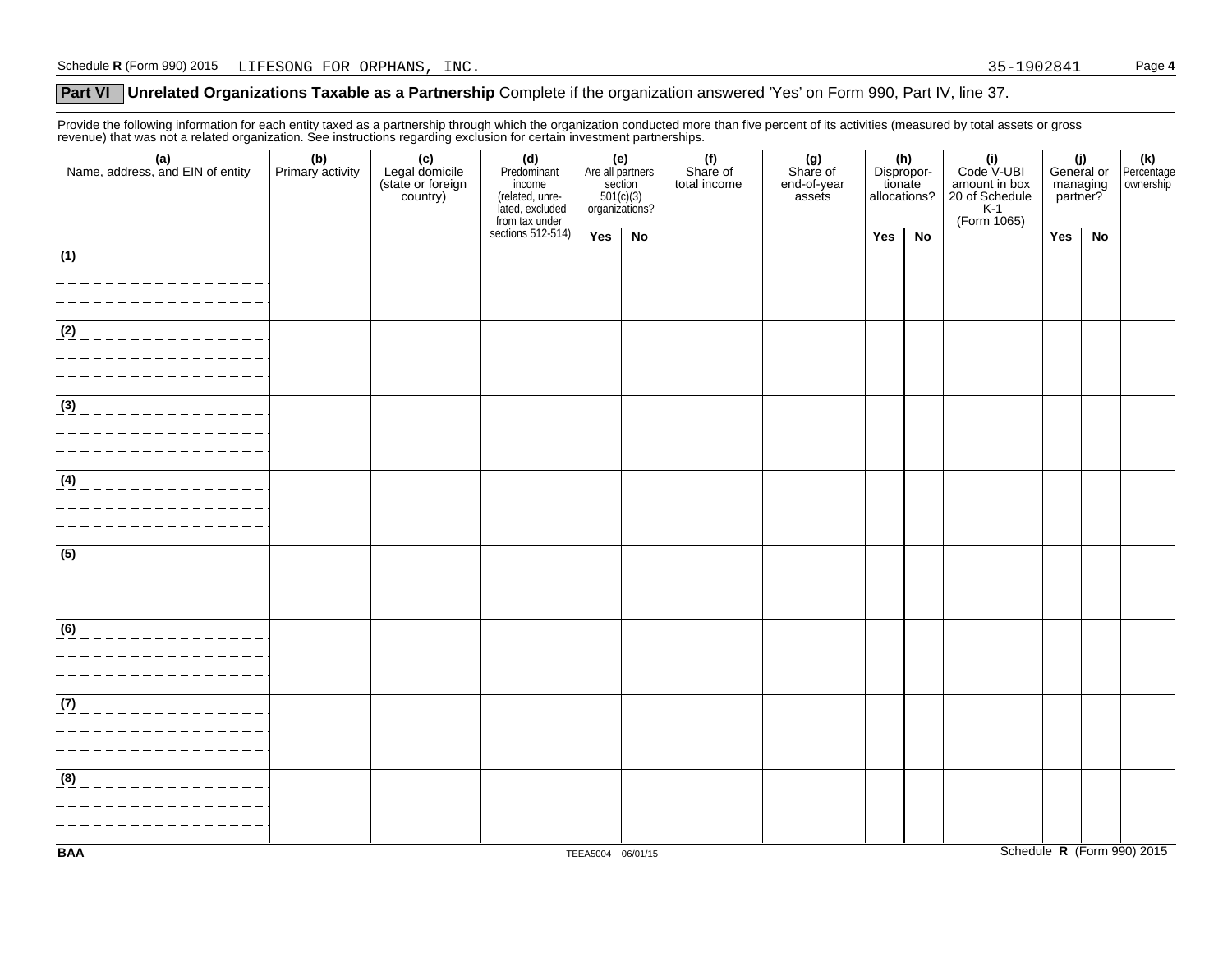Schedule R (Form 990) 2015 LIFESONG FOR ORPHANS, INC. 35-1902841 Page 4

**Part VI** **Unrelated Organizations Taxable as a Partnership** Complete if the organization answered 'Yes' on Form 990, Part IV, line 37.

Provide the following information for each entity taxed as a partnership through which the organization conducted more than five percent of its activities (measured by total assets or gross revenue) that was not a related organization. See instructions regarding exclusion for certain investment partnerships.

| (a) Name, address, and EIN of entity | (b) Primary activity | (c) Legal domicile (state or foreign country) | (d) Predominant income (related, unrelated, excluded from tax under sections 512-514) | (e) Are all partners section 501(c)(3) organizations? | | (f) Share of total income | (g) Share of end-of-year assets | (h) Disproportionate allocations? | | (i) Code V-UBI amount in box 20 of Schedule K-1 (Form 1065) | (j) General or managing partner? | | (k) Percentage ownership |
|---|---|---|---|---|---|---|---|---|---|---|---|---|---|
| | | | | Yes | No | | | Yes | No | | Yes | No | |
| (1) | | | | | | | | | | | | | |
| (2) | | | | | | | | | | | | | |
| (3) | | | | | | | | | | | | | |
| (4) | | | | | | | | | | | | | |
| (5) | | | | | | | | | | | | | |
| (6) | | | | | | | | | | | | | |
| (7) | | | | | | | | | | | | | |
| (8) | | | | | | | | | | | | | |

BAA TEEA5004 06/01/15 Schedule R (Form 990) 2015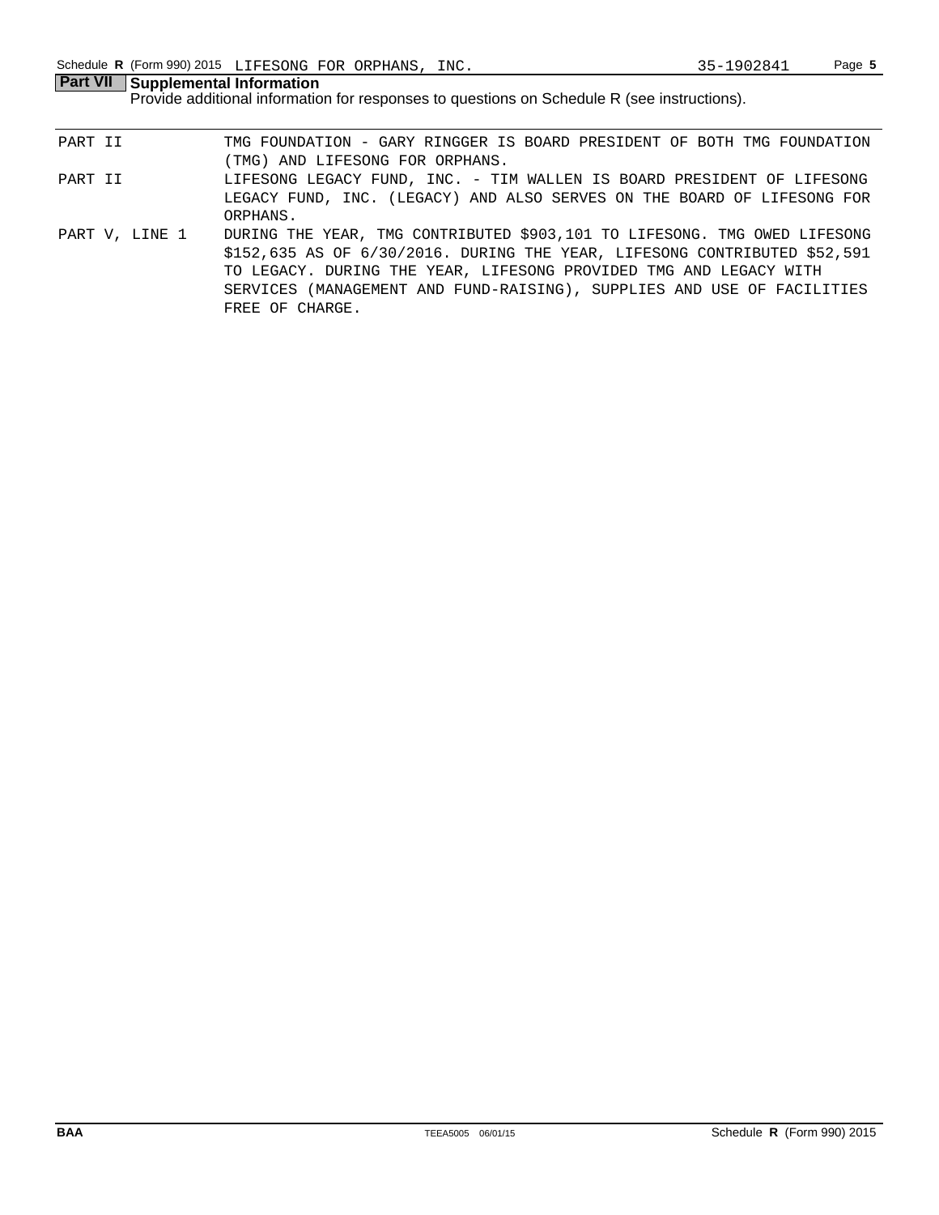## Part VII Supplemental Information

Provide additional information for responses to questions on Schedule R (see instructions).

| | |
|---|---|
| PART II | TMG FOUNDATION - GARY RINGGER IS BOARD PRESIDENT OF BOTH TMG FOUNDATION (TMG) AND LIFESONG FOR ORPHANS. |
| PART II | LIFESONG LEGACY FUND, INC. - TIM WALLEN IS BOARD PRESIDENT OF LIFESONG LEGACY FUND, INC. (LEGACY) AND ALSO SERVES ON THE BOARD OF LIFESONG FOR ORPHANS. |
| PART V, LINE 1 | DURING THE YEAR, TMG CONTRIBUTED $903,101 TO LIFESONG. TMG OWED LIFESONG $152,635 AS OF 6/30/2016. DURING THE YEAR, LIFESONG CONTRIBUTED $52,591 TO LEGACY. DURING THE YEAR, LIFESONG PROVIDED TMG AND LEGACY WITH SERVICES (MANAGEMENT AND FUND-RAISING), SUPPLIES AND USE OF FACILITIES FREE OF CHARGE. |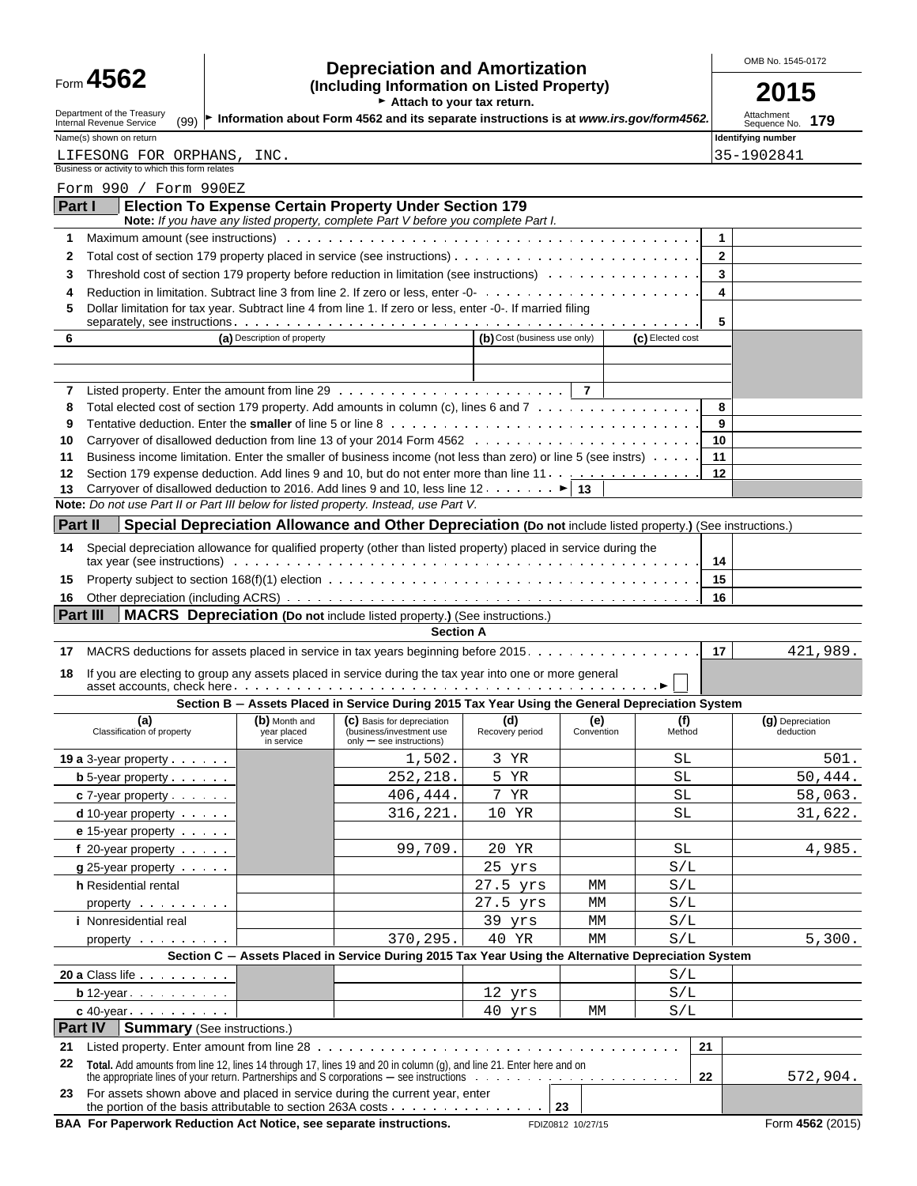Form **4562**

Department of the Treasury
Internal Revenue Service (99)

# Depreciation and Amortization

**(Including Information on Listed Property)**

► Attach to your tax return.

► Information about Form 4562 and its separate instructions is at *www.irs.gov/form4562.*

OMB No. 1545-0172

**2015**

Attachment Sequence No. **179**

Name(s) shown on return: LIFESONG FOR ORPHANS, INC.

Identifying number: 35-1902841

Business or activity to which this form relates: Form 990 / Form 990EZ

## Part I Election To Expense Certain Property Under Section 179

**Note:** *If you have any listed property, complete Part V before you complete Part I.*

| | | | |
|---|---|---|---|
| 1 | Maximum amount (see instructions) | 1 | |
| 2 | Total cost of section 179 property placed in service (see instructions) | 2 | |
| 3 | Threshold cost of section 179 property before reduction in limitation (see instructions) | 3 | |
| 4 | Reduction in limitation. Subtract line 3 from line 2. If zero or less, enter -0- | 4 | |
| 5 | Dollar limitation for tax year. Subtract line 4 from line 1. If zero or less, enter -0-. If married filing separately, see instructions | 5 | |

| 6 | (a) Description of property | (b) Cost (business use only) | (c) Elected cost |
|---|---|---|---|
| | | | |
| | | | |

| | | | |
|---|---|---|---|
| 7 | Listed property. Enter the amount from line 29 | 7 | |
| 8 | Total elected cost of section 179 property. Add amounts in column (c), lines 6 and 7 | 8 | |
| 9 | Tentative deduction. Enter the **smaller** of line 5 or line 8 | 9 | |
| 10 | Carryover of disallowed deduction from line 13 of your 2014 Form 4562 | 10 | |
| 11 | Business income limitation. Enter the smaller of business income (not less than zero) or line 5 (see instrs) | 11 | |
| 12 | Section 179 expense deduction. Add lines 9 and 10, but do not enter more than line 11 | 12 | |
| 13 | Carryover of disallowed deduction to 2016. Add lines 9 and 10, less line 12 ► | 13 | |

**Note:** *Do not use Part II or Part III below for listed property. Instead, use Part V.*

## Part II Special Depreciation Allowance and Other Depreciation (Do not include listed property.) (See instructions.)

| | | | |
|---|---|---|---|
| 14 | Special depreciation allowance for qualified property (other than listed property) placed in service during the tax year (see instructions) | 14 | |
| 15 | Property subject to section 168(f)(1) election | 15 | |
| 16 | Other depreciation (including ACRS) | 16 | |

## Part III MACRS Depreciation (Do not include listed property.) (See instructions.)

**Section A**

| | | | |
|---|---|---|---|
| 17 | MACRS deductions for assets placed in service in tax years beginning before 2015 | 17 | 421,989. |
| 18 | If you are electing to group any assets placed in service during the tax year into one or more general asset accounts, check here ► ☐ | | |

**Section B — Assets Placed in Service During 2015 Tax Year Using the General Depreciation System**

| (a) Classification of property | (b) Month and year placed in service | (c) Basis for depreciation (business/investment use only — see instructions) | (d) Recovery period | (e) Convention | (f) Method | (g) Depreciation deduction |
|---|---|---|---|---|---|---|
| 19 a 3-year property | | 1,502. | 3 YR | | SL | 501. |
| b 5-year property | | 252,218. | 5 YR | | SL | 50,444. |
| c 7-year property | | 406,444. | 7 YR | | SL | 58,063. |
| d 10-year property | | 316,221. | 10 YR | | SL | 31,622. |
| e 15-year property | | | | | | |
| f 20-year property | | 99,709. | 20 YR | | SL | 4,985. |
| g 25-year property | | | 25 yrs | | S/L | |
| h Residential rental property | | | 27.5 yrs | MM | S/L | |
| | | | 27.5 yrs | MM | S/L | |
| i Nonresidential real property | | | 39 yrs | MM | S/L | |
| | | 370,295. | 40 YR | MM | S/L | 5,300. |

**Section C — Assets Placed in Service During 2015 Tax Year Using the Alternative Depreciation System**

| (a) Classification of property | (b) Month and year placed in service | (c) Basis for depreciation | (d) Recovery period | (e) Convention | (f) Method | (g) Depreciation deduction |
|---|---|---|---|---|---|---|
| 20 a Class life | | | | | S/L | |
| b 12-year | | | 12 yrs | | S/L | |
| c 40-year | | | 40 yrs | MM | S/L | |

## Part IV Summary (See instructions.)

| | | | |
|---|---|---|---|
| 21 | Listed property. Enter amount from line 28 | 21 | |
| 22 | **Total.** Add amounts from line 12, lines 14 through 17, lines 19 and 20 in column (g), and line 21. Enter here and on the appropriate lines of your return. Partnerships and S corporations — see instructions | 22 | 572,904. |
| 23 | For assets shown above and placed in service during the current year, enter the portion of the basis attributable to section 263A costs | 23 | |

**BAA For Paperwork Reduction Act Notice, see separate instructions.** FDIZ0812 10/27/15 Form **4562** (2015)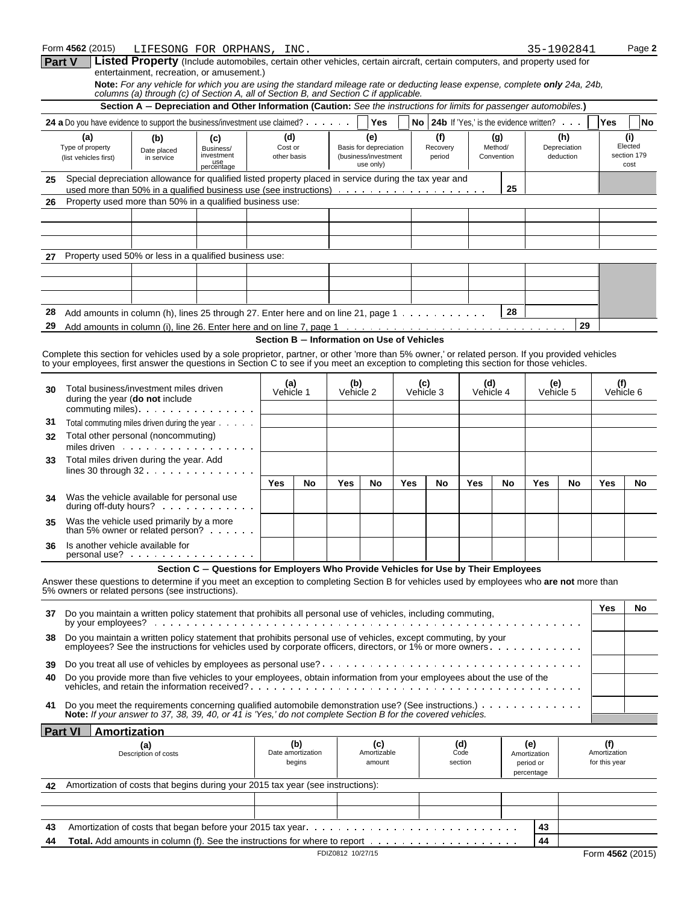Form **4562** (2015) LIFESONG FOR ORPHANS, INC. 35-1902841 Page **2**

**Part V** **Listed Property** (Include automobiles, certain other vehicles, certain aircraft, certain computers, and property used for entertainment, recreation, or amusement.)

**Note:** *For any vehicle for which you are using the standard mileage rate or deducting lease expense, complete* ***only*** *24a, 24b, columns (a) through (c) of Section A, all of Section B, and Section C if applicable.*

**Section A – Depreciation and Other Information (Caution:** *See the instructions for limits for passenger automobiles.***)**

**24 a** Do you have evidence to support the business/investment use claimed? Yes No **24b** If 'Yes,' is the evidence written? Yes No

| (a) Type of property (list vehicles first) | (b) Date placed in service | (c) Business/investment use percentage | (d) Cost or other basis | (e) Basis for depreciation (business/investment use only) | (f) Recovery period | (g) Method/Convention | (h) Depreciation deduction | (i) Elected section 179 cost |
|---|---|---|---|---|---|---|---|---|
| **25** Special depreciation allowance for qualified listed property placed in service during the tax year and used more than 50% in a qualified business use (see instructions) | | | | | | **25** | | |
| **26** Property used more than 50% in a qualified business use: | | | | | | | | |
| | | | | | | | | |
| | | | | | | | | |
| | | | | | | | | |
| **27** Property used 50% or less in a qualified business use: | | | | | | | | |
| | | | | | | | | |
| | | | | | | | | |
| | | | | | | | | |
| **28** Add amounts in column (h), lines 25 through 27. Enter here and on line 21, page 1 | | | | | | **28** | | |
| **29** Add amounts in column (i), line 26. Enter here and on line 7, page 1 | | | | | | | **29** | |

**Section B – Information on Use of Vehicles**

Complete this section for vehicles used by a sole proprietor, partner, or other 'more than 5% owner,' or related person. If you provided vehicles to your employees, first answer the questions in Section C to see if you meet an exception to completing this section for those vehicles.

| | (a) Vehicle 1 | | (b) Vehicle 2 | | (c) Vehicle 3 | | (d) Vehicle 4 | | (e) Vehicle 5 | | (f) Vehicle 6 | |
|---|---|---|---|---|---|---|---|---|---|---|---|---|
| **30** Total business/investment miles driven during the year (**do not** include commuting miles) | | | | | | | | | | | | |
| **31** Total commuting miles driven during the year | | | | | | | | | | | | |
| **32** Total other personal (noncommuting) miles driven | | | | | | | | | | | | |
| **33** Total miles driven during the year. Add lines 30 through 32 | | | | | | | | | | | | |
| | Yes | No | Yes | No | Yes | No | Yes | No | Yes | No | Yes | No |
| **34** Was the vehicle available for personal use during off-duty hours? | | | | | | | | | | | | |
| **35** Was the vehicle used primarily by a more than 5% owner or related person? | | | | | | | | | | | | |
| **36** Is another vehicle available for personal use? | | | | | | | | | | | | |

**Section C – Questions for Employers Who Provide Vehicles for Use by Their Employees**

Answer these questions to determine if you meet an exception to completing Section B for vehicles used by employees who **are not** more than 5% owners or related persons (see instructions).

| | Yes | No |
|---|---|---|
| **37** Do you maintain a written policy statement that prohibits all personal use of vehicles, including commuting, by your employees? | | |
| **38** Do you maintain a written policy statement that prohibits personal use of vehicles, except commuting, by your employees? See the instructions for vehicles used by corporate officers, directors, or 1% or more owners | | |
| **39** Do you treat all use of vehicles by employees as personal use? | | |
| **40** Do you provide more than five vehicles to your employees, obtain information from your employees about the use of the vehicles, and retain the information received? | | |
| **41** Do you meet the requirements concerning qualified automobile demonstration use? (See instructions.) | | |

**Note:** *If your answer to 37, 38, 39, 40, or 41 is 'Yes,' do not complete Section B for the covered vehicles.*

**Part VI** **Amortization**

| (a) Description of costs | (b) Date amortization begins | (c) Amortizable amount | (d) Code section | (e) Amortization period or percentage | (f) Amortization for this year |
|---|---|---|---|---|---|
| **42** Amortization of costs that begins during your 2015 tax year (see instructions): | | | | | |
| | | | | | |
| | | | | | |
| **43** Amortization of costs that began before your 2015 tax year | | | | **43** | |
| **44** **Total.** Add amounts in column (f). See the instructions for where to report | | | | **44** | |

FDIZ0812 10/27/15 Form **4562** (2015)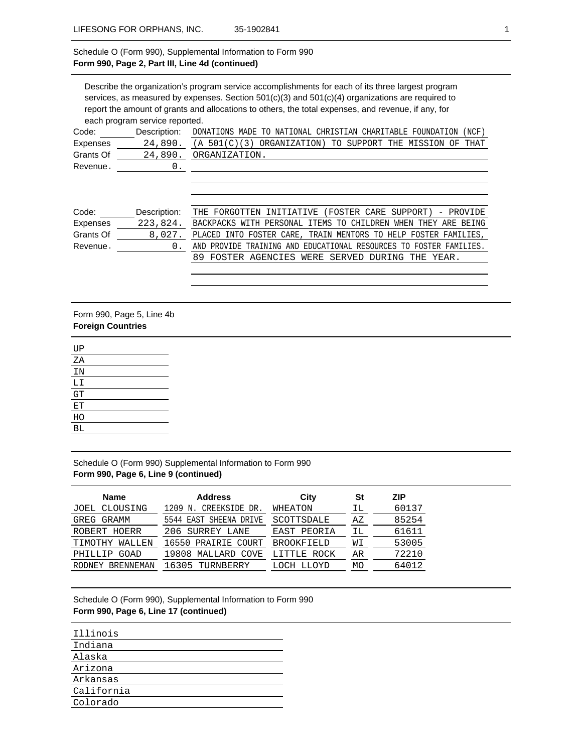Schedule O (Form 990), Supplemental Information to Form 990
**Form 990, Page 2, Part III, Line 4d (continued)**

Describe the organization's program service accomplishments for each of its three largest program services, as measured by expenses. Section 501(c)(3) and 501(c)(4) organizations are required to report the amount of grants and allocations to others, the total expenses, and revenue, if any, for each program service reported.

| | | |
|---|---|---|
| Code: | Description: | DONATIONS MADE TO NATIONAL CHRISTIAN CHARITABLE FOUNDATION (NCF) (A 501(C)(3) ORGANIZATION) TO SUPPORT THE MISSION OF THAT ORGANIZATION. |
| Expenses | 24,890. | |
| Grants Of | 24,890. | |
| Revenue. | 0. | |

| | | |
|---|---|---|
| Code: | Description: | THE FORGOTTEN INITIATIVE (FOSTER CARE SUPPORT) - PROVIDE BACKPACKS WITH PERSONAL ITEMS TO CHILDREN WHEN THEY ARE BEING PLACED INTO FOSTER CARE, TRAIN MENTORS TO HELP FOSTER FAMILIES, AND PROVIDE TRAINING AND EDUCATIONAL RESOURCES TO FOSTER FAMILIES. 89 FOSTER AGENCIES WERE SERVED DURING THE YEAR. |
| Expenses | 223,824. | |
| Grants Of | 8,027. | |
| Revenue. | 0. | |

Form 990, Page 5, Line 4b
**Foreign Countries**

UP
ZA
IN
LI
GT
ET
HO
BL

Schedule O (Form 990) Supplemental Information to Form 990
**Form 990, Page 6, Line 9 (continued)**

| Name | Address | City | St | ZIP |
|---|---|---|---|---|
| JOEL CLOUSING | 1209 N. CREEKSIDE DR. | WHEATON | IL | 60137 |
| GREG GRAMM | 5544 EAST SHEENA DRIVE | SCOTTSDALE | AZ | 85254 |
| ROBERT HOERR | 206 SURREY LANE | EAST PEORIA | IL | 61611 |
| TIMOTHY WALLEN | 16550 PRAIRIE COURT | BROOKFIELD | WI | 53005 |
| PHILLIP GOAD | 19808 MALLARD COVE | LITTLE ROCK | AR | 72210 |
| RODNEY BRENNEMAN | 16305 TURNBERRY | LOCH LLOYD | MO | 64012 |

Schedule O (Form 990), Supplemental Information to Form 990
**Form 990, Page 6, Line 17 (continued)**

Illinois
Indiana
Alaska
Arizona
Arkansas
California
Colorado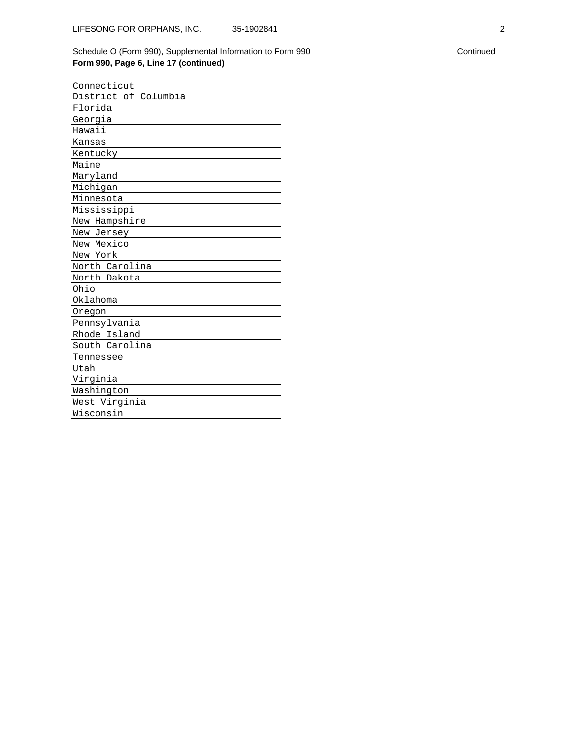Schedule O (Form 990), Supplemental Information to Form 990 Continued

**Form 990, Page 6, Line 17 (continued)**

| |
|---|
| Connecticut |
| District of Columbia |
| Florida |
| Georgia |
| Hawaii |
| Kansas |
| Kentucky |
| Maine |
| Maryland |
| Michigan |
| Minnesota |
| Mississippi |
| New Hampshire |
| New Jersey |
| New Mexico |
| New York |
| North Carolina |
| North Dakota |
| Ohio |
| Oklahoma |
| Oregon |
| Pennsylvania |
| Rhode Island |
| South Carolina |
| Tennessee |
| Utah |
| Virginia |
| Washington |
| West Virginia |
| Wisconsin |